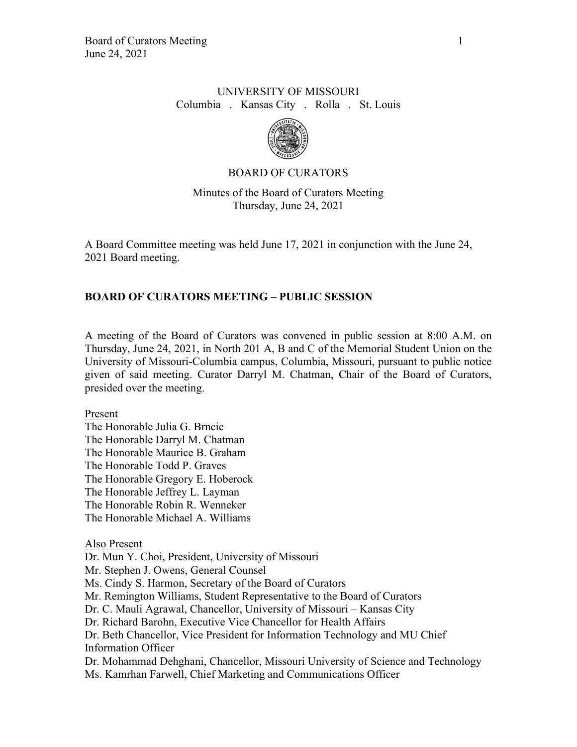UNIVERSITY OF MISSOURI
Columbia . Kansas City . Rolla . St. Louis

BOARD OF CURATORS

Minutes of the Board of Curators Meeting
Thursday, June 24, 2021

A Board Committee meeting was held June 17, 2021 in conjunction with the June 24, 2021 Board meeting.

## BOARD OF CURATORS MEETING – PUBLIC SESSION

A meeting of the Board of Curators was convened in public session at 8:00 A.M. on Thursday, June 24, 2021, in North 201 A, B and C of the Memorial Student Union on the University of Missouri-Columbia campus, Columbia, Missouri, pursuant to public notice given of said meeting. Curator Darryl M. Chatman, Chair of the Board of Curators, presided over the meeting.

Present
The Honorable Julia G. Brncic
The Honorable Darryl M. Chatman
The Honorable Maurice B. Graham
The Honorable Todd P. Graves
The Honorable Gregory E. Hoberock
The Honorable Jeffrey L. Layman
The Honorable Robin R. Wenneker
The Honorable Michael A. Williams

Also Present
Dr. Mun Y. Choi, President, University of Missouri
Mr. Stephen J. Owens, General Counsel
Ms. Cindy S. Harmon, Secretary of the Board of Curators
Mr. Remington Williams, Student Representative to the Board of Curators
Dr. C. Mauli Agrawal, Chancellor, University of Missouri – Kansas City
Dr. Richard Barohn, Executive Vice Chancellor for Health Affairs
Dr. Beth Chancellor, Vice President for Information Technology and MU Chief Information Officer
Dr. Mohammad Dehghani, Chancellor, Missouri University of Science and Technology
Ms. Kamrhan Farwell, Chief Marketing and Communications Officer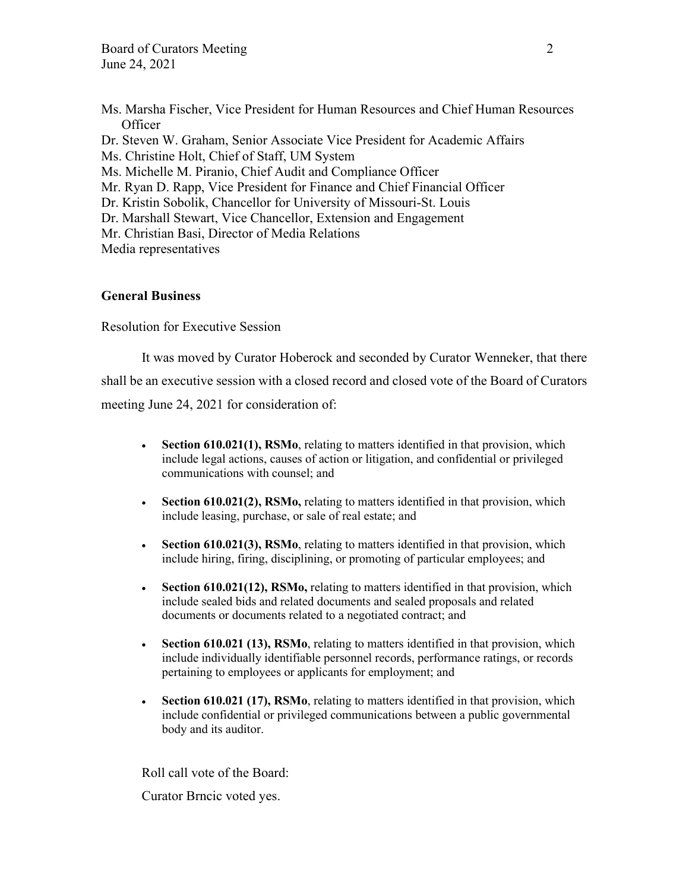Ms. Marsha Fischer, Vice President for Human Resources and Chief Human Resources Officer
Dr. Steven W. Graham, Senior Associate Vice President for Academic Affairs
Ms. Christine Holt, Chief of Staff, UM System
Ms. Michelle M. Piranio, Chief Audit and Compliance Officer
Mr. Ryan D. Rapp, Vice President for Finance and Chief Financial Officer
Dr. Kristin Sobolik, Chancellor for University of Missouri-St. Louis
Dr. Marshall Stewart, Vice Chancellor, Extension and Engagement
Mr. Christian Basi, Director of Media Relations
Media representatives

**General Business**

Resolution for Executive Session

It was moved by Curator Hoberock and seconded by Curator Wenneker, that there shall be an executive session with a closed record and closed vote of the Board of Curators meeting June 24, 2021 for consideration of:

- **Section 610.021(1), RSMo**, relating to matters identified in that provision, which include legal actions, causes of action or litigation, and confidential or privileged communications with counsel; and
- **Section 610.021(2), RSMo,** relating to matters identified in that provision, which include leasing, purchase, or sale of real estate; and
- **Section 610.021(3), RSMo**, relating to matters identified in that provision, which include hiring, firing, disciplining, or promoting of particular employees; and
- **Section 610.021(12), RSMo,** relating to matters identified in that provision, which include sealed bids and related documents and sealed proposals and related documents or documents related to a negotiated contract; and
- **Section 610.021 (13), RSMo**, relating to matters identified in that provision, which include individually identifiable personnel records, performance ratings, or records pertaining to employees or applicants for employment; and
- **Section 610.021 (17), RSMo**, relating to matters identified in that provision, which include confidential or privileged communications between a public governmental body and its auditor.

Roll call vote of the Board:

Curator Brncic voted yes.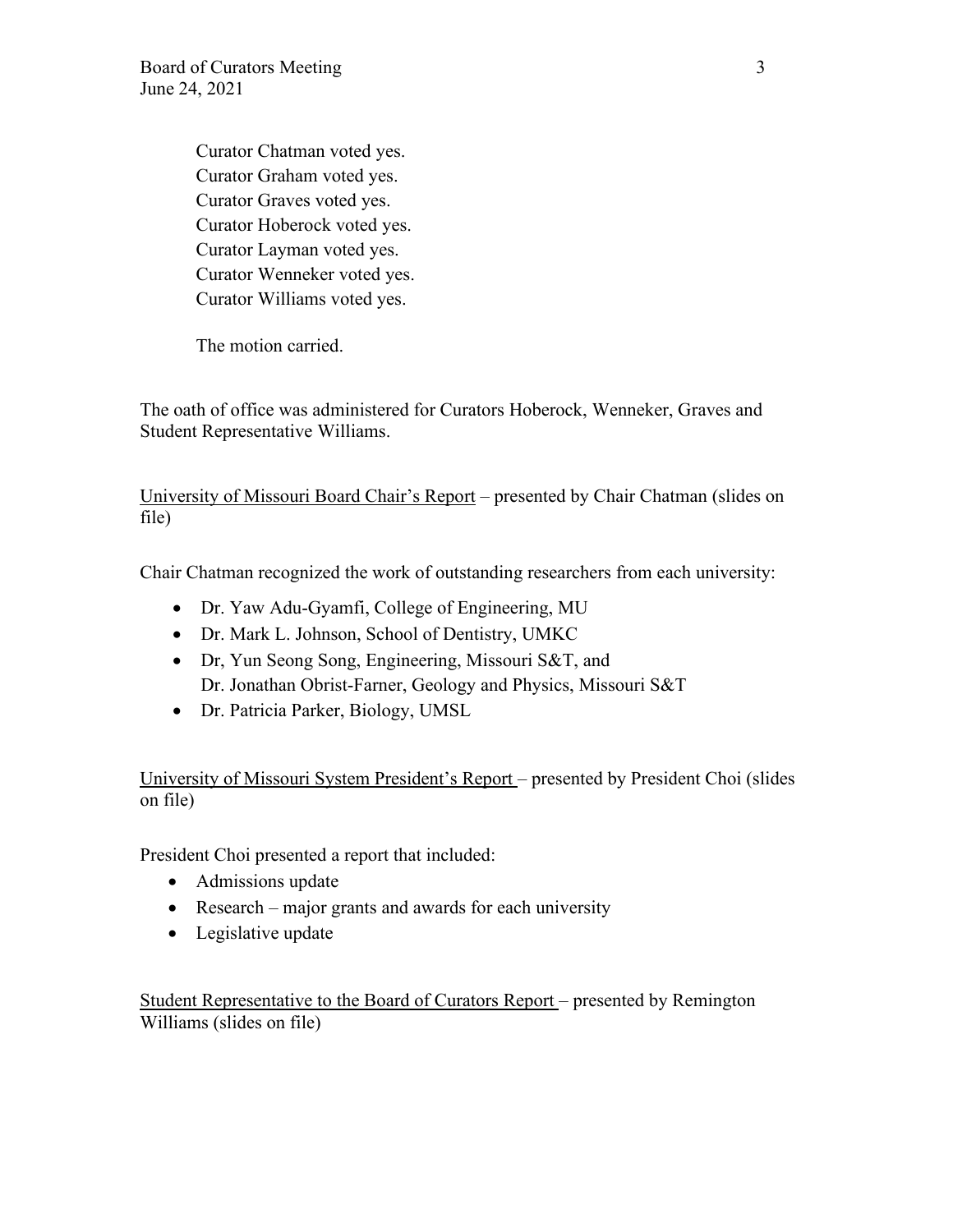Curator Chatman voted yes.
Curator Graham voted yes.
Curator Graves voted yes.
Curator Hoberock voted yes.
Curator Layman voted yes.
Curator Wenneker voted yes.
Curator Williams voted yes.

The motion carried.

The oath of office was administered for Curators Hoberock, Wenneker, Graves and Student Representative Williams.

<u>University of Missouri Board Chair's Report</u> – presented by Chair Chatman (slides on file)

Chair Chatman recognized the work of outstanding researchers from each university:

- Dr. Yaw Adu-Gyamfi, College of Engineering, MU
- Dr. Mark L. Johnson, School of Dentistry, UMKC
- Dr, Yun Seong Song, Engineering, Missouri S&T, and
  Dr. Jonathan Obrist-Farner, Geology and Physics, Missouri S&T
- Dr. Patricia Parker, Biology, UMSL

<u>University of Missouri System President's Report</u> – presented by President Choi (slides on file)

President Choi presented a report that included:

- Admissions update
- Research – major grants and awards for each university
- Legislative update

<u>Student Representative to the Board of Curators Report</u> – presented by Remington Williams (slides on file)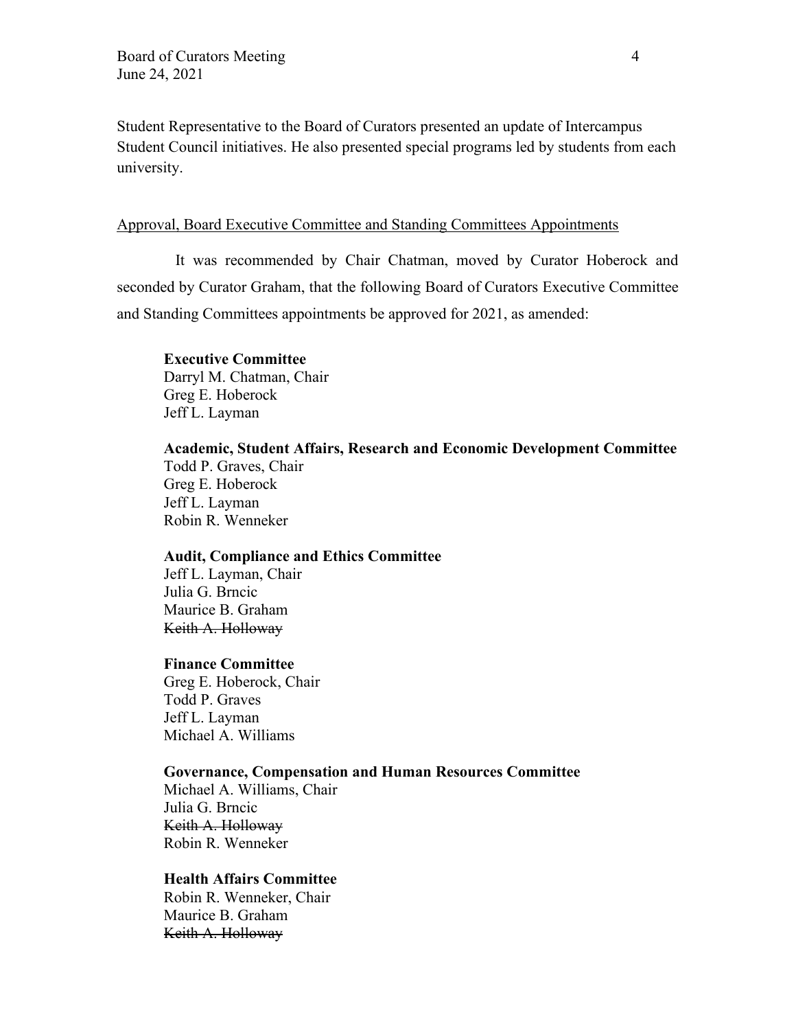Student Representative to the Board of Curators presented an update of Intercampus Student Council initiatives. He also presented special programs led by students from each university.

Approval, Board Executive Committee and Standing Committees Appointments

It was recommended by Chair Chatman, moved by Curator Hoberock and seconded by Curator Graham, that the following Board of Curators Executive Committee and Standing Committees appointments be approved for 2021, as amended:

**Executive Committee**
Darryl M. Chatman, Chair
Greg E. Hoberock
Jeff L. Layman

**Academic, Student Affairs, Research and Economic Development Committee**
Todd P. Graves, Chair
Greg E. Hoberock
Jeff L. Layman
Robin R. Wenneker

**Audit, Compliance and Ethics Committee**
Jeff L. Layman, Chair
Julia G. Brncic
Maurice B. Graham
~~Keith A. Holloway~~

**Finance Committee**
Greg E. Hoberock, Chair
Todd P. Graves
Jeff L. Layman
Michael A. Williams

**Governance, Compensation and Human Resources Committee**
Michael A. Williams, Chair
Julia G. Brncic
~~Keith A. Holloway~~
Robin R. Wenneker

**Health Affairs Committee**
Robin R. Wenneker, Chair
Maurice B. Graham
~~Keith A. Holloway~~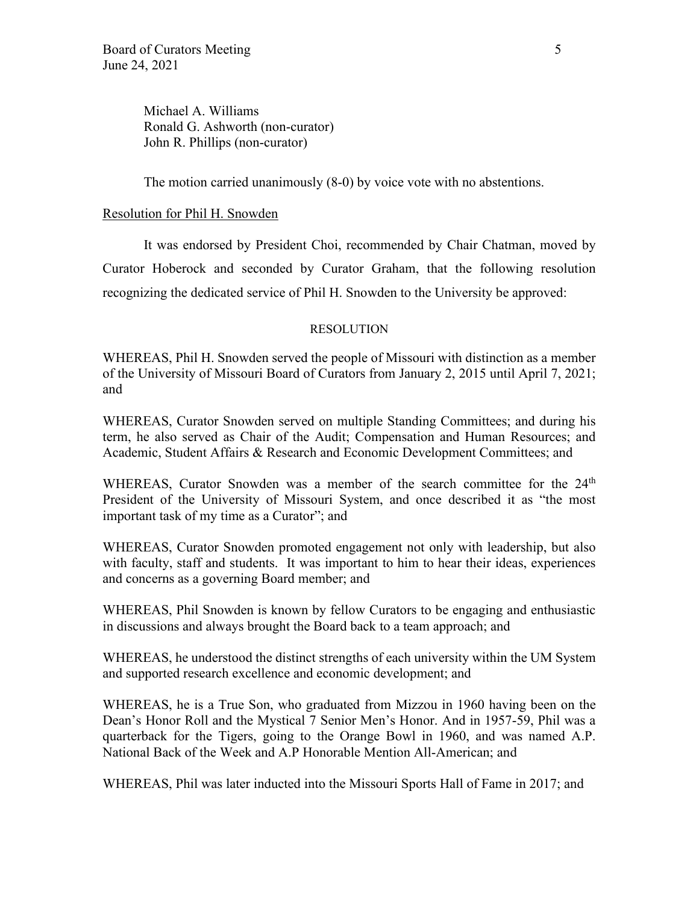Michael A. Williams
Ronald G. Ashworth (non-curator)
John R. Phillips (non-curator)

The motion carried unanimously (8-0) by voice vote with no abstentions.

Resolution for Phil H. Snowden

It was endorsed by President Choi, recommended by Chair Chatman, moved by Curator Hoberock and seconded by Curator Graham, that the following resolution recognizing the dedicated service of Phil H. Snowden to the University be approved:

RESOLUTION

WHEREAS, Phil H. Snowden served the people of Missouri with distinction as a member of the University of Missouri Board of Curators from January 2, 2015 until April 7, 2021; and

WHEREAS, Curator Snowden served on multiple Standing Committees; and during his term, he also served as Chair of the Audit; Compensation and Human Resources; and Academic, Student Affairs & Research and Economic Development Committees; and

WHEREAS, Curator Snowden was a member of the search committee for the 24th President of the University of Missouri System, and once described it as "the most important task of my time as a Curator"; and

WHEREAS, Curator Snowden promoted engagement not only with leadership, but also with faculty, staff and students. It was important to him to hear their ideas, experiences and concerns as a governing Board member; and

WHEREAS, Phil Snowden is known by fellow Curators to be engaging and enthusiastic in discussions and always brought the Board back to a team approach; and

WHEREAS, he understood the distinct strengths of each university within the UM System and supported research excellence and economic development; and

WHEREAS, he is a True Son, who graduated from Mizzou in 1960 having been on the Dean's Honor Roll and the Mystical 7 Senior Men's Honor. And in 1957-59, Phil was a quarterback for the Tigers, going to the Orange Bowl in 1960, and was named A.P. National Back of the Week and A.P Honorable Mention All-American; and

WHEREAS, Phil was later inducted into the Missouri Sports Hall of Fame in 2017; and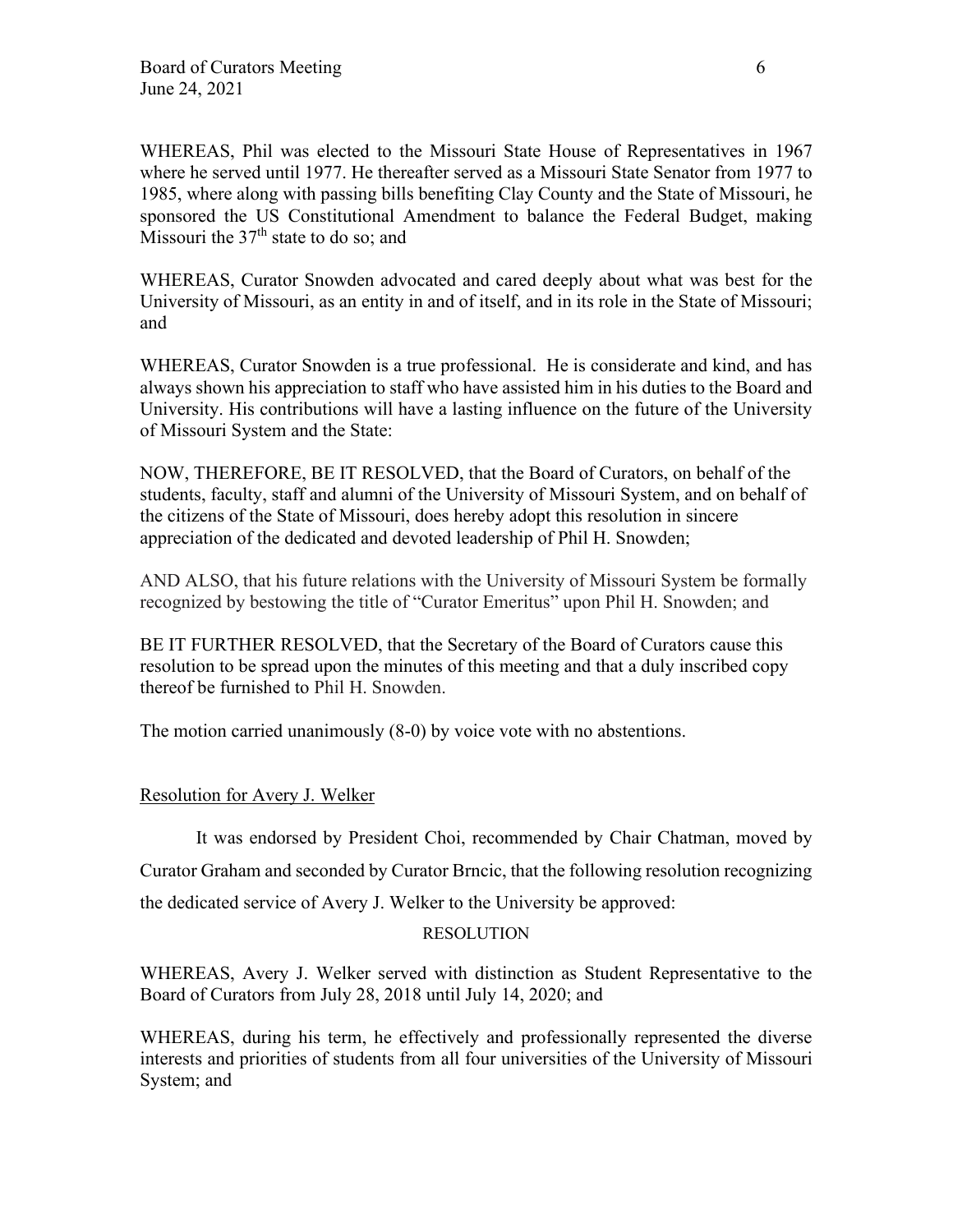WHEREAS, Phil was elected to the Missouri State House of Representatives in 1967 where he served until 1977. He thereafter served as a Missouri State Senator from 1977 to 1985, where along with passing bills benefiting Clay County and the State of Missouri, he sponsored the US Constitutional Amendment to balance the Federal Budget, making Missouri the 37th state to do so; and

WHEREAS, Curator Snowden advocated and cared deeply about what was best for the University of Missouri, as an entity in and of itself, and in its role in the State of Missouri; and

WHEREAS, Curator Snowden is a true professional. He is considerate and kind, and has always shown his appreciation to staff who have assisted him in his duties to the Board and University. His contributions will have a lasting influence on the future of the University of Missouri System and the State:

NOW, THEREFORE, BE IT RESOLVED, that the Board of Curators, on behalf of the students, faculty, staff and alumni of the University of Missouri System, and on behalf of the citizens of the State of Missouri, does hereby adopt this resolution in sincere appreciation of the dedicated and devoted leadership of Phil H. Snowden;

AND ALSO, that his future relations with the University of Missouri System be formally recognized by bestowing the title of "Curator Emeritus" upon Phil H. Snowden; and

BE IT FURTHER RESOLVED, that the Secretary of the Board of Curators cause this resolution to be spread upon the minutes of this meeting and that a duly inscribed copy thereof be furnished to Phil H. Snowden.

The motion carried unanimously (8-0) by voice vote with no abstentions.

Resolution for Avery J. Welker

It was endorsed by President Choi, recommended by Chair Chatman, moved by Curator Graham and seconded by Curator Brncic, that the following resolution recognizing the dedicated service of Avery J. Welker to the University be approved:

RESOLUTION

WHEREAS, Avery J. Welker served with distinction as Student Representative to the Board of Curators from July 28, 2018 until July 14, 2020; and

WHEREAS, during his term, he effectively and professionally represented the diverse interests and priorities of students from all four universities of the University of Missouri System; and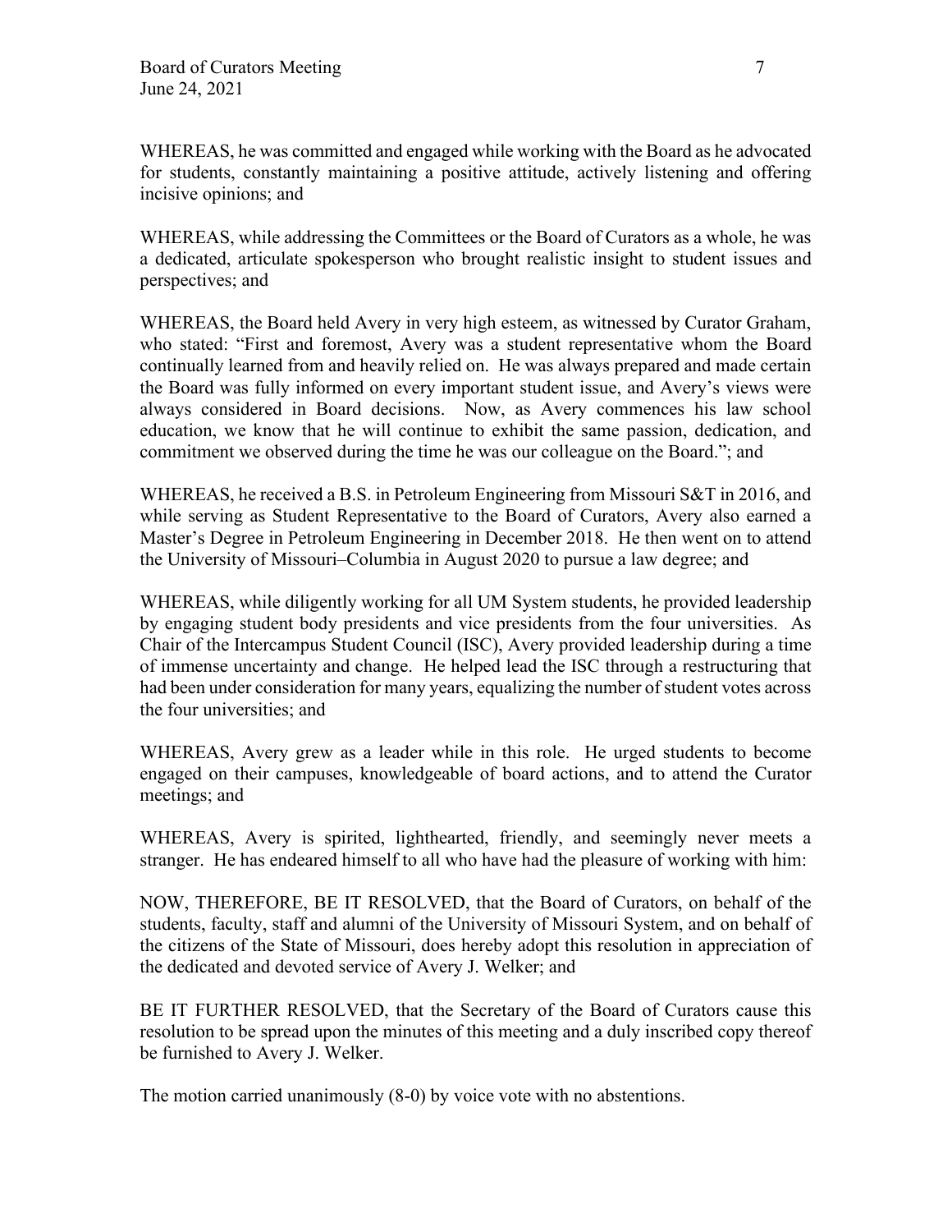WHEREAS, he was committed and engaged while working with the Board as he advocated for students, constantly maintaining a positive attitude, actively listening and offering incisive opinions; and

WHEREAS, while addressing the Committees or the Board of Curators as a whole, he was a dedicated, articulate spokesperson who brought realistic insight to student issues and perspectives; and

WHEREAS, the Board held Avery in very high esteem, as witnessed by Curator Graham, who stated: "First and foremost, Avery was a student representative whom the Board continually learned from and heavily relied on. He was always prepared and made certain the Board was fully informed on every important student issue, and Avery's views were always considered in Board decisions. Now, as Avery commences his law school education, we know that he will continue to exhibit the same passion, dedication, and commitment we observed during the time he was our colleague on the Board."; and

WHEREAS, he received a B.S. in Petroleum Engineering from Missouri S&T in 2016, and while serving as Student Representative to the Board of Curators, Avery also earned a Master's Degree in Petroleum Engineering in December 2018. He then went on to attend the University of Missouri–Columbia in August 2020 to pursue a law degree; and

WHEREAS, while diligently working for all UM System students, he provided leadership by engaging student body presidents and vice presidents from the four universities. As Chair of the Intercampus Student Council (ISC), Avery provided leadership during a time of immense uncertainty and change. He helped lead the ISC through a restructuring that had been under consideration for many years, equalizing the number of student votes across the four universities; and

WHEREAS, Avery grew as a leader while in this role. He urged students to become engaged on their campuses, knowledgeable of board actions, and to attend the Curator meetings; and

WHEREAS, Avery is spirited, lighthearted, friendly, and seemingly never meets a stranger. He has endeared himself to all who have had the pleasure of working with him:

NOW, THEREFORE, BE IT RESOLVED, that the Board of Curators, on behalf of the students, faculty, staff and alumni of the University of Missouri System, and on behalf of the citizens of the State of Missouri, does hereby adopt this resolution in appreciation of the dedicated and devoted service of Avery J. Welker; and

BE IT FURTHER RESOLVED, that the Secretary of the Board of Curators cause this resolution to be spread upon the minutes of this meeting and a duly inscribed copy thereof be furnished to Avery J. Welker.

The motion carried unanimously (8-0) by voice vote with no abstentions.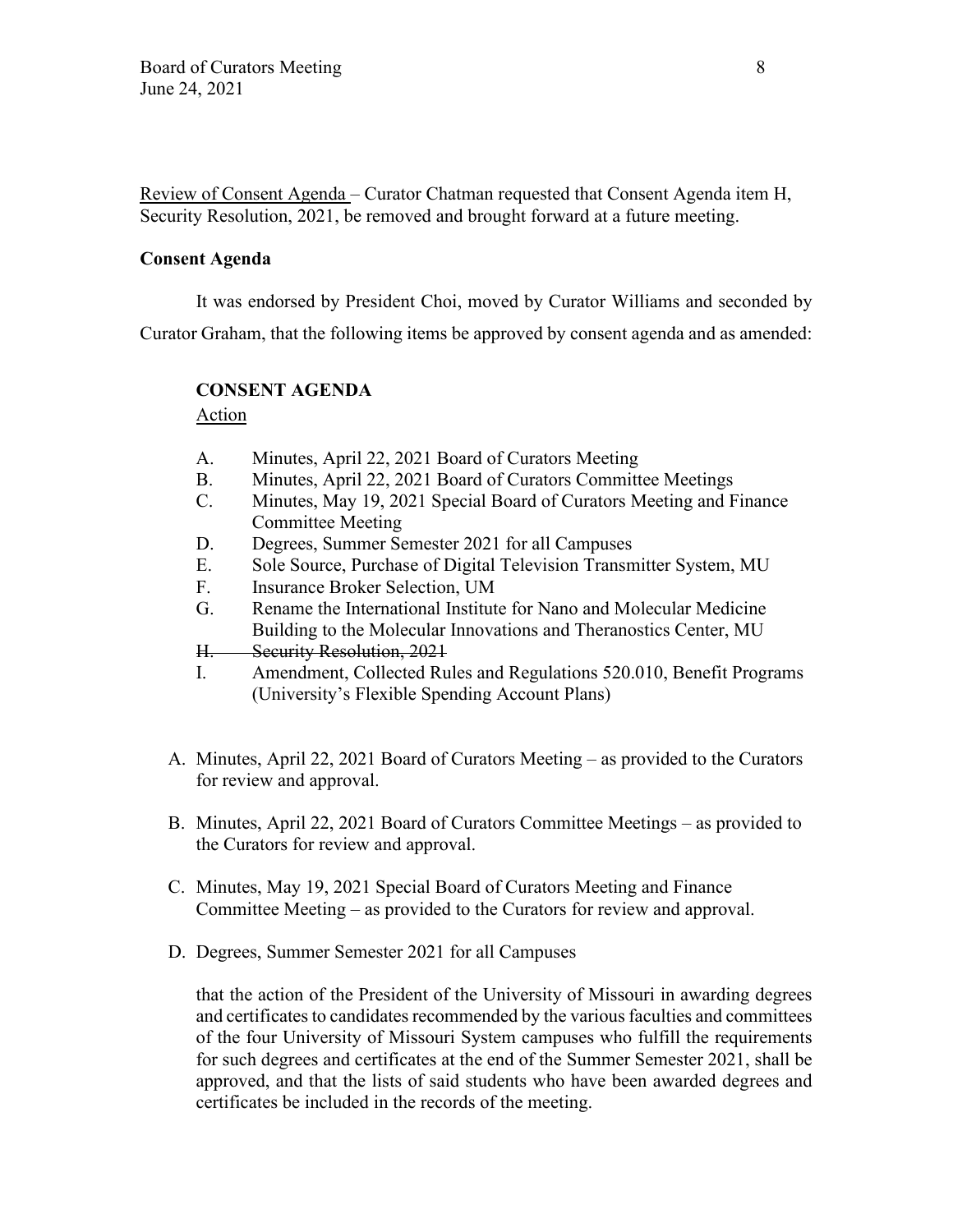Review of Consent Agenda – Curator Chatman requested that Consent Agenda item H, Security Resolution, 2021, be removed and brought forward at a future meeting.

**Consent Agenda**

It was endorsed by President Choi, moved by Curator Williams and seconded by Curator Graham, that the following items be approved by consent agenda and as amended:

**CONSENT AGENDA**

Action

A. Minutes, April 22, 2021 Board of Curators Meeting
B. Minutes, April 22, 2021 Board of Curators Committee Meetings
C. Minutes, May 19, 2021 Special Board of Curators Meeting and Finance Committee Meeting
D. Degrees, Summer Semester 2021 for all Campuses
E. Sole Source, Purchase of Digital Television Transmitter System, MU
F. Insurance Broker Selection, UM
G. Rename the International Institute for Nano and Molecular Medicine Building to the Molecular Innovations and Theranostics Center, MU
~~H. Security Resolution, 2021~~
I. Amendment, Collected Rules and Regulations 520.010, Benefit Programs (University's Flexible Spending Account Plans)

A. Minutes, April 22, 2021 Board of Curators Meeting – as provided to the Curators for review and approval.

B. Minutes, April 22, 2021 Board of Curators Committee Meetings – as provided to the Curators for review and approval.

C. Minutes, May 19, 2021 Special Board of Curators Meeting and Finance Committee Meeting – as provided to the Curators for review and approval.

D. Degrees, Summer Semester 2021 for all Campuses

that the action of the President of the University of Missouri in awarding degrees and certificates to candidates recommended by the various faculties and committees of the four University of Missouri System campuses who fulfill the requirements for such degrees and certificates at the end of the Summer Semester 2021, shall be approved, and that the lists of said students who have been awarded degrees and certificates be included in the records of the meeting.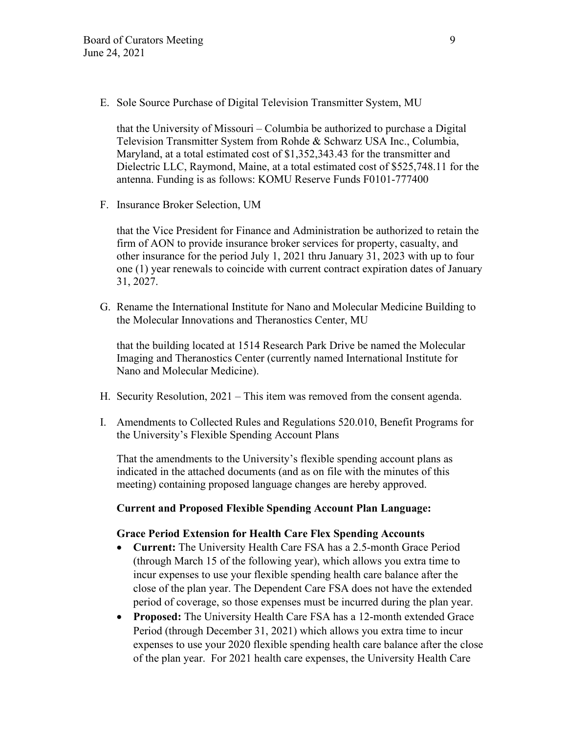E. Sole Source Purchase of Digital Television Transmitter System, MU

that the University of Missouri – Columbia be authorized to purchase a Digital Television Transmitter System from Rohde & Schwarz USA Inc., Columbia, Maryland, at a total estimated cost of $1,352,343.43 for the transmitter and Dielectric LLC, Raymond, Maine, at a total estimated cost of $525,748.11 for the antenna. Funding is as follows: KOMU Reserve Funds F0101-777400

F. Insurance Broker Selection, UM

that the Vice President for Finance and Administration be authorized to retain the firm of AON to provide insurance broker services for property, casualty, and other insurance for the period July 1, 2021 thru January 31, 2023 with up to four one (1) year renewals to coincide with current contract expiration dates of January 31, 2027.

G. Rename the International Institute for Nano and Molecular Medicine Building to the Molecular Innovations and Theranostics Center, MU

that the building located at 1514 Research Park Drive be named the Molecular Imaging and Theranostics Center (currently named International Institute for Nano and Molecular Medicine).

H. Security Resolution, 2021 – This item was removed from the consent agenda.

I. Amendments to Collected Rules and Regulations 520.010, Benefit Programs for the University's Flexible Spending Account Plans

That the amendments to the University's flexible spending account plans as indicated in the attached documents (and as on file with the minutes of this meeting) containing proposed language changes are hereby approved.

**Current and Proposed Flexible Spending Account Plan Language:**

**Grace Period Extension for Health Care Flex Spending Accounts**

- **Current:** The University Health Care FSA has a 2.5-month Grace Period (through March 15 of the following year), which allows you extra time to incur expenses to use your flexible spending health care balance after the close of the plan year. The Dependent Care FSA does not have the extended period of coverage, so those expenses must be incurred during the plan year.
- **Proposed:** The University Health Care FSA has a 12-month extended Grace Period (through December 31, 2021) which allows you extra time to incur expenses to use your 2020 flexible spending health care balance after the close of the plan year. For 2021 health care expenses, the University Health Care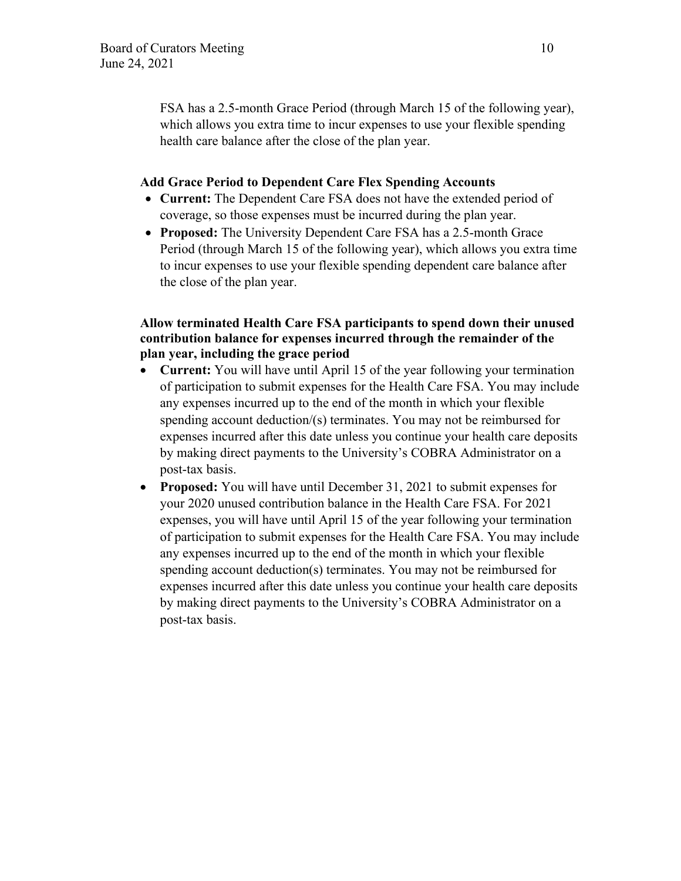FSA has a 2.5-month Grace Period (through March 15 of the following year), which allows you extra time to incur expenses to use your flexible spending health care balance after the close of the plan year.

**Add Grace Period to Dependent Care Flex Spending Accounts**

- **Current:** The Dependent Care FSA does not have the extended period of coverage, so those expenses must be incurred during the plan year.
- **Proposed:** The University Dependent Care FSA has a 2.5-month Grace Period (through March 15 of the following year), which allows you extra time to incur expenses to use your flexible spending dependent care balance after the close of the plan year.

**Allow terminated Health Care FSA participants to spend down their unused contribution balance for expenses incurred through the remainder of the plan year, including the grace period**

- **Current:** You will have until April 15 of the year following your termination of participation to submit expenses for the Health Care FSA. You may include any expenses incurred up to the end of the month in which your flexible spending account deduction/(s) terminates. You may not be reimbursed for expenses incurred after this date unless you continue your health care deposits by making direct payments to the University's COBRA Administrator on a post-tax basis.
- **Proposed:** You will have until December 31, 2021 to submit expenses for your 2020 unused contribution balance in the Health Care FSA. For 2021 expenses, you will have until April 15 of the year following your termination of participation to submit expenses for the Health Care FSA. You may include any expenses incurred up to the end of the month in which your flexible spending account deduction(s) terminates. You may not be reimbursed for expenses incurred after this date unless you continue your health care deposits by making direct payments to the University's COBRA Administrator on a post-tax basis.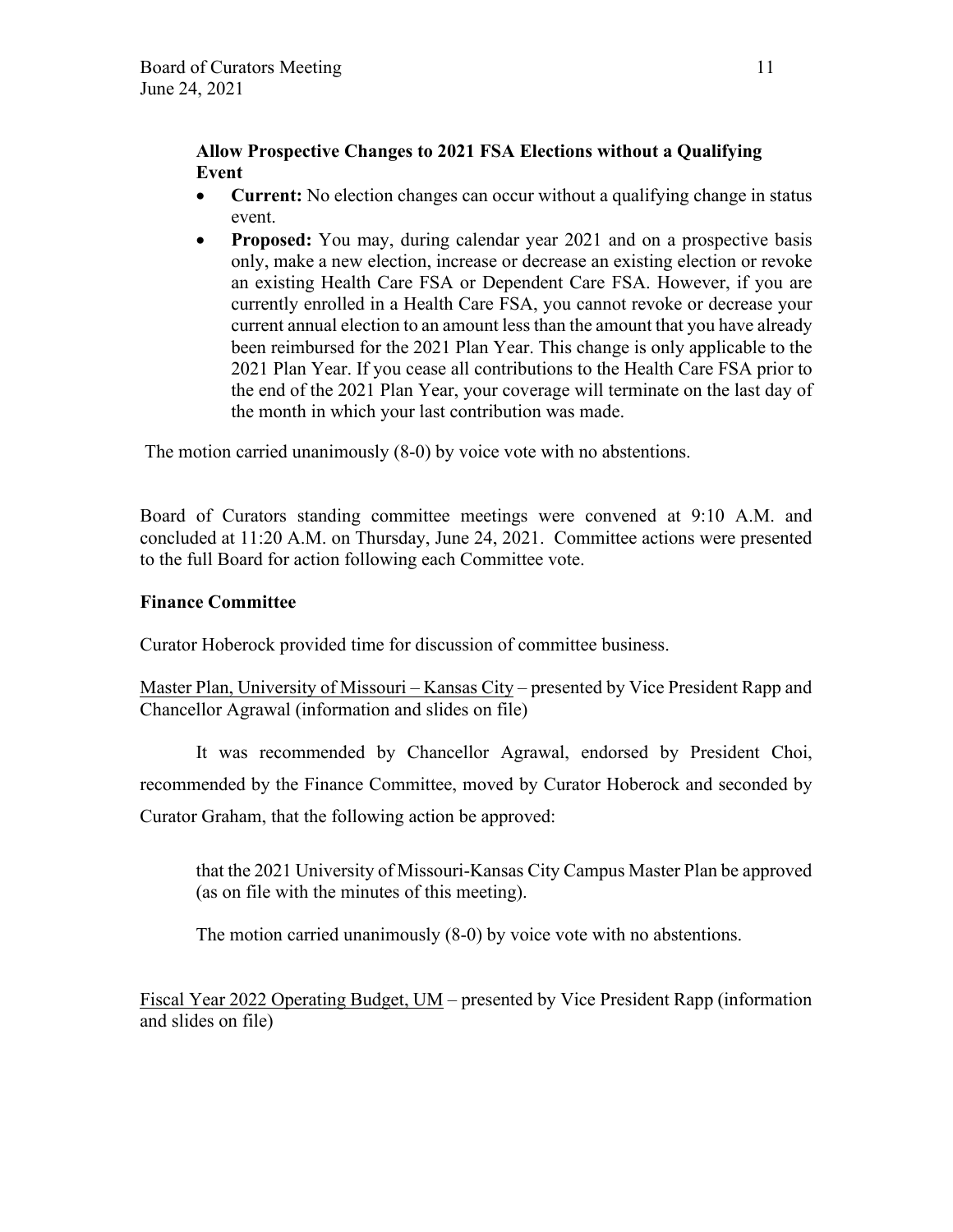**Allow Prospective Changes to 2021 FSA Elections without a Qualifying Event**

- **Current:** No election changes can occur without a qualifying change in status event.
- **Proposed:** You may, during calendar year 2021 and on a prospective basis only, make a new election, increase or decrease an existing election or revoke an existing Health Care FSA or Dependent Care FSA. However, if you are currently enrolled in a Health Care FSA, you cannot revoke or decrease your current annual election to an amount less than the amount that you have already been reimbursed for the 2021 Plan Year. This change is only applicable to the 2021 Plan Year. If you cease all contributions to the Health Care FSA prior to the end of the 2021 Plan Year, your coverage will terminate on the last day of the month in which your last contribution was made.

The motion carried unanimously (8-0) by voice vote with no abstentions.

Board of Curators standing committee meetings were convened at 9:10 A.M. and concluded at 11:20 A.M. on Thursday, June 24, 2021. Committee actions were presented to the full Board for action following each Committee vote.

**Finance Committee**

Curator Hoberock provided time for discussion of committee business.

Master Plan, University of Missouri – Kansas City – presented by Vice President Rapp and Chancellor Agrawal (information and slides on file)

It was recommended by Chancellor Agrawal, endorsed by President Choi, recommended by the Finance Committee, moved by Curator Hoberock and seconded by Curator Graham, that the following action be approved:

> that the 2021 University of Missouri-Kansas City Campus Master Plan be approved (as on file with the minutes of this meeting).
>
> The motion carried unanimously (8-0) by voice vote with no abstentions.

Fiscal Year 2022 Operating Budget, UM – presented by Vice President Rapp (information and slides on file)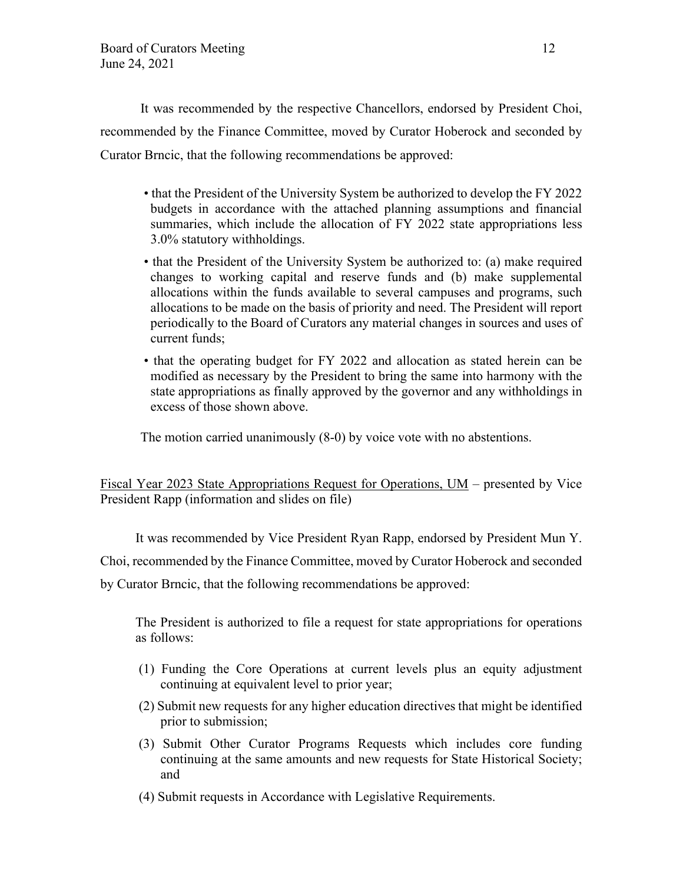It was recommended by the respective Chancellors, endorsed by President Choi, recommended by the Finance Committee, moved by Curator Hoberock and seconded by Curator Brncic, that the following recommendations be approved:

- that the President of the University System be authorized to develop the FY 2022 budgets in accordance with the attached planning assumptions and financial summaries, which include the allocation of FY 2022 state appropriations less 3.0% statutory withholdings.
- that the President of the University System be authorized to: (a) make required changes to working capital and reserve funds and (b) make supplemental allocations within the funds available to several campuses and programs, such allocations to be made on the basis of priority and need. The President will report periodically to the Board of Curators any material changes in sources and uses of current funds;
- that the operating budget for FY 2022 and allocation as stated herein can be modified as necessary by the President to bring the same into harmony with the state appropriations as finally approved by the governor and any withholdings in excess of those shown above.

The motion carried unanimously (8-0) by voice vote with no abstentions.

Fiscal Year 2023 State Appropriations Request for Operations, UM – presented by Vice President Rapp (information and slides on file)

It was recommended by Vice President Ryan Rapp, endorsed by President Mun Y. Choi, recommended by the Finance Committee, moved by Curator Hoberock and seconded by Curator Brncic, that the following recommendations be approved:

The President is authorized to file a request for state appropriations for operations as follows:

(1) Funding the Core Operations at current levels plus an equity adjustment continuing at equivalent level to prior year;

(2) Submit new requests for any higher education directives that might be identified prior to submission;

(3) Submit Other Curator Programs Requests which includes core funding continuing at the same amounts and new requests for State Historical Society; and

(4) Submit requests in Accordance with Legislative Requirements.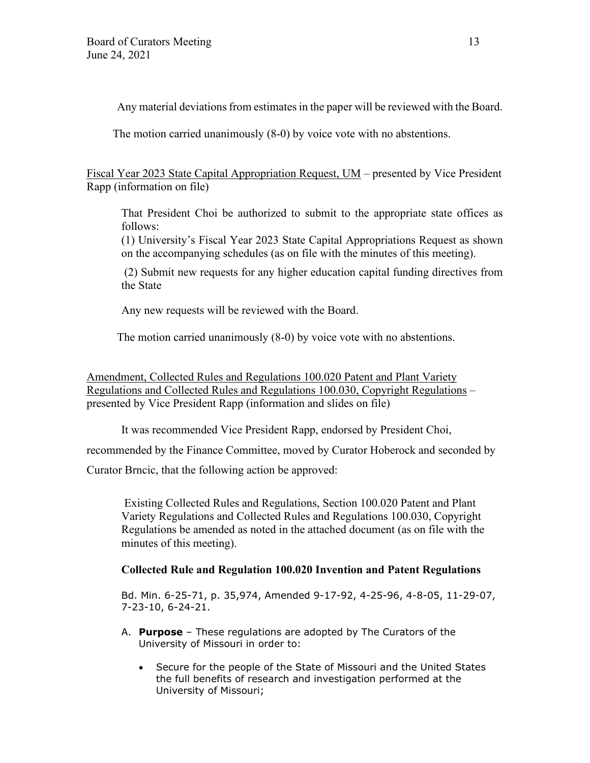Any material deviations from estimates in the paper will be reviewed with the Board.

The motion carried unanimously (8-0) by voice vote with no abstentions.

Fiscal Year 2023 State Capital Appropriation Request, UM – presented by Vice President Rapp (information on file)

> That President Choi be authorized to submit to the appropriate state offices as follows:
>
> (1) University's Fiscal Year 2023 State Capital Appropriations Request as shown on the accompanying schedules (as on file with the minutes of this meeting).
>
> (2) Submit new requests for any higher education capital funding directives from the State
>
> Any new requests will be reviewed with the Board.

The motion carried unanimously (8-0) by voice vote with no abstentions.

Amendment, Collected Rules and Regulations 100.020 Patent and Plant Variety Regulations and Collected Rules and Regulations 100.030, Copyright Regulations – presented by Vice President Rapp (information and slides on file)

It was recommended Vice President Rapp, endorsed by President Choi, recommended by the Finance Committee, moved by Curator Hoberock and seconded by Curator Brncic, that the following action be approved:

> Existing Collected Rules and Regulations, Section 100.020 Patent and Plant Variety Regulations and Collected Rules and Regulations 100.030, Copyright Regulations be amended as noted in the attached document (as on file with the minutes of this meeting).

**Collected Rule and Regulation 100.020 Invention and Patent Regulations**

Bd. Min. 6-25-71, p. 35,974, Amended 9-17-92, 4-25-96, 4-8-05, 11-29-07, 7-23-10, 6-24-21.

A. **Purpose** – These regulations are adopted by The Curators of the University of Missouri in order to:

- Secure for the people of the State of Missouri and the United States the full benefits of research and investigation performed at the University of Missouri;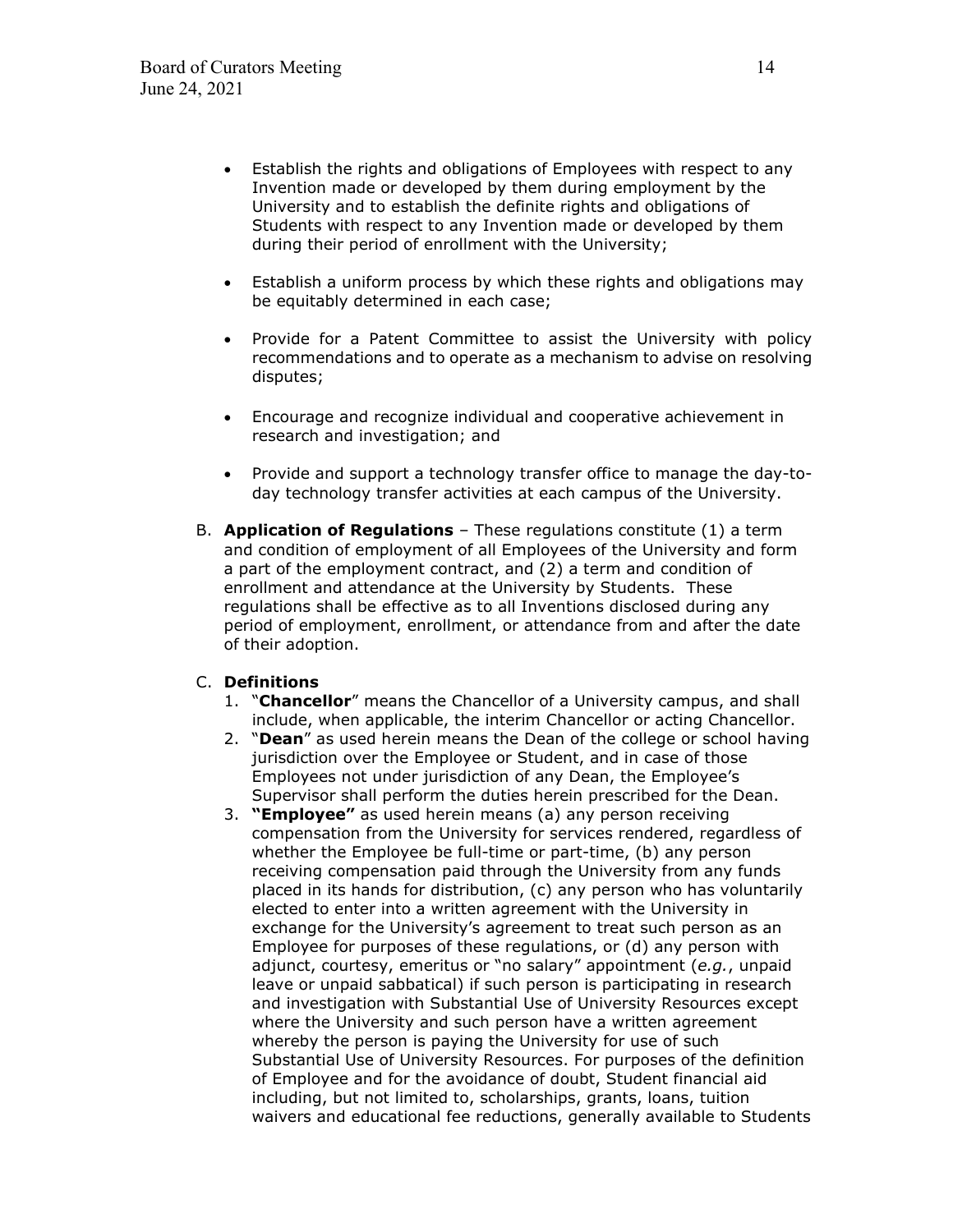- Establish the rights and obligations of Employees with respect to any Invention made or developed by them during employment by the University and to establish the definite rights and obligations of Students with respect to any Invention made or developed by them during their period of enrollment with the University;

- Establish a uniform process by which these rights and obligations may be equitably determined in each case;

- Provide for a Patent Committee to assist the University with policy recommendations and to operate as a mechanism to advise on resolving disputes;

- Encourage and recognize individual and cooperative achievement in research and investigation; and

- Provide and support a technology transfer office to manage the day-to-day technology transfer activities at each campus of the University.

B. **Application of Regulations** – These regulations constitute (1) a term and condition of employment of all Employees of the University and form a part of the employment contract, and (2) a term and condition of enrollment and attendance at the University by Students. These regulations shall be effective as to all Inventions disclosed during any period of employment, enrollment, or attendance from and after the date of their adoption.

C. **Definitions**

1. "**Chancellor**" means the Chancellor of a University campus, and shall include, when applicable, the interim Chancellor or acting Chancellor.
2. "**Dean**" as used herein means the Dean of the college or school having jurisdiction over the Employee or Student, and in case of those Employees not under jurisdiction of any Dean, the Employee's Supervisor shall perform the duties herein prescribed for the Dean.
3. **"Employee"** as used herein means (a) any person receiving compensation from the University for services rendered, regardless of whether the Employee be full-time or part-time, (b) any person receiving compensation paid through the University from any funds placed in its hands for distribution, (c) any person who has voluntarily elected to enter into a written agreement with the University in exchange for the University's agreement to treat such person as an Employee for purposes of these regulations, or (d) any person with adjunct, courtesy, emeritus or "no salary" appointment (*e.g.*, unpaid leave or unpaid sabbatical) if such person is participating in research and investigation with Substantial Use of University Resources except where the University and such person have a written agreement whereby the person is paying the University for use of such Substantial Use of University Resources. For purposes of the definition of Employee and for the avoidance of doubt, Student financial aid including, but not limited to, scholarships, grants, loans, tuition waivers and educational fee reductions, generally available to Students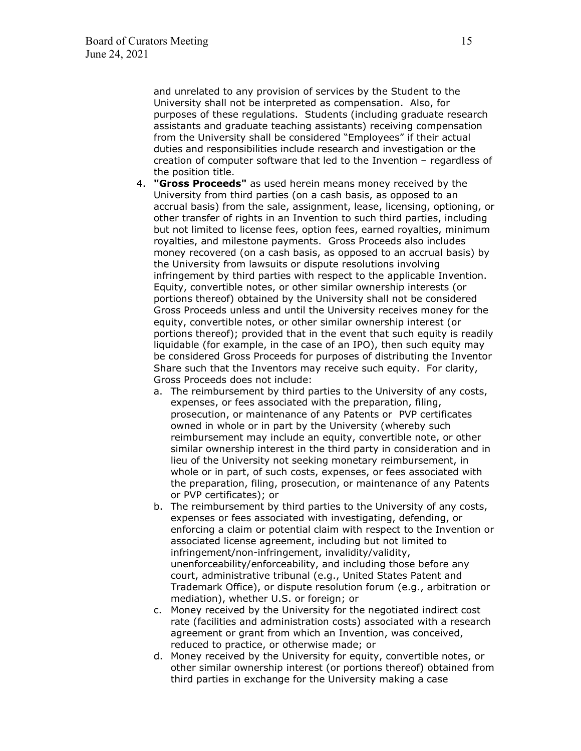and unrelated to any provision of services by the Student to the University shall not be interpreted as compensation. Also, for purposes of these regulations. Students (including graduate research assistants and graduate teaching assistants) receiving compensation from the University shall be considered "Employees" if their actual duties and responsibilities include research and investigation or the creation of computer software that led to the Invention – regardless of the position title.

4. **"Gross Proceeds"** as used herein means money received by the University from third parties (on a cash basis, as opposed to an accrual basis) from the sale, assignment, lease, licensing, optioning, or other transfer of rights in an Invention to such third parties, including but not limited to license fees, option fees, earned royalties, minimum royalties, and milestone payments. Gross Proceeds also includes money recovered (on a cash basis, as opposed to an accrual basis) by the University from lawsuits or dispute resolutions involving infringement by third parties with respect to the applicable Invention. Equity, convertible notes, or other similar ownership interests (or portions thereof) obtained by the University shall not be considered Gross Proceeds unless and until the University receives money for the equity, convertible notes, or other similar ownership interest (or portions thereof); provided that in the event that such equity is readily liquidable (for example, in the case of an IPO), then such equity may be considered Gross Proceeds for purposes of distributing the Inventor Share such that the Inventors may receive such equity. For clarity, Gross Proceeds does not include:
   a. The reimbursement by third parties to the University of any costs, expenses, or fees associated with the preparation, filing, prosecution, or maintenance of any Patents or PVP certificates owned in whole or in part by the University (whereby such reimbursement may include an equity, convertible note, or other similar ownership interest in the third party in consideration and in lieu of the University not seeking monetary reimbursement, in whole or in part, of such costs, expenses, or fees associated with the preparation, filing, prosecution, or maintenance of any Patents or PVP certificates); or
   b. The reimbursement by third parties to the University of any costs, expenses or fees associated with investigating, defending, or enforcing a claim or potential claim with respect to the Invention or associated license agreement, including but not limited to infringement/non-infringement, invalidity/validity, unenforceability/enforceability, and including those before any court, administrative tribunal (e.g., United States Patent and Trademark Office), or dispute resolution forum (e.g., arbitration or mediation), whether U.S. or foreign; or
   c. Money received by the University for the negotiated indirect cost rate (facilities and administration costs) associated with a research agreement or grant from which an Invention, was conceived, reduced to practice, or otherwise made; or
   d. Money received by the University for equity, convertible notes, or other similar ownership interest (or portions thereof) obtained from third parties in exchange for the University making a case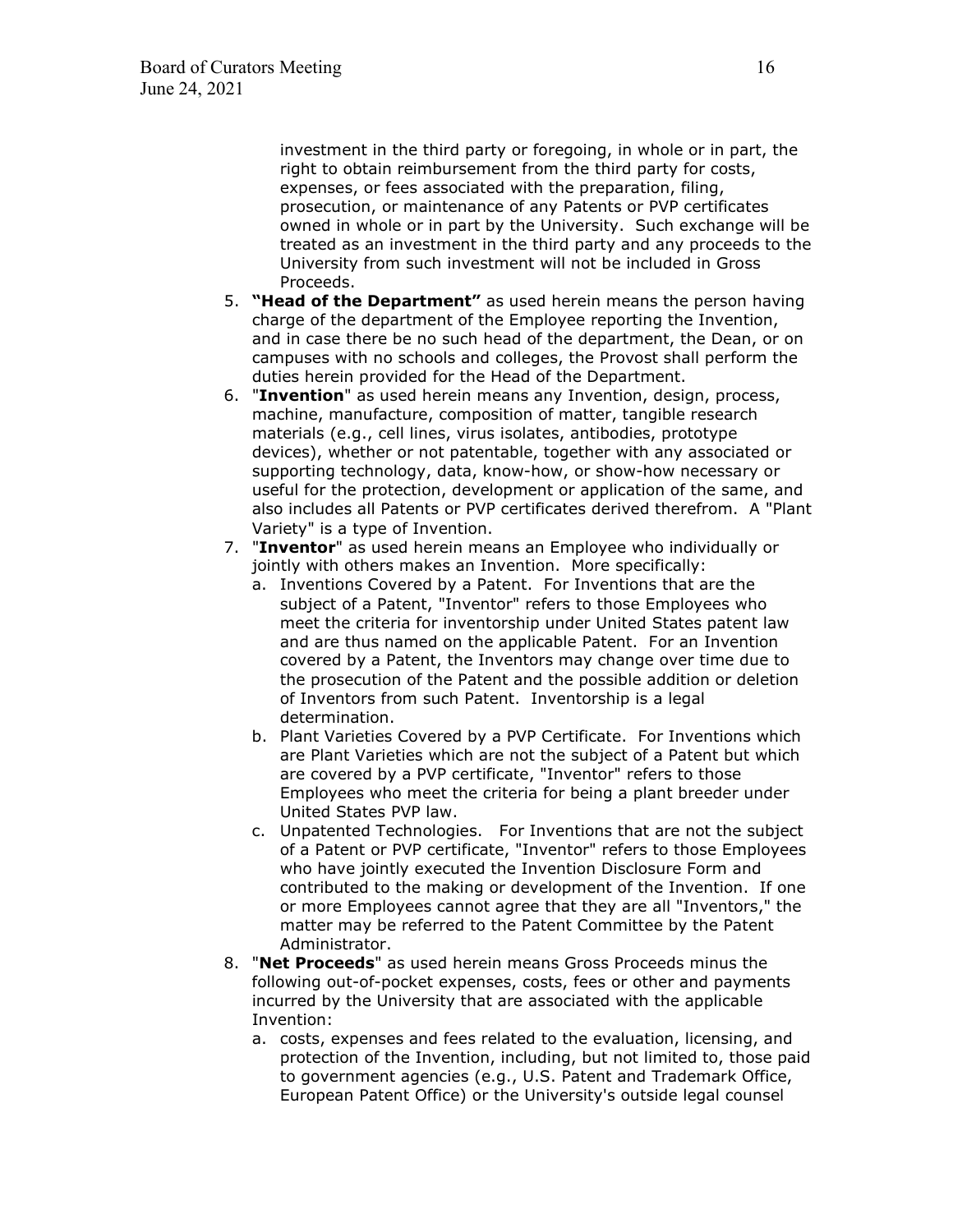investment in the third party or foregoing, in whole or in part, the right to obtain reimbursement from the third party for costs, expenses, or fees associated with the preparation, filing, prosecution, or maintenance of any Patents or PVP certificates owned in whole or in part by the University. Such exchange will be treated as an investment in the third party and any proceeds to the University from such investment will not be included in Gross Proceeds.

5. **"Head of the Department"** as used herein means the person having charge of the department of the Employee reporting the Invention, and in case there be no such head of the department, the Dean, or on campuses with no schools and colleges, the Provost shall perform the duties herein provided for the Head of the Department.
6. "**Invention**" as used herein means any Invention, design, process, machine, manufacture, composition of matter, tangible research materials (e.g., cell lines, virus isolates, antibodies, prototype devices), whether or not patentable, together with any associated or supporting technology, data, know-how, or show-how necessary or useful for the protection, development or application of the same, and also includes all Patents or PVP certificates derived therefrom. A "Plant Variety" is a type of Invention.
7. "**Inventor**" as used herein means an Employee who individually or jointly with others makes an Invention. More specifically:
   a. Inventions Covered by a Patent. For Inventions that are the subject of a Patent, "Inventor" refers to those Employees who meet the criteria for inventorship under United States patent law and are thus named on the applicable Patent. For an Invention covered by a Patent, the Inventors may change over time due to the prosecution of the Patent and the possible addition or deletion of Inventors from such Patent. Inventorship is a legal determination.
   b. Plant Varieties Covered by a PVP Certificate. For Inventions which are Plant Varieties which are not the subject of a Patent but which are covered by a PVP certificate, "Inventor" refers to those Employees who meet the criteria for being a plant breeder under United States PVP law.
   c. Unpatented Technologies. For Inventions that are not the subject of a Patent or PVP certificate, "Inventor" refers to those Employees who have jointly executed the Invention Disclosure Form and contributed to the making or development of the Invention. If one or more Employees cannot agree that they are all "Inventors," the matter may be referred to the Patent Committee by the Patent Administrator.
8. "**Net Proceeds**" as used herein means Gross Proceeds minus the following out-of-pocket expenses, costs, fees or other and payments incurred by the University that are associated with the applicable Invention:
   a. costs, expenses and fees related to the evaluation, licensing, and protection of the Invention, including, but not limited to, those paid to government agencies (e.g., U.S. Patent and Trademark Office, European Patent Office) or the University's outside legal counsel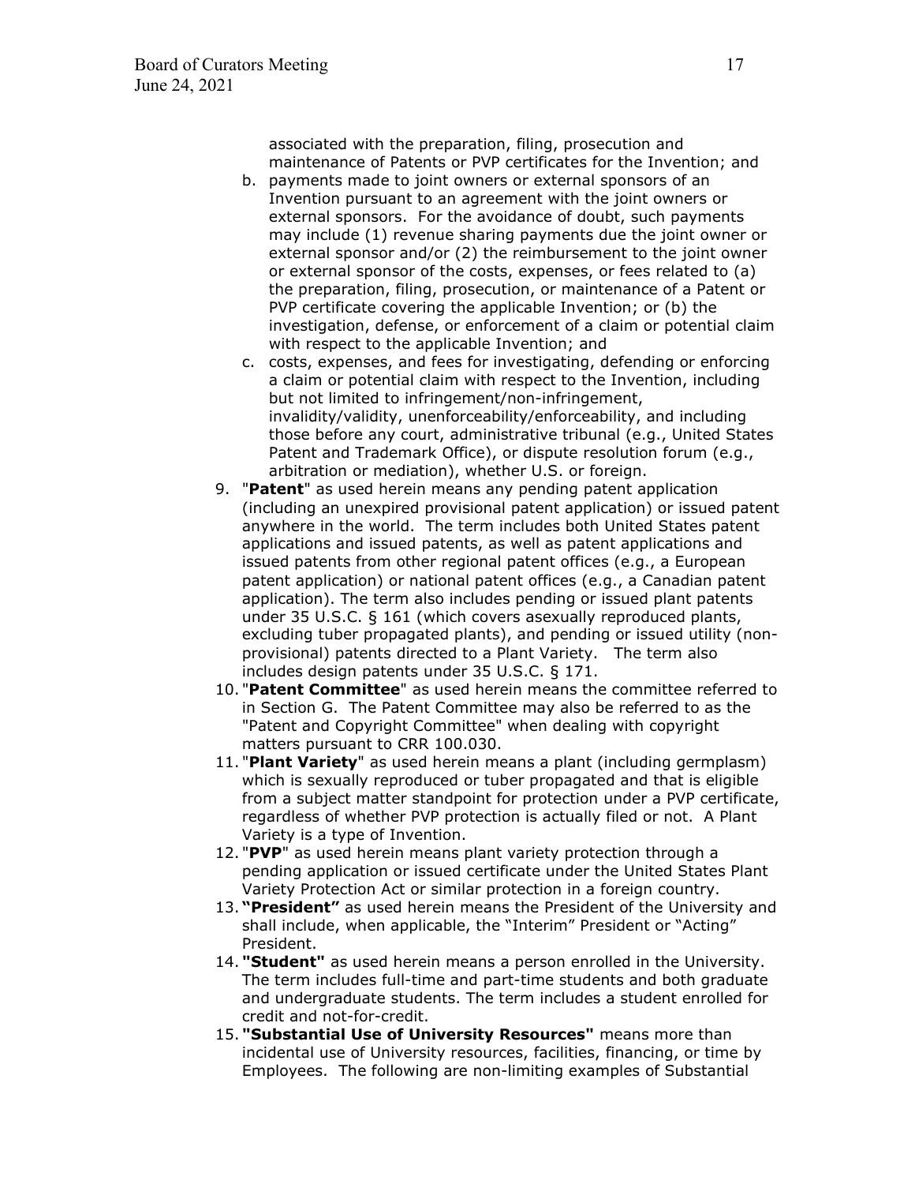associated with the preparation, filing, prosecution and maintenance of Patents or PVP certificates for the Invention; and

b. payments made to joint owners or external sponsors of an Invention pursuant to an agreement with the joint owners or external sponsors. For the avoidance of doubt, such payments may include (1) revenue sharing payments due the joint owner or external sponsor and/or (2) the reimbursement to the joint owner or external sponsor of the costs, expenses, or fees related to (a) the preparation, filing, prosecution, or maintenance of a Patent or PVP certificate covering the applicable Invention; or (b) the investigation, defense, or enforcement of a claim or potential claim with respect to the applicable Invention; and

c. costs, expenses, and fees for investigating, defending or enforcing a claim or potential claim with respect to the Invention, including but not limited to infringement/non-infringement, invalidity/validity, unenforceability/enforceability, and including those before any court, administrative tribunal (e.g., United States Patent and Trademark Office), or dispute resolution forum (e.g., arbitration or mediation), whether U.S. or foreign.

9. "**Patent**" as used herein means any pending patent application (including an unexpired provisional patent application) or issued patent anywhere in the world. The term includes both United States patent applications and issued patents, as well as patent applications and issued patents from other regional patent offices (e.g., a European patent application) or national patent offices (e.g., a Canadian patent application). The term also includes pending or issued plant patents under 35 U.S.C. § 161 (which covers asexually reproduced plants, excluding tuber propagated plants), and pending or issued utility (non-provisional) patents directed to a Plant Variety. The term also includes design patents under 35 U.S.C. § 171.

10. "**Patent Committee**" as used herein means the committee referred to in Section G. The Patent Committee may also be referred to as the "Patent and Copyright Committee" when dealing with copyright matters pursuant to CRR 100.030.

11. "**Plant Variety**" as used herein means a plant (including germplasm) which is sexually reproduced or tuber propagated and that is eligible from a subject matter standpoint for protection under a PVP certificate, regardless of whether PVP protection is actually filed or not. A Plant Variety is a type of Invention.

12. "**PVP**" as used herein means plant variety protection through a pending application or issued certificate under the United States Plant Variety Protection Act or similar protection in a foreign country.

13. **"President"** as used herein means the President of the University and shall include, when applicable, the "Interim" President or "Acting" President.

14. **"Student"** as used herein means a person enrolled in the University. The term includes full-time and part-time students and both graduate and undergraduate students. The term includes a student enrolled for credit and not-for-credit.

15. **"Substantial Use of University Resources"** means more than incidental use of University resources, facilities, financing, or time by Employees. The following are non-limiting examples of Substantial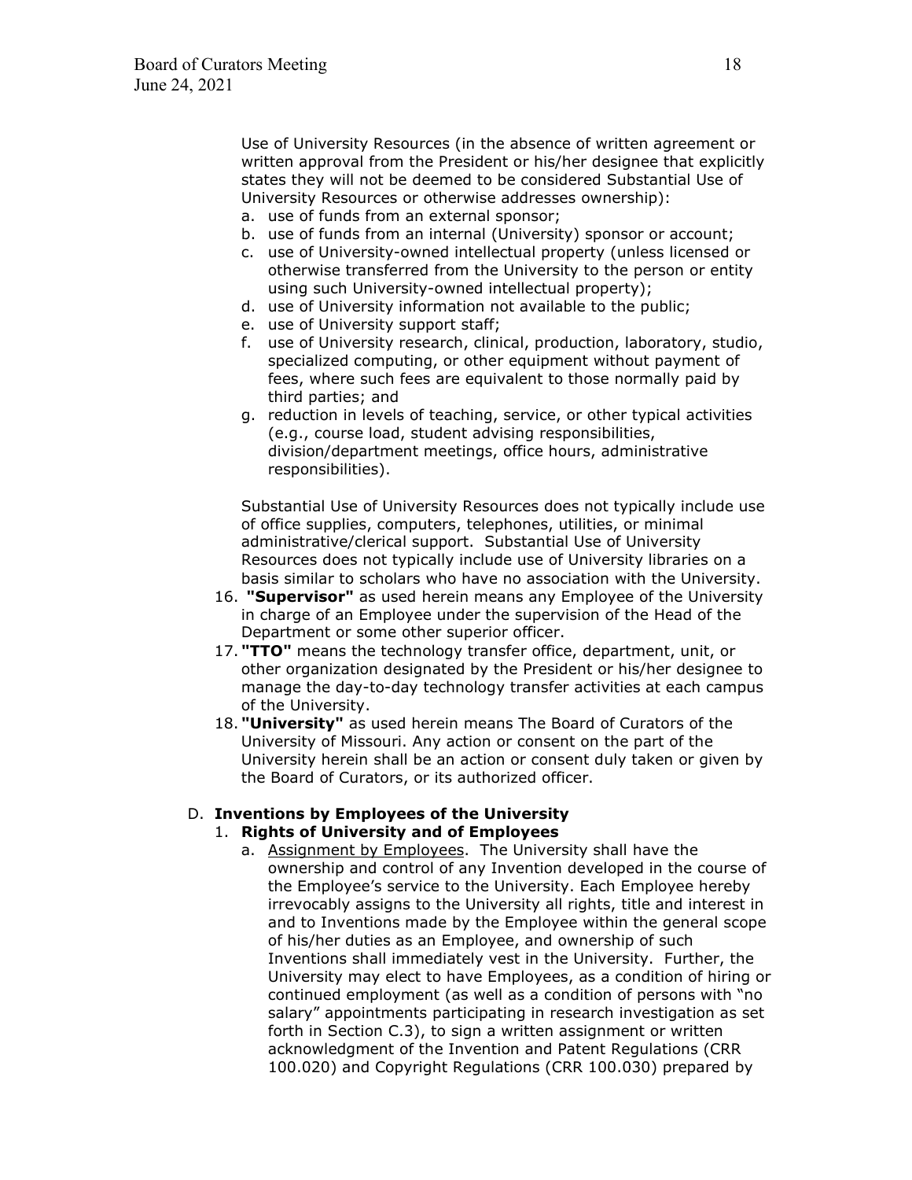Use of University Resources (in the absence of written agreement or written approval from the President or his/her designee that explicitly states they will not be deemed to be considered Substantial Use of University Resources or otherwise addresses ownership):

a. use of funds from an external sponsor;
b. use of funds from an internal (University) sponsor or account;
c. use of University-owned intellectual property (unless licensed or otherwise transferred from the University to the person or entity using such University-owned intellectual property);
d. use of University information not available to the public;
e. use of University support staff;
f. use of University research, clinical, production, laboratory, studio, specialized computing, or other equipment without payment of fees, where such fees are equivalent to those normally paid by third parties; and
g. reduction in levels of teaching, service, or other typical activities (e.g., course load, student advising responsibilities, division/department meetings, office hours, administrative responsibilities).

Substantial Use of University Resources does not typically include use of office supplies, computers, telephones, utilities, or minimal administrative/clerical support. Substantial Use of University Resources does not typically include use of University libraries on a basis similar to scholars who have no association with the University.

16. **"Supervisor"** as used herein means any Employee of the University in charge of an Employee under the supervision of the Head of the Department or some other superior officer.
17. **"TTO"** means the technology transfer office, department, unit, or other organization designated by the President or his/her designee to manage the day-to-day technology transfer activities at each campus of the University.
18. **"University"** as used herein means The Board of Curators of the University of Missouri. Any action or consent on the part of the University herein shall be an action or consent duly taken or given by the Board of Curators, or its authorized officer.

## D. Inventions by Employees of the University

### 1. Rights of University and of Employees

a. Assignment by Employees. The University shall have the ownership and control of any Invention developed in the course of the Employee's service to the University. Each Employee hereby irrevocably assigns to the University all rights, title and interest in and to Inventions made by the Employee within the general scope of his/her duties as an Employee, and ownership of such Inventions shall immediately vest in the University. Further, the University may elect to have Employees, as a condition of hiring or continued employment (as well as a condition of persons with "no salary" appointments participating in research investigation as set forth in Section C.3), to sign a written assignment or written acknowledgment of the Invention and Patent Regulations (CRR 100.020) and Copyright Regulations (CRR 100.030) prepared by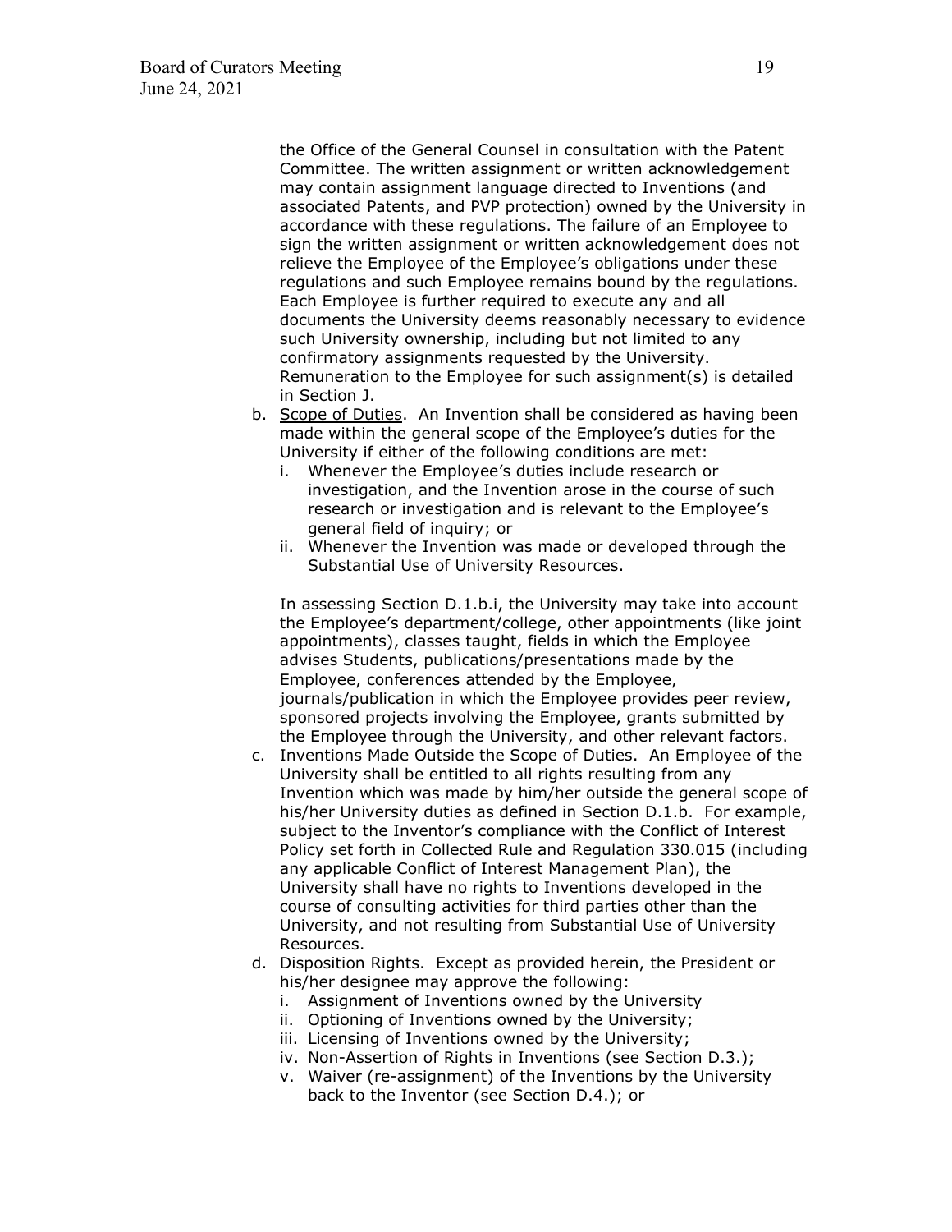the Office of the General Counsel in consultation with the Patent Committee. The written assignment or written acknowledgement may contain assignment language directed to Inventions (and associated Patents, and PVP protection) owned by the University in accordance with these regulations. The failure of an Employee to sign the written assignment or written acknowledgement does not relieve the Employee of the Employee's obligations under these regulations and such Employee remains bound by the regulations. Each Employee is further required to execute any and all documents the University deems reasonably necessary to evidence such University ownership, including but not limited to any confirmatory assignments requested by the University. Remuneration to the Employee for such assignment(s) is detailed in Section J.

b. Scope of Duties. An Invention shall be considered as having been made within the general scope of the Employee's duties for the University if either of the following conditions are met:
   i. Whenever the Employee's duties include research or investigation, and the Invention arose in the course of such research or investigation and is relevant to the Employee's general field of inquiry; or
   ii. Whenever the Invention was made or developed through the Substantial Use of University Resources.

   In assessing Section D.1.b.i, the University may take into account the Employee's department/college, other appointments (like joint appointments), classes taught, fields in which the Employee advises Students, publications/presentations made by the Employee, conferences attended by the Employee, journals/publication in which the Employee provides peer review, sponsored projects involving the Employee, grants submitted by the Employee through the University, and other relevant factors.

c. Inventions Made Outside the Scope of Duties. An Employee of the University shall be entitled to all rights resulting from any Invention which was made by him/her outside the general scope of his/her University duties as defined in Section D.1.b. For example, subject to the Inventor's compliance with the Conflict of Interest Policy set forth in Collected Rule and Regulation 330.015 (including any applicable Conflict of Interest Management Plan), the University shall have no rights to Inventions developed in the course of consulting activities for third parties other than the University, and not resulting from Substantial Use of University Resources.

d. Disposition Rights. Except as provided herein, the President or his/her designee may approve the following:
   i. Assignment of Inventions owned by the University
   ii. Optioning of Inventions owned by the University;
   iii. Licensing of Inventions owned by the University;
   iv. Non-Assertion of Rights in Inventions (see Section D.3.);
   v. Waiver (re-assignment) of the Inventions by the University back to the Inventor (see Section D.4.); or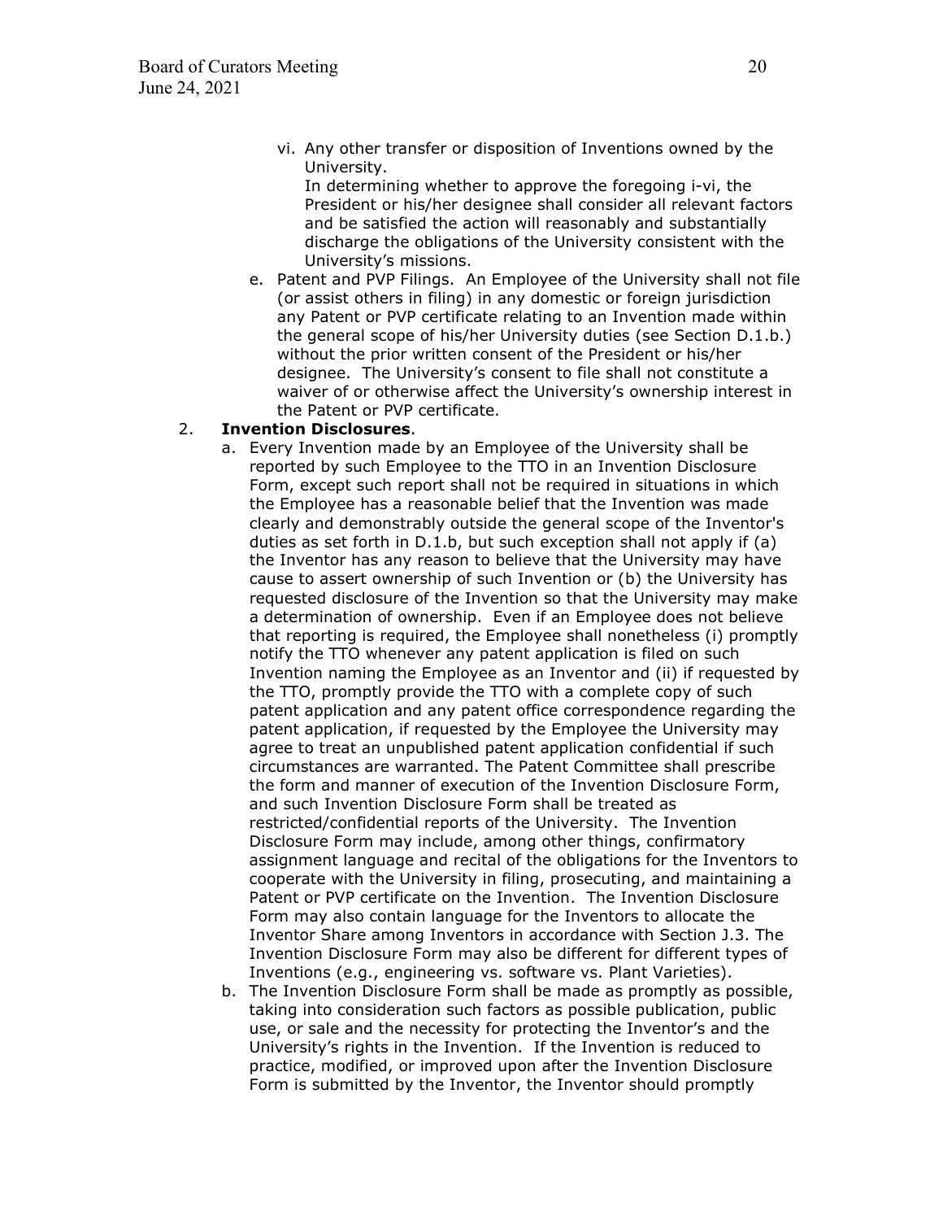vi. Any other transfer or disposition of Inventions owned by the University.
    In determining whether to approve the foregoing i-vi, the President or his/her designee shall consider all relevant factors and be satisfied the action will reasonably and substantially discharge the obligations of the University consistent with the University's missions.

e. Patent and PVP Filings. An Employee of the University shall not file (or assist others in filing) in any domestic or foreign jurisdiction any Patent or PVP certificate relating to an Invention made within the general scope of his/her University duties (see Section D.1.b.) without the prior written consent of the President or his/her designee. The University's consent to file shall not constitute a waiver of or otherwise affect the University's ownership interest in the Patent or PVP certificate.

2. **Invention Disclosures**.

   a. Every Invention made by an Employee of the University shall be reported by such Employee to the TTO in an Invention Disclosure Form, except such report shall not be required in situations in which the Employee has a reasonable belief that the Invention was made clearly and demonstrably outside the general scope of the Inventor's duties as set forth in D.1.b, but such exception shall not apply if (a) the Inventor has any reason to believe that the University may have cause to assert ownership of such Invention or (b) the University has requested disclosure of the Invention so that the University may make a determination of ownership. Even if an Employee does not believe that reporting is required, the Employee shall nonetheless (i) promptly notify the TTO whenever any patent application is filed on such Invention naming the Employee as an Inventor and (ii) if requested by the TTO, promptly provide the TTO with a complete copy of such patent application and any patent office correspondence regarding the patent application, if requested by the Employee the University may agree to treat an unpublished patent application confidential if such circumstances are warranted. The Patent Committee shall prescribe the form and manner of execution of the Invention Disclosure Form, and such Invention Disclosure Form shall be treated as restricted/confidential reports of the University. The Invention Disclosure Form may include, among other things, confirmatory assignment language and recital of the obligations for the Inventors to cooperate with the University in filing, prosecuting, and maintaining a Patent or PVP certificate on the Invention. The Invention Disclosure Form may also contain language for the Inventors to allocate the Inventor Share among Inventors in accordance with Section J.3. The Invention Disclosure Form may also be different for different types of Inventions (e.g., engineering vs. software vs. Plant Varieties).

   b. The Invention Disclosure Form shall be made as promptly as possible, taking into consideration such factors as possible publication, public use, or sale and the necessity for protecting the Inventor's and the University's rights in the Invention. If the Invention is reduced to practice, modified, or improved upon after the Invention Disclosure Form is submitted by the Inventor, the Inventor should promptly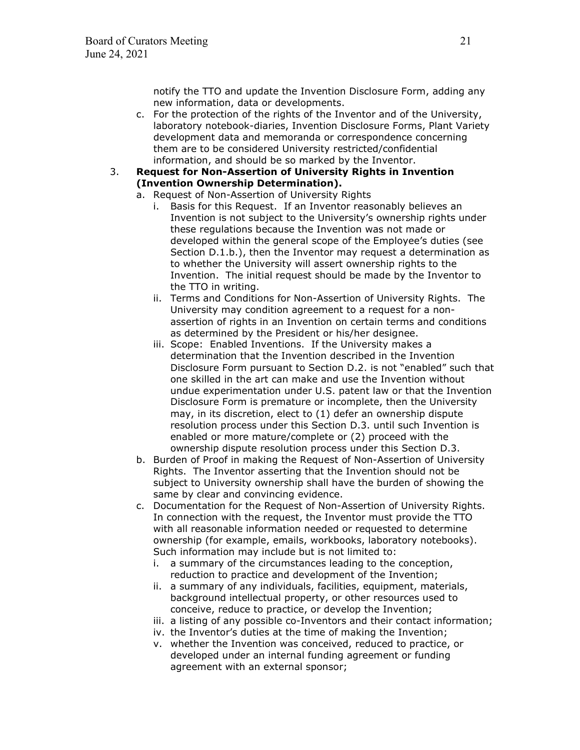notify the TTO and update the Invention Disclosure Form, adding any new information, data or developments.

c. For the protection of the rights of the Inventor and of the University, laboratory notebook-diaries, Invention Disclosure Forms, Plant Variety development data and memoranda or correspondence concerning them are to be considered University restricted/confidential information, and should be so marked by the Inventor.

3. **Request for Non-Assertion of University Rights in Invention (Invention Ownership Determination).**
   a. Request of Non-Assertion of University Rights
      i. Basis for this Request. If an Inventor reasonably believes an Invention is not subject to the University's ownership rights under these regulations because the Invention was not made or developed within the general scope of the Employee's duties (see Section D.1.b.), then the Inventor may request a determination as to whether the University will assert ownership rights to the Invention. The initial request should be made by the Inventor to the TTO in writing.
      ii. Terms and Conditions for Non-Assertion of University Rights. The University may condition agreement to a request for a non-assertion of rights in an Invention on certain terms and conditions as determined by the President or his/her designee.
      iii. Scope: Enabled Inventions. If the University makes a determination that the Invention described in the Invention Disclosure Form pursuant to Section D.2. is not "enabled" such that one skilled in the art can make and use the Invention without undue experimentation under U.S. patent law or that the Invention Disclosure Form is premature or incomplete, then the University may, in its discretion, elect to (1) defer an ownership dispute resolution process under this Section D.3. until such Invention is enabled or more mature/complete or (2) proceed with the ownership dispute resolution process under this Section D.3.
   b. Burden of Proof in making the Request of Non-Assertion of University Rights. The Inventor asserting that the Invention should not be subject to University ownership shall have the burden of showing the same by clear and convincing evidence.
   c. Documentation for the Request of Non-Assertion of University Rights. In connection with the request, the Inventor must provide the TTO with all reasonable information needed or requested to determine ownership (for example, emails, workbooks, laboratory notebooks). Such information may include but is not limited to:
      i. a summary of the circumstances leading to the conception, reduction to practice and development of the Invention;
      ii. a summary of any individuals, facilities, equipment, materials, background intellectual property, or other resources used to conceive, reduce to practice, or develop the Invention;
      iii. a listing of any possible co-Inventors and their contact information;
      iv. the Inventor's duties at the time of making the Invention;
      v. whether the Invention was conceived, reduced to practice, or developed under an internal funding agreement or funding agreement with an external sponsor;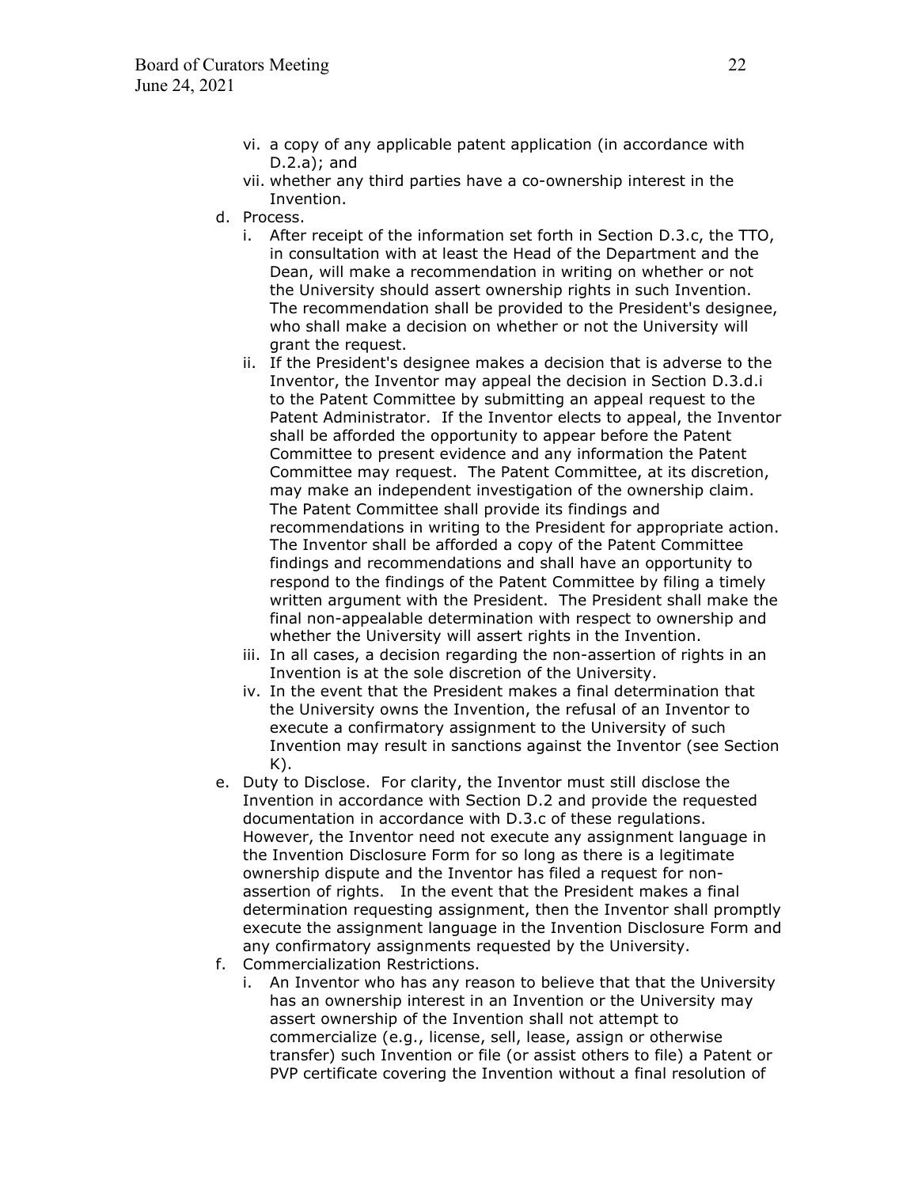vi. a copy of any applicable patent application (in accordance with D.2.a); and
   vii. whether any third parties have a co-ownership interest in the Invention.

d. Process.
   i. After receipt of the information set forth in Section D.3.c, the TTO, in consultation with at least the Head of the Department and the Dean, will make a recommendation in writing on whether or not the University should assert ownership rights in such Invention. The recommendation shall be provided to the President's designee, who shall make a decision on whether or not the University will grant the request.
   ii. If the President's designee makes a decision that is adverse to the Inventor, the Inventor may appeal the decision in Section D.3.d.i to the Patent Committee by submitting an appeal request to the Patent Administrator. If the Inventor elects to appeal, the Inventor shall be afforded the opportunity to appear before the Patent Committee to present evidence and any information the Patent Committee may request. The Patent Committee, at its discretion, may make an independent investigation of the ownership claim. The Patent Committee shall provide its findings and recommendations in writing to the President for appropriate action. The Inventor shall be afforded a copy of the Patent Committee findings and recommendations and shall have an opportunity to respond to the findings of the Patent Committee by filing a timely written argument with the President. The President shall make the final non-appealable determination with respect to ownership and whether the University will assert rights in the Invention.
   iii. In all cases, a decision regarding the non-assertion of rights in an Invention is at the sole discretion of the University.
   iv. In the event that the President makes a final determination that the University owns the Invention, the refusal of an Inventor to execute a confirmatory assignment to the University of such Invention may result in sanctions against the Inventor (see Section K).

e. Duty to Disclose. For clarity, the Inventor must still disclose the Invention in accordance with Section D.2 and provide the requested documentation in accordance with D.3.c of these regulations. However, the Inventor need not execute any assignment language in the Invention Disclosure Form for so long as there is a legitimate ownership dispute and the Inventor has filed a request for non-assertion of rights. In the event that the President makes a final determination requesting assignment, then the Inventor shall promptly execute the assignment language in the Invention Disclosure Form and any confirmatory assignments requested by the University.

f. Commercialization Restrictions.
   i. An Inventor who has any reason to believe that that the University has an ownership interest in an Invention or the University may assert ownership of the Invention shall not attempt to commercialize (e.g., license, sell, lease, assign or otherwise transfer) such Invention or file (or assist others to file) a Patent or PVP certificate covering the Invention without a final resolution of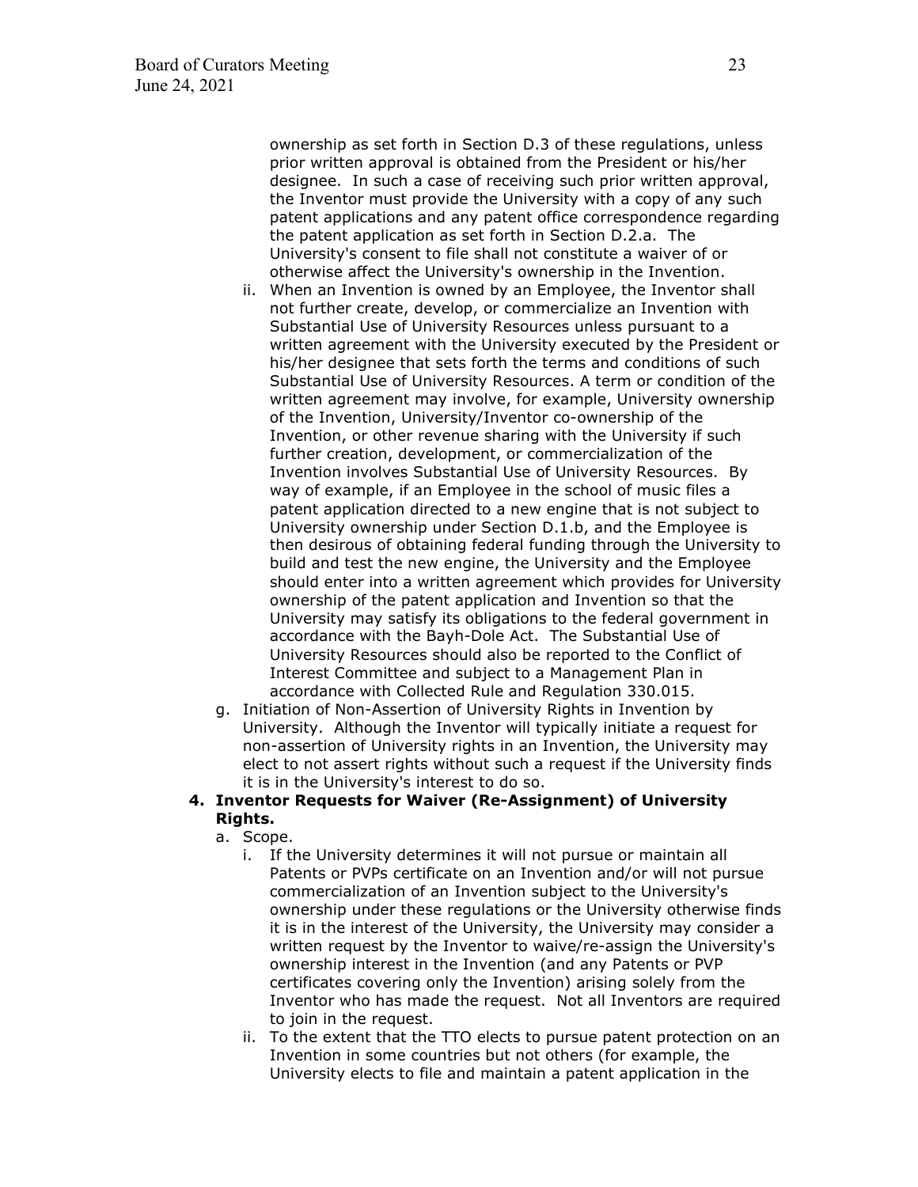ownership as set forth in Section D.3 of these regulations, unless prior written approval is obtained from the President or his/her designee. In such a case of receiving such prior written approval, the Inventor must provide the University with a copy of any such patent applications and any patent office correspondence regarding the patent application as set forth in Section D.2.a. The University's consent to file shall not constitute a waiver of or otherwise affect the University's ownership in the Invention.

ii. When an Invention is owned by an Employee, the Inventor shall not further create, develop, or commercialize an Invention with Substantial Use of University Resources unless pursuant to a written agreement with the University executed by the President or his/her designee that sets forth the terms and conditions of such Substantial Use of University Resources. A term or condition of the written agreement may involve, for example, University ownership of the Invention, University/Inventor co-ownership of the Invention, or other revenue sharing with the University if such further creation, development, or commercialization of the Invention involves Substantial Use of University Resources. By way of example, if an Employee in the school of music files a patent application directed to a new engine that is not subject to University ownership under Section D.1.b, and the Employee is then desirous of obtaining federal funding through the University to build and test the new engine, the University and the Employee should enter into a written agreement which provides for University ownership of the patent application and Invention so that the University may satisfy its obligations to the federal government in accordance with the Bayh-Dole Act. The Substantial Use of University Resources should also be reported to the Conflict of Interest Committee and subject to a Management Plan in accordance with Collected Rule and Regulation 330.015.

g. Initiation of Non-Assertion of University Rights in Invention by University. Although the Inventor will typically initiate a request for non-assertion of University rights in an Invention, the University may elect to not assert rights without such a request if the University finds it is in the University's interest to do so.

**4. Inventor Requests for Waiver (Re-Assignment) of University Rights.**

a. Scope.

i. If the University determines it will not pursue or maintain all Patents or PVPs certificate on an Invention and/or will not pursue commercialization of an Invention subject to the University's ownership under these regulations or the University otherwise finds it is in the interest of the University, the University may consider a written request by the Inventor to waive/re-assign the University's ownership interest in the Invention (and any Patents or PVP certificates covering only the Invention) arising solely from the Inventor who has made the request. Not all Inventors are required to join in the request.

ii. To the extent that the TTO elects to pursue patent protection on an Invention in some countries but not others (for example, the University elects to file and maintain a patent application in the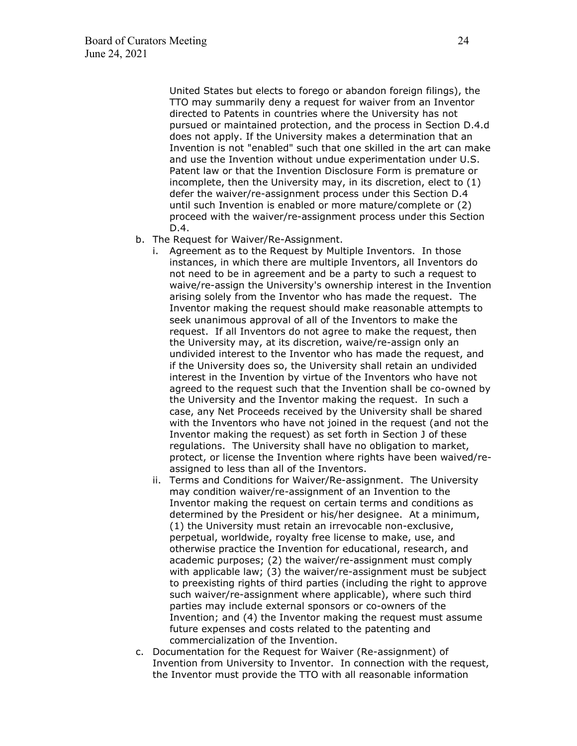United States but elects to forego or abandon foreign filings), the TTO may summarily deny a request for waiver from an Inventor directed to Patents in countries where the University has not pursued or maintained protection, and the process in Section D.4.d does not apply. If the University makes a determination that an Invention is not "enabled" such that one skilled in the art can make and use the Invention without undue experimentation under U.S. Patent law or that the Invention Disclosure Form is premature or incomplete, then the University may, in its discretion, elect to (1) defer the waiver/re-assignment process under this Section D.4 until such Invention is enabled or more mature/complete or (2) proceed with the waiver/re-assignment process under this Section D.4.

b. The Request for Waiver/Re-Assignment.
   i. Agreement as to the Request by Multiple Inventors. In those instances, in which there are multiple Inventors, all Inventors do not need to be in agreement and be a party to such a request to waive/re-assign the University's ownership interest in the Invention arising solely from the Inventor who has made the request. The Inventor making the request should make reasonable attempts to seek unanimous approval of all of the Inventors to make the request. If all Inventors do not agree to make the request, then the University may, at its discretion, waive/re-assign only an undivided interest to the Inventor who has made the request, and if the University does so, the University shall retain an undivided interest in the Invention by virtue of the Inventors who have not agreed to the request such that the Invention shall be co-owned by the University and the Inventor making the request. In such a case, any Net Proceeds received by the University shall be shared with the Inventors who have not joined in the request (and not the Inventor making the request) as set forth in Section J of these regulations. The University shall have no obligation to market, protect, or license the Invention where rights have been waived/re-assigned to less than all of the Inventors.
   ii. Terms and Conditions for Waiver/Re-assignment. The University may condition waiver/re-assignment of an Invention to the Inventor making the request on certain terms and conditions as determined by the President or his/her designee. At a minimum, (1) the University must retain an irrevocable non-exclusive, perpetual, worldwide, royalty free license to make, use, and otherwise practice the Invention for educational, research, and academic purposes; (2) the waiver/re-assignment must comply with applicable law; (3) the waiver/re-assignment must be subject to preexisting rights of third parties (including the right to approve such waiver/re-assignment where applicable), where such third parties may include external sponsors or co-owners of the Invention; and (4) the Inventor making the request must assume future expenses and costs related to the patenting and commercialization of the Invention.

c. Documentation for the Request for Waiver (Re-assignment) of Invention from University to Inventor. In connection with the request, the Inventor must provide the TTO with all reasonable information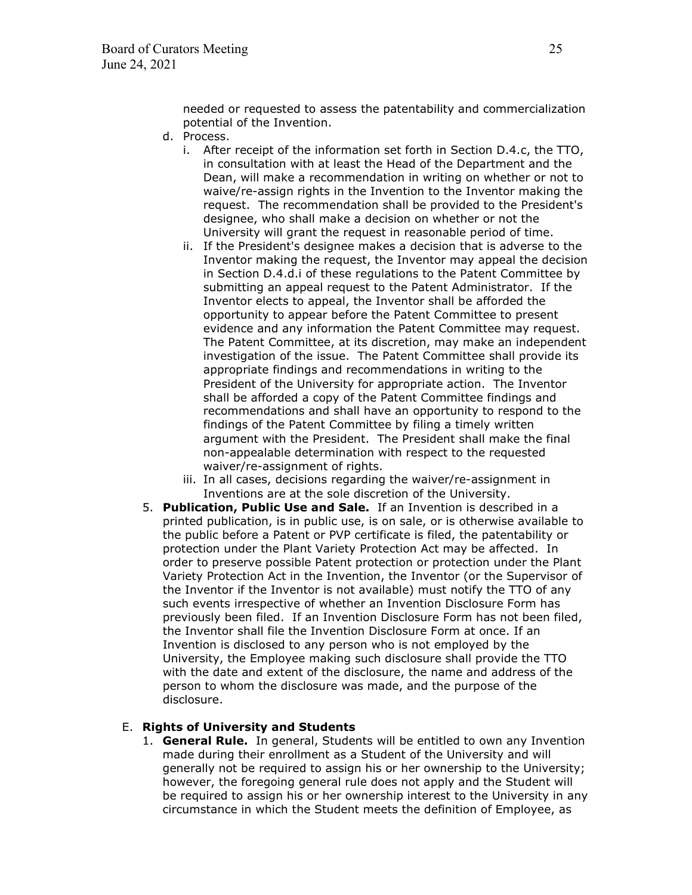needed or requested to assess the patentability and commercialization potential of the Invention.

d. Process.
   i. After receipt of the information set forth in Section D.4.c, the TTO, in consultation with at least the Head of the Department and the Dean, will make a recommendation in writing on whether or not to waive/re-assign rights in the Invention to the Inventor making the request. The recommendation shall be provided to the President's designee, who shall make a decision on whether or not the University will grant the request in reasonable period of time.
   ii. If the President's designee makes a decision that is adverse to the Inventor making the request, the Inventor may appeal the decision in Section D.4.d.i of these regulations to the Patent Committee by submitting an appeal request to the Patent Administrator. If the Inventor elects to appeal, the Inventor shall be afforded the opportunity to appear before the Patent Committee to present evidence and any information the Patent Committee may request. The Patent Committee, at its discretion, may make an independent investigation of the issue. The Patent Committee shall provide its appropriate findings and recommendations in writing to the President of the University for appropriate action. The Inventor shall be afforded a copy of the Patent Committee findings and recommendations and shall have an opportunity to respond to the findings of the Patent Committee by filing a timely written argument with the President. The President shall make the final non-appealable determination with respect to the requested waiver/re-assignment of rights.
   iii. In all cases, decisions regarding the waiver/re-assignment in Inventions are at the sole discretion of the University.

5. **Publication, Public Use and Sale.** If an Invention is described in a printed publication, is in public use, is on sale, or is otherwise available to the public before a Patent or PVP certificate is filed, the patentability or protection under the Plant Variety Protection Act may be affected. In order to preserve possible Patent protection or protection under the Plant Variety Protection Act in the Invention, the Inventor (or the Supervisor of the Inventor if the Inventor is not available) must notify the TTO of any such events irrespective of whether an Invention Disclosure Form has previously been filed. If an Invention Disclosure Form has not been filed, the Inventor shall file the Invention Disclosure Form at once. If an Invention is disclosed to any person who is not employed by the University, the Employee making such disclosure shall provide the TTO with the date and extent of the disclosure, the name and address of the person to whom the disclosure was made, and the purpose of the disclosure.

E. **Rights of University and Students**
   1. **General Rule.** In general, Students will be entitled to own any Invention made during their enrollment as a Student of the University and will generally not be required to assign his or her ownership to the University; however, the foregoing general rule does not apply and the Student will be required to assign his or her ownership interest to the University in any circumstance in which the Student meets the definition of Employee, as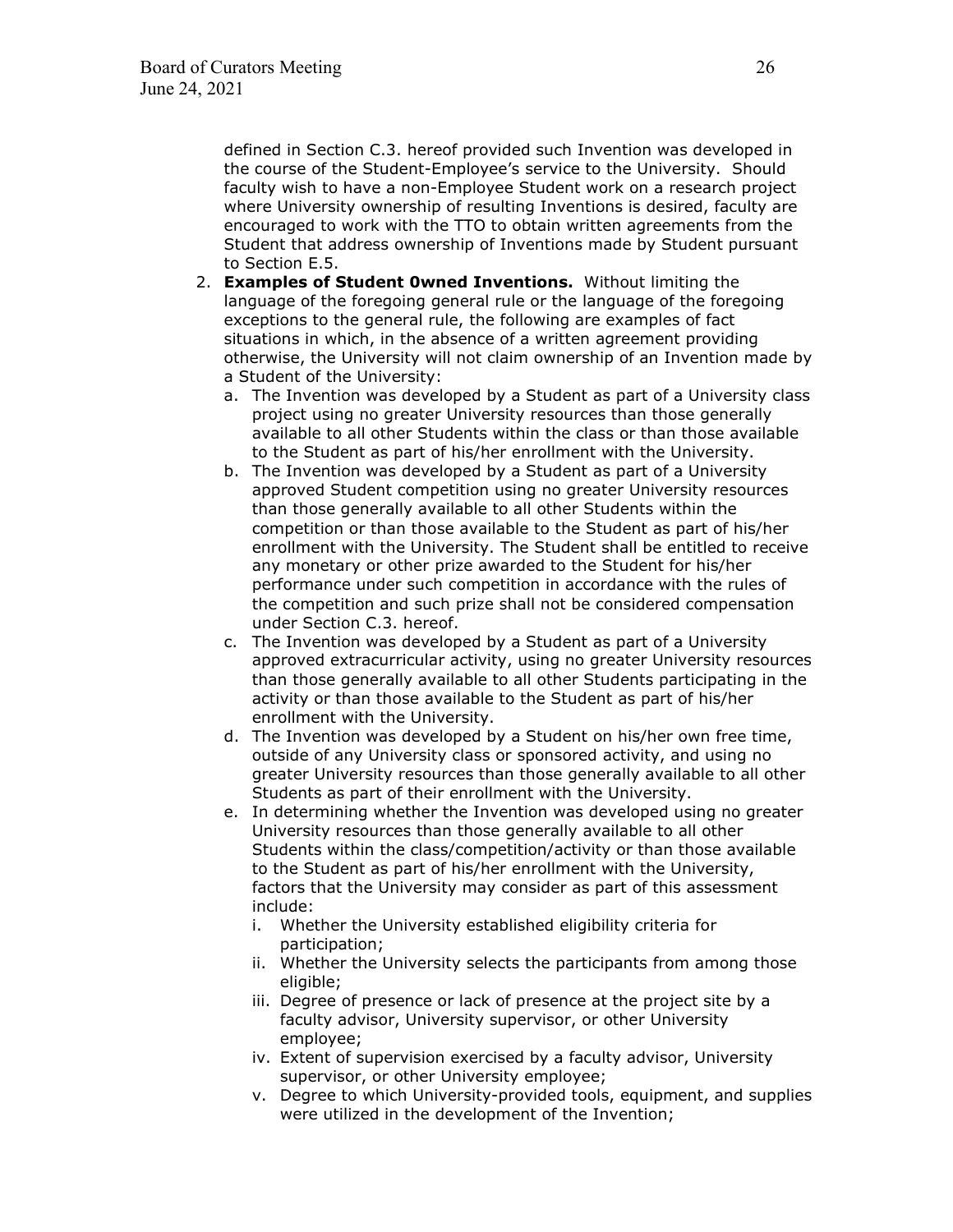defined in Section C.3. hereof provided such Invention was developed in the course of the Student-Employee's service to the University. Should faculty wish to have a non-Employee Student work on a research project where University ownership of resulting Inventions is desired, faculty are encouraged to work with the TTO to obtain written agreements from the Student that address ownership of Inventions made by Student pursuant to Section E.5.

2. **Examples of Student 0wned Inventions.** Without limiting the language of the foregoing general rule or the language of the foregoing exceptions to the general rule, the following are examples of fact situations in which, in the absence of a written agreement providing otherwise, the University will not claim ownership of an Invention made by a Student of the University:
   a. The Invention was developed by a Student as part of a University class project using no greater University resources than those generally available to all other Students within the class or than those available to the Student as part of his/her enrollment with the University.
   b. The Invention was developed by a Student as part of a University approved Student competition using no greater University resources than those generally available to all other Students within the competition or than those available to the Student as part of his/her enrollment with the University. The Student shall be entitled to receive any monetary or other prize awarded to the Student for his/her performance under such competition in accordance with the rules of the competition and such prize shall not be considered compensation under Section C.3. hereof.
   c. The Invention was developed by a Student as part of a University approved extracurricular activity, using no greater University resources than those generally available to all other Students participating in the activity or than those available to the Student as part of his/her enrollment with the University.
   d. The Invention was developed by a Student on his/her own free time, outside of any University class or sponsored activity, and using no greater University resources than those generally available to all other Students as part of their enrollment with the University.
   e. In determining whether the Invention was developed using no greater University resources than those generally available to all other Students within the class/competition/activity or than those available to the Student as part of his/her enrollment with the University, factors that the University may consider as part of this assessment include:
      i. Whether the University established eligibility criteria for participation;
      ii. Whether the University selects the participants from among those eligible;
      iii. Degree of presence or lack of presence at the project site by a faculty advisor, University supervisor, or other University employee;
      iv. Extent of supervision exercised by a faculty advisor, University supervisor, or other University employee;
      v. Degree to which University-provided tools, equipment, and supplies were utilized in the development of the Invention;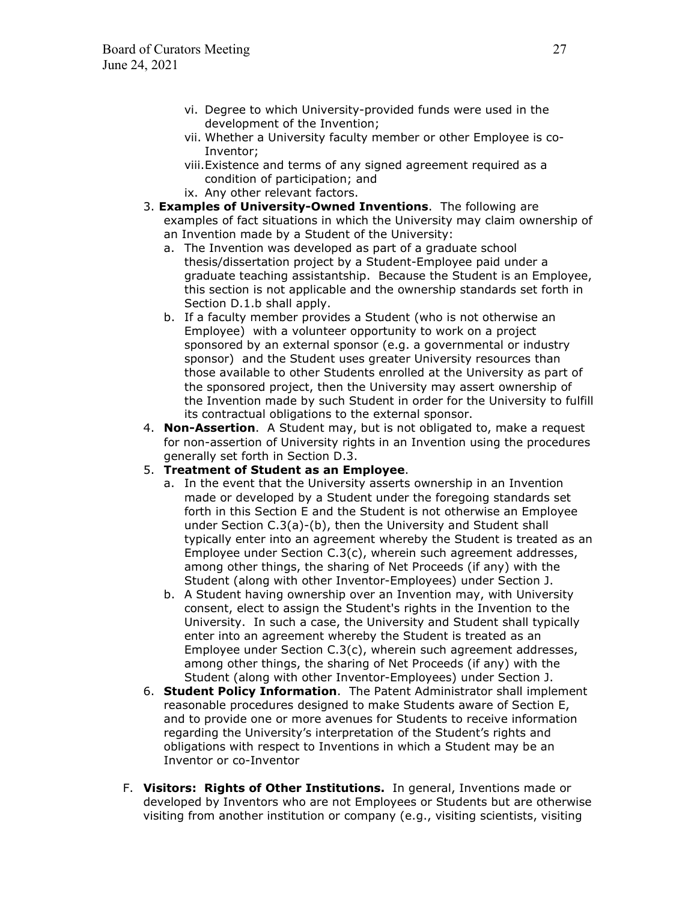vi. Degree to which University-provided funds were used in the development of the Invention;
   vii. Whether a University faculty member or other Employee is co-Inventor;
   viii. Existence and terms of any signed agreement required as a condition of participation; and
   ix. Any other relevant factors.

3. **Examples of University-Owned Inventions**. The following are examples of fact situations in which the University may claim ownership of an Invention made by a Student of the University:
   a. The Invention was developed as part of a graduate school thesis/dissertation project by a Student-Employee paid under a graduate teaching assistantship. Because the Student is an Employee, this section is not applicable and the ownership standards set forth in Section D.1.b shall apply.
   b. If a faculty member provides a Student (who is not otherwise an Employee) with a volunteer opportunity to work on a project sponsored by an external sponsor (e.g. a governmental or industry sponsor) and the Student uses greater University resources than those available to other Students enrolled at the University as part of the sponsored project, then the University may assert ownership of the Invention made by such Student in order for the University to fulfill its contractual obligations to the external sponsor.
4. **Non-Assertion**. A Student may, but is not obligated to, make a request for non-assertion of University rights in an Invention using the procedures generally set forth in Section D.3.
5. **Treatment of Student as an Employee**.
   a. In the event that the University asserts ownership in an Invention made or developed by a Student under the foregoing standards set forth in this Section E and the Student is not otherwise an Employee under Section C.3(a)-(b), then the University and Student shall typically enter into an agreement whereby the Student is treated as an Employee under Section C.3(c), wherein such agreement addresses, among other things, the sharing of Net Proceeds (if any) with the Student (along with other Inventor-Employees) under Section J.
   b. A Student having ownership over an Invention may, with University consent, elect to assign the Student's rights in the Invention to the University. In such a case, the University and Student shall typically enter into an agreement whereby the Student is treated as an Employee under Section C.3(c), wherein such agreement addresses, among other things, the sharing of Net Proceeds (if any) with the Student (along with other Inventor-Employees) under Section J.
6. **Student Policy Information**. The Patent Administrator shall implement reasonable procedures designed to make Students aware of Section E, and to provide one or more avenues for Students to receive information regarding the University's interpretation of the Student's rights and obligations with respect to Inventions in which a Student may be an Inventor or co-Inventor

F. **Visitors: Rights of Other Institutions.** In general, Inventions made or developed by Inventors who are not Employees or Students but are otherwise visiting from another institution or company (e.g., visiting scientists, visiting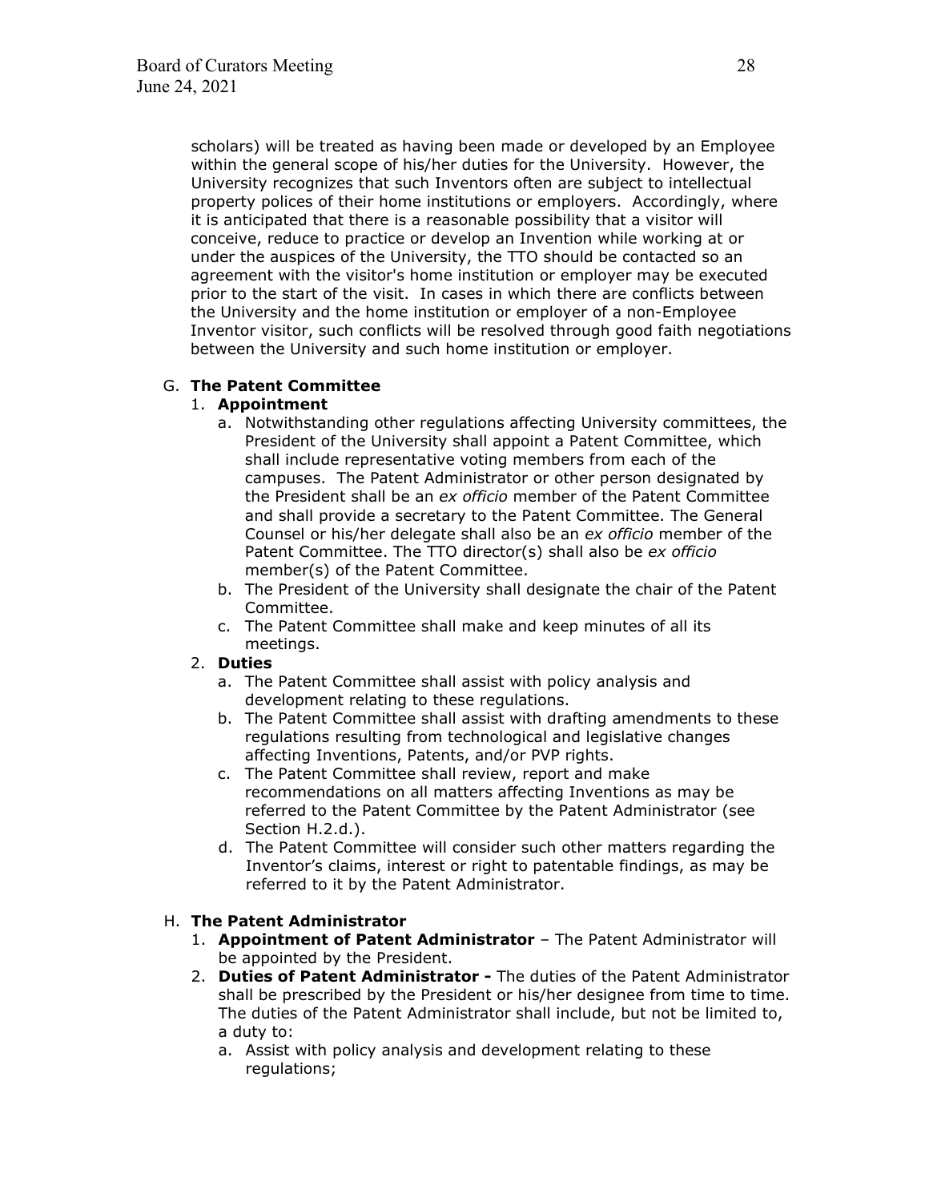scholars) will be treated as having been made or developed by an Employee within the general scope of his/her duties for the University. However, the University recognizes that such Inventors often are subject to intellectual property polices of their home institutions or employers. Accordingly, where it is anticipated that there is a reasonable possibility that a visitor will conceive, reduce to practice or develop an Invention while working at or under the auspices of the University, the TTO should be contacted so an agreement with the visitor's home institution or employer may be executed prior to the start of the visit. In cases in which there are conflicts between the University and the home institution or employer of a non-Employee Inventor visitor, such conflicts will be resolved through good faith negotiations between the University and such home institution or employer.

G. **The Patent Committee**

1. **Appointment**
   a. Notwithstanding other regulations affecting University committees, the President of the University shall appoint a Patent Committee, which shall include representative voting members from each of the campuses. The Patent Administrator or other person designated by the President shall be an *ex officio* member of the Patent Committee and shall provide a secretary to the Patent Committee. The General Counsel or his/her delegate shall also be an *ex officio* member of the Patent Committee. The TTO director(s) shall also be *ex officio* member(s) of the Patent Committee.
   b. The President of the University shall designate the chair of the Patent Committee.
   c. The Patent Committee shall make and keep minutes of all its meetings.
2. **Duties**
   a. The Patent Committee shall assist with policy analysis and development relating to these regulations.
   b. The Patent Committee shall assist with drafting amendments to these regulations resulting from technological and legislative changes affecting Inventions, Patents, and/or PVP rights.
   c. The Patent Committee shall review, report and make recommendations on all matters affecting Inventions as may be referred to the Patent Committee by the Patent Administrator (see Section H.2.d.).
   d. The Patent Committee will consider such other matters regarding the Inventor's claims, interest or right to patentable findings, as may be referred to it by the Patent Administrator.

H. **The Patent Administrator**

1. **Appointment of Patent Administrator** – The Patent Administrator will be appointed by the President.
2. **Duties of Patent Administrator -** The duties of the Patent Administrator shall be prescribed by the President or his/her designee from time to time. The duties of the Patent Administrator shall include, but not be limited to, a duty to:
   a. Assist with policy analysis and development relating to these regulations;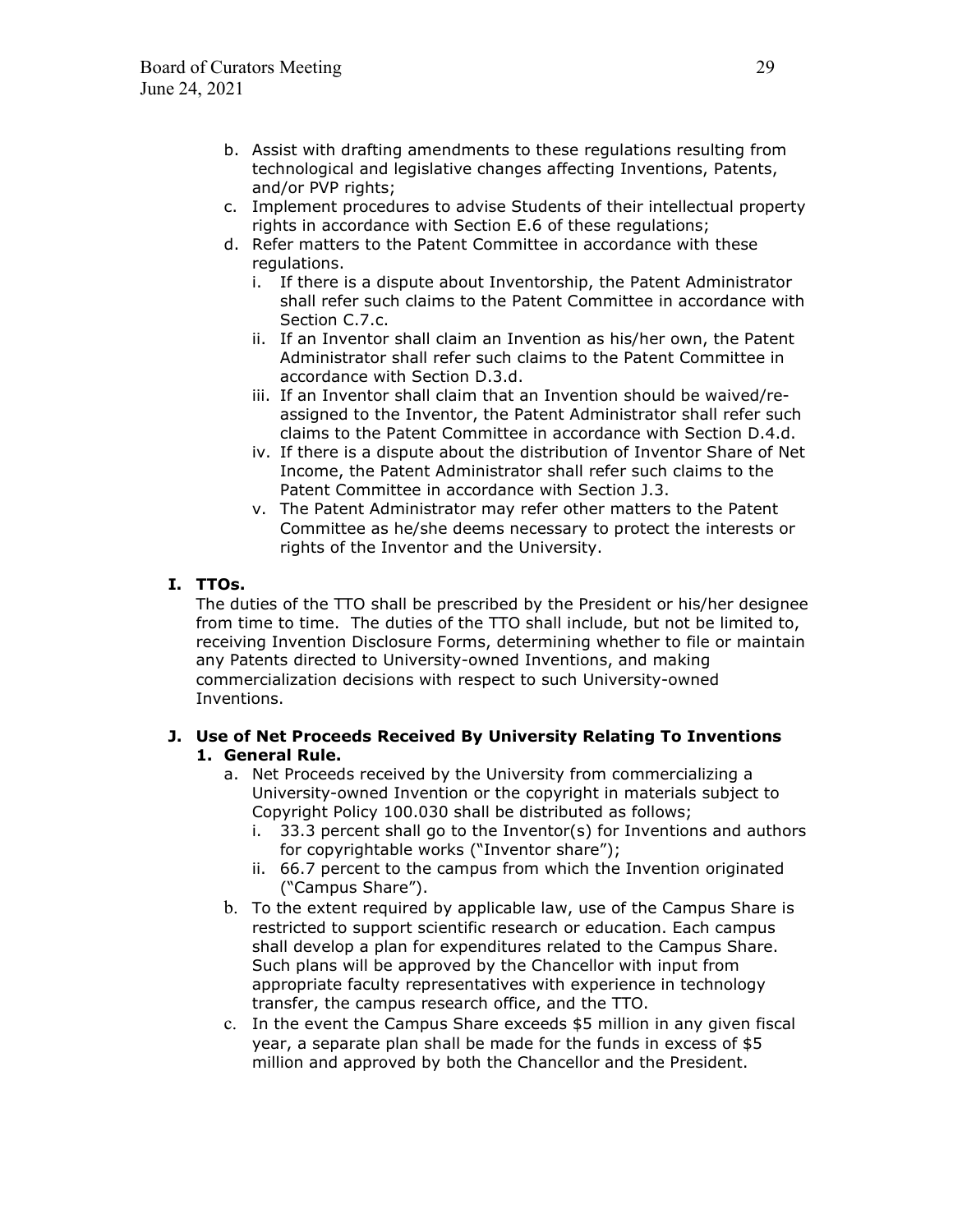b. Assist with drafting amendments to these regulations resulting from technological and legislative changes affecting Inventions, Patents, and/or PVP rights;
c. Implement procedures to advise Students of their intellectual property rights in accordance with Section E.6 of these regulations;
d. Refer matters to the Patent Committee in accordance with these regulations.
   i. If there is a dispute about Inventorship, the Patent Administrator shall refer such claims to the Patent Committee in accordance with Section C.7.c.
   ii. If an Inventor shall claim an Invention as his/her own, the Patent Administrator shall refer such claims to the Patent Committee in accordance with Section D.3.d.
   iii. If an Inventor shall claim that an Invention should be waived/re-assigned to the Inventor, the Patent Administrator shall refer such claims to the Patent Committee in accordance with Section D.4.d.
   iv. If there is a dispute about the distribution of Inventor Share of Net Income, the Patent Administrator shall refer such claims to the Patent Committee in accordance with Section J.3.
   v. The Patent Administrator may refer other matters to the Patent Committee as he/she deems necessary to protect the interests or rights of the Inventor and the University.

**I. TTOs.**

The duties of the TTO shall be prescribed by the President or his/her designee from time to time. The duties of the TTO shall include, but not be limited to, receiving Invention Disclosure Forms, determining whether to file or maintain any Patents directed to University-owned Inventions, and making commercialization decisions with respect to such University-owned Inventions.

**J. Use of Net Proceeds Received By University Relating To Inventions**

**1. General Rule.**

a. Net Proceeds received by the University from commercializing a University-owned Invention or the copyright in materials subject to Copyright Policy 100.030 shall be distributed as follows;
   i. 33.3 percent shall go to the Inventor(s) for Inventions and authors for copyrightable works ("Inventor share");
   ii. 66.7 percent to the campus from which the Invention originated ("Campus Share").
b. To the extent required by applicable law, use of the Campus Share is restricted to support scientific research or education. Each campus shall develop a plan for expenditures related to the Campus Share. Such plans will be approved by the Chancellor with input from appropriate faculty representatives with experience in technology transfer, the campus research office, and the TTO.
c. In the event the Campus Share exceeds $5 million in any given fiscal year, a separate plan shall be made for the funds in excess of $5 million and approved by both the Chancellor and the President.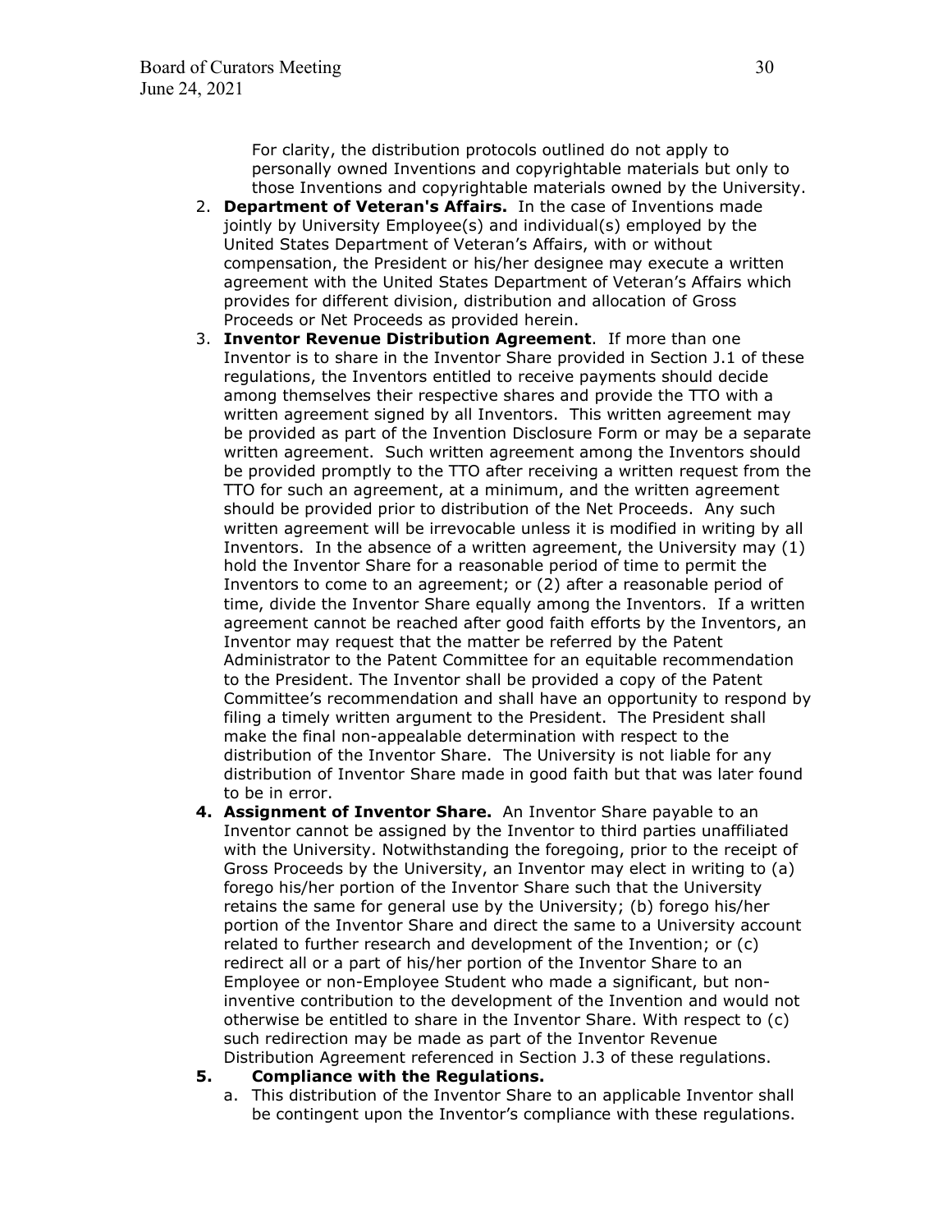For clarity, the distribution protocols outlined do not apply to personally owned Inventions and copyrightable materials but only to those Inventions and copyrightable materials owned by the University.

2. **Department of Veteran's Affairs.** In the case of Inventions made jointly by University Employee(s) and individual(s) employed by the United States Department of Veteran's Affairs, with or without compensation, the President or his/her designee may execute a written agreement with the United States Department of Veteran's Affairs which provides for different division, distribution and allocation of Gross Proceeds or Net Proceeds as provided herein.
3. **Inventor Revenue Distribution Agreement**. If more than one Inventor is to share in the Inventor Share provided in Section J.1 of these regulations, the Inventors entitled to receive payments should decide among themselves their respective shares and provide the TTO with a written agreement signed by all Inventors. This written agreement may be provided as part of the Invention Disclosure Form or may be a separate written agreement. Such written agreement among the Inventors should be provided promptly to the TTO after receiving a written request from the TTO for such an agreement, at a minimum, and the written agreement should be provided prior to distribution of the Net Proceeds. Any such written agreement will be irrevocable unless it is modified in writing by all Inventors. In the absence of a written agreement, the University may (1) hold the Inventor Share for a reasonable period of time to permit the Inventors to come to an agreement; or (2) after a reasonable period of time, divide the Inventor Share equally among the Inventors. If a written agreement cannot be reached after good faith efforts by the Inventors, an Inventor may request that the matter be referred by the Patent Administrator to the Patent Committee for an equitable recommendation to the President. The Inventor shall be provided a copy of the Patent Committee's recommendation and shall have an opportunity to respond by filing a timely written argument to the President. The President shall make the final non-appealable determination with respect to the distribution of the Inventor Share. The University is not liable for any distribution of Inventor Share made in good faith but that was later found to be in error.
4. **Assignment of Inventor Share.** An Inventor Share payable to an Inventor cannot be assigned by the Inventor to third parties unaffiliated with the University. Notwithstanding the foregoing, prior to the receipt of Gross Proceeds by the University, an Inventor may elect in writing to (a) forego his/her portion of the Inventor Share such that the University retains the same for general use by the University; (b) forego his/her portion of the Inventor Share and direct the same to a University account related to further research and development of the Invention; or (c) redirect all or a part of his/her portion of the Inventor Share to an Employee or non-Employee Student who made a significant, but non-inventive contribution to the development of the Invention and would not otherwise be entitled to share in the Inventor Share. With respect to (c) such redirection may be made as part of the Inventor Revenue Distribution Agreement referenced in Section J.3 of these regulations.
5. **Compliance with the Regulations.**
   a. This distribution of the Inventor Share to an applicable Inventor shall be contingent upon the Inventor's compliance with these regulations.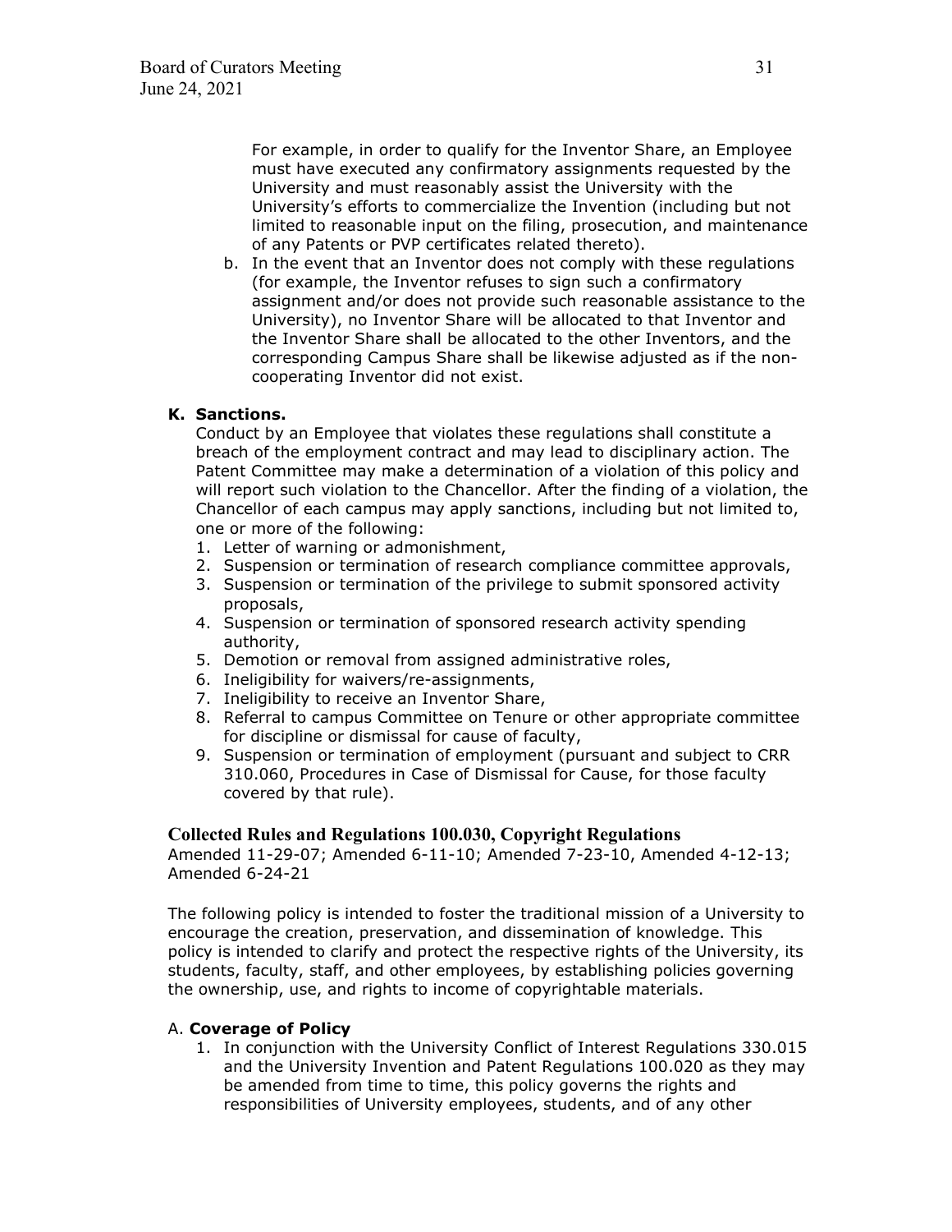For example, in order to qualify for the Inventor Share, an Employee must have executed any confirmatory assignments requested by the University and must reasonably assist the University with the University's efforts to commercialize the Invention (including but not limited to reasonable input on the filing, prosecution, and maintenance of any Patents or PVP certificates related thereto).

b. In the event that an Inventor does not comply with these regulations (for example, the Inventor refuses to sign such a confirmatory assignment and/or does not provide such reasonable assistance to the University), no Inventor Share will be allocated to that Inventor and the Inventor Share shall be allocated to the other Inventors, and the corresponding Campus Share shall be likewise adjusted as if the non-cooperating Inventor did not exist.

**K. Sanctions.**

Conduct by an Employee that violates these regulations shall constitute a breach of the employment contract and may lead to disciplinary action. The Patent Committee may make a determination of a violation of this policy and will report such violation to the Chancellor. After the finding of a violation, the Chancellor of each campus may apply sanctions, including but not limited to, one or more of the following:

1. Letter of warning or admonishment,
2. Suspension or termination of research compliance committee approvals,
3. Suspension or termination of the privilege to submit sponsored activity proposals,
4. Suspension or termination of sponsored research activity spending authority,
5. Demotion or removal from assigned administrative roles,
6. Ineligibility for waivers/re-assignments,
7. Ineligibility to receive an Inventor Share,
8. Referral to campus Committee on Tenure or other appropriate committee for discipline or dismissal for cause of faculty,
9. Suspension or termination of employment (pursuant and subject to CRR 310.060, Procedures in Case of Dismissal for Cause, for those faculty covered by that rule).

## Collected Rules and Regulations 100.030, Copyright Regulations

Amended 11-29-07; Amended 6-11-10; Amended 7-23-10, Amended 4-12-13; Amended 6-24-21

The following policy is intended to foster the traditional mission of a University to encourage the creation, preservation, and dissemination of knowledge. This policy is intended to clarify and protect the respective rights of the University, its students, faculty, staff, and other employees, by establishing policies governing the ownership, use, and rights to income of copyrightable materials.

A. **Coverage of Policy**

1. In conjunction with the University Conflict of Interest Regulations 330.015 and the University Invention and Patent Regulations 100.020 as they may be amended from time to time, this policy governs the rights and responsibilities of University employees, students, and of any other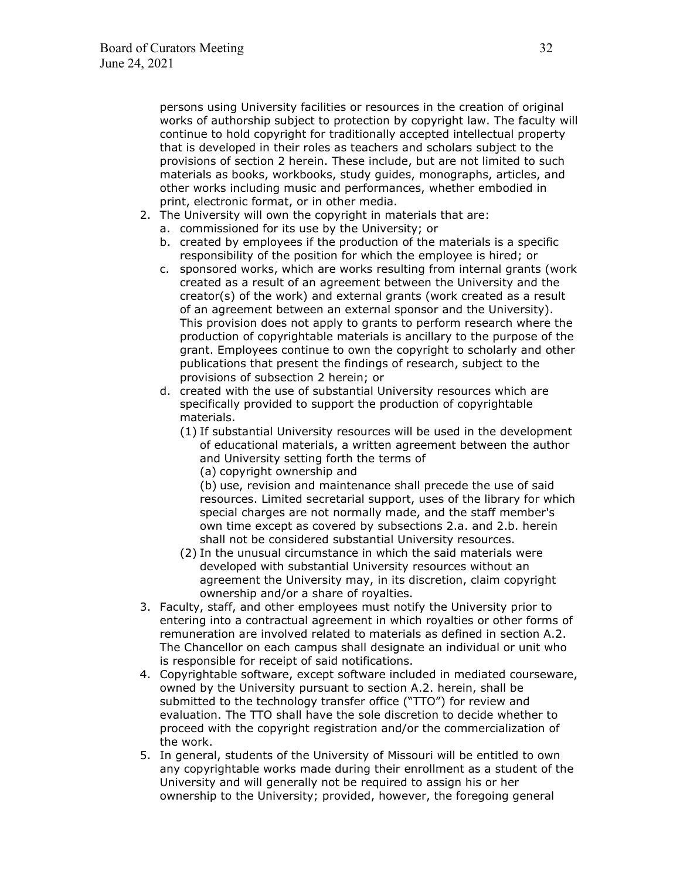persons using University facilities or resources in the creation of original works of authorship subject to protection by copyright law. The faculty will continue to hold copyright for traditionally accepted intellectual property that is developed in their roles as teachers and scholars subject to the provisions of section 2 herein. These include, but are not limited to such materials as books, workbooks, study guides, monographs, articles, and other works including music and performances, whether embodied in print, electronic format, or in other media.

2. The University will own the copyright in materials that are:
   a. commissioned for its use by the University; or
   b. created by employees if the production of the materials is a specific responsibility of the position for which the employee is hired; or
   c. sponsored works, which are works resulting from internal grants (work created as a result of an agreement between the University and the creator(s) of the work) and external grants (work created as a result of an agreement between an external sponsor and the University). This provision does not apply to grants to perform research where the production of copyrightable materials is ancillary to the purpose of the grant. Employees continue to own the copyright to scholarly and other publications that present the findings of research, subject to the provisions of subsection 2 herein; or
   d. created with the use of substantial University resources which are specifically provided to support the production of copyrightable materials.
      (1) If substantial University resources will be used in the development of educational materials, a written agreement between the author and University setting forth the terms of
         (a) copyright ownership and
         (b) use, revision and maintenance shall precede the use of said resources. Limited secretarial support, uses of the library for which special charges are not normally made, and the staff member's own time except as covered by subsections 2.a. and 2.b. herein shall not be considered substantial University resources.
      (2) In the unusual circumstance in which the said materials were developed with substantial University resources without an agreement the University may, in its discretion, claim copyright ownership and/or a share of royalties.
3. Faculty, staff, and other employees must notify the University prior to entering into a contractual agreement in which royalties or other forms of remuneration are involved related to materials as defined in section A.2. The Chancellor on each campus shall designate an individual or unit who is responsible for receipt of said notifications.
4. Copyrightable software, except software included in mediated courseware, owned by the University pursuant to section A.2. herein, shall be submitted to the technology transfer office ("TTO") for review and evaluation. The TTO shall have the sole discretion to decide whether to proceed with the copyright registration and/or the commercialization of the work.
5. In general, students of the University of Missouri will be entitled to own any copyrightable works made during their enrollment as a student of the University and will generally not be required to assign his or her ownership to the University; provided, however, the foregoing general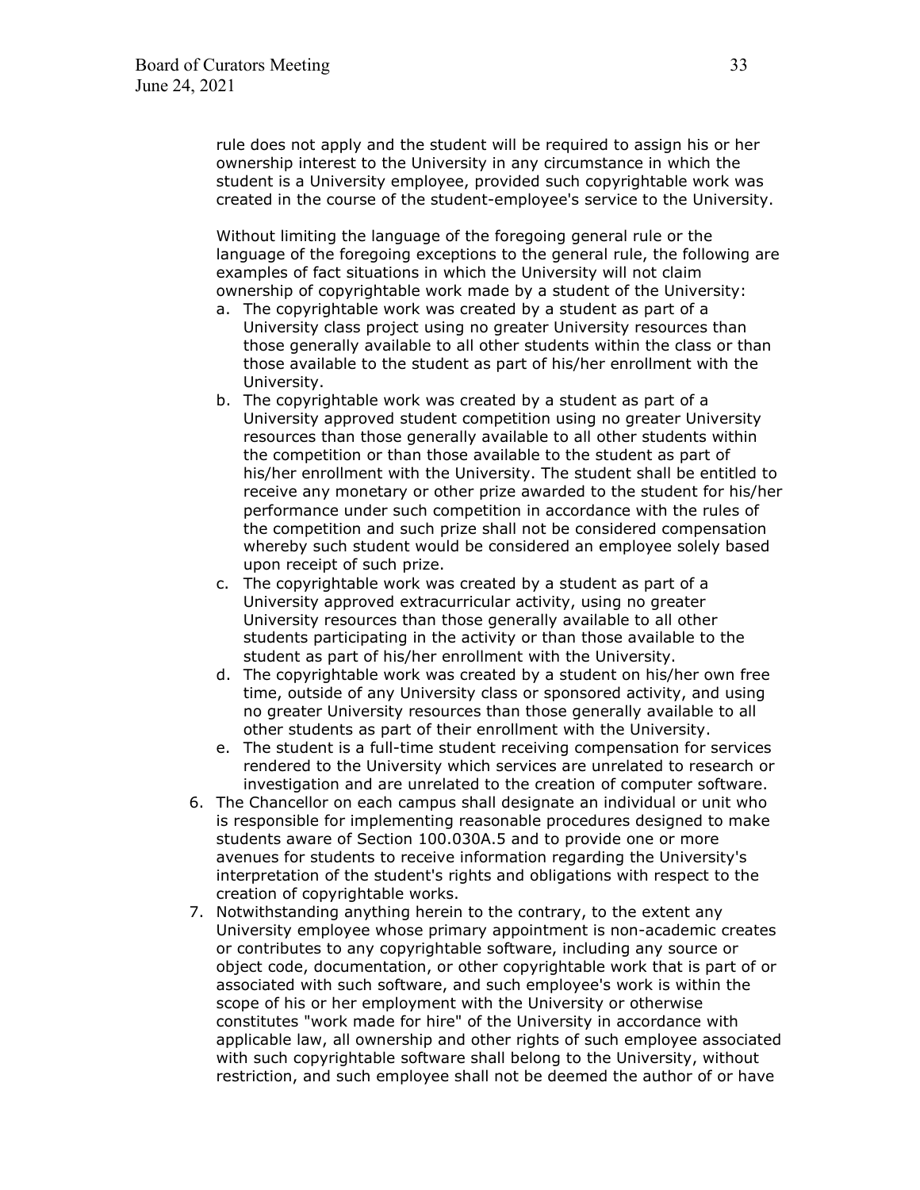rule does not apply and the student will be required to assign his or her ownership interest to the University in any circumstance in which the student is a University employee, provided such copyrightable work was created in the course of the student-employee's service to the University.

Without limiting the language of the foregoing general rule or the language of the foregoing exceptions to the general rule, the following are examples of fact situations in which the University will not claim ownership of copyrightable work made by a student of the University:

a. The copyrightable work was created by a student as part of a University class project using no greater University resources than those generally available to all other students within the class or than those available to the student as part of his/her enrollment with the University.
b. The copyrightable work was created by a student as part of a University approved student competition using no greater University resources than those generally available to all other students within the competition or than those available to the student as part of his/her enrollment with the University. The student shall be entitled to receive any monetary or other prize awarded to the student for his/her performance under such competition in accordance with the rules of the competition and such prize shall not be considered compensation whereby such student would be considered an employee solely based upon receipt of such prize.
c. The copyrightable work was created by a student as part of a University approved extracurricular activity, using no greater University resources than those generally available to all other students participating in the activity or than those available to the student as part of his/her enrollment with the University.
d. The copyrightable work was created by a student on his/her own free time, outside of any University class or sponsored activity, and using no greater University resources than those generally available to all other students as part of their enrollment with the University.
e. The student is a full-time student receiving compensation for services rendered to the University which services are unrelated to research or investigation and are unrelated to the creation of computer software.

6. The Chancellor on each campus shall designate an individual or unit who is responsible for implementing reasonable procedures designed to make students aware of Section 100.030A.5 and to provide one or more avenues for students to receive information regarding the University's interpretation of the student's rights and obligations with respect to the creation of copyrightable works.
7. Notwithstanding anything herein to the contrary, to the extent any University employee whose primary appointment is non-academic creates or contributes to any copyrightable software, including any source or object code, documentation, or other copyrightable work that is part of or associated with such software, and such employee's work is within the scope of his or her employment with the University or otherwise constitutes "work made for hire" of the University in accordance with applicable law, all ownership and other rights of such employee associated with such copyrightable software shall belong to the University, without restriction, and such employee shall not be deemed the author of or have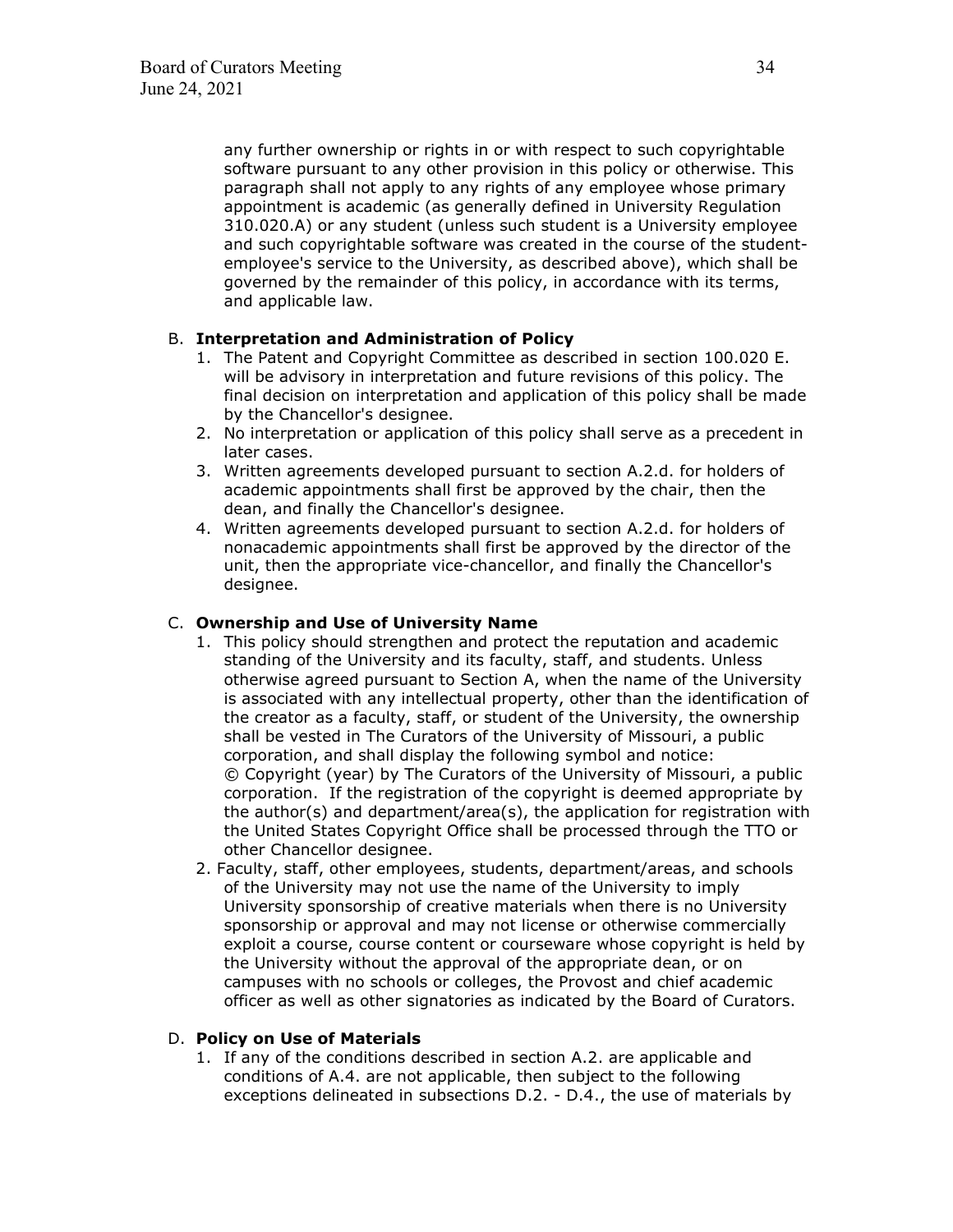any further ownership or rights in or with respect to such copyrightable software pursuant to any other provision in this policy or otherwise. This paragraph shall not apply to any rights of any employee whose primary appointment is academic (as generally defined in University Regulation 310.020.A) or any student (unless such student is a University employee and such copyrightable software was created in the course of the student-employee's service to the University, as described above), which shall be governed by the remainder of this policy, in accordance with its terms, and applicable law.

B. **Interpretation and Administration of Policy**

1. The Patent and Copyright Committee as described in section 100.020 E. will be advisory in interpretation and future revisions of this policy. The final decision on interpretation and application of this policy shall be made by the Chancellor's designee.
2. No interpretation or application of this policy shall serve as a precedent in later cases.
3. Written agreements developed pursuant to section A.2.d. for holders of academic appointments shall first be approved by the chair, then the dean, and finally the Chancellor's designee.
4. Written agreements developed pursuant to section A.2.d. for holders of nonacademic appointments shall first be approved by the director of the unit, then the appropriate vice-chancellor, and finally the Chancellor's designee.

C. **Ownership and Use of University Name**

1. This policy should strengthen and protect the reputation and academic standing of the University and its faculty, staff, and students. Unless otherwise agreed pursuant to Section A, when the name of the University is associated with any intellectual property, other than the identification of the creator as a faculty, staff, or student of the University, the ownership shall be vested in The Curators of the University of Missouri, a public corporation, and shall display the following symbol and notice: © Copyright (year) by The Curators of the University of Missouri, a public corporation. If the registration of the copyright is deemed appropriate by the author(s) and department/area(s), the application for registration with the United States Copyright Office shall be processed through the TTO or other Chancellor designee.
2. Faculty, staff, other employees, students, department/areas, and schools of the University may not use the name of the University to imply University sponsorship of creative materials when there is no University sponsorship or approval and may not license or otherwise commercially exploit a course, course content or courseware whose copyright is held by the University without the approval of the appropriate dean, or on campuses with no schools or colleges, the Provost and chief academic officer as well as other signatories as indicated by the Board of Curators.

D. **Policy on Use of Materials**

1. If any of the conditions described in section A.2. are applicable and conditions of A.4. are not applicable, then subject to the following exceptions delineated in subsections D.2. - D.4., the use of materials by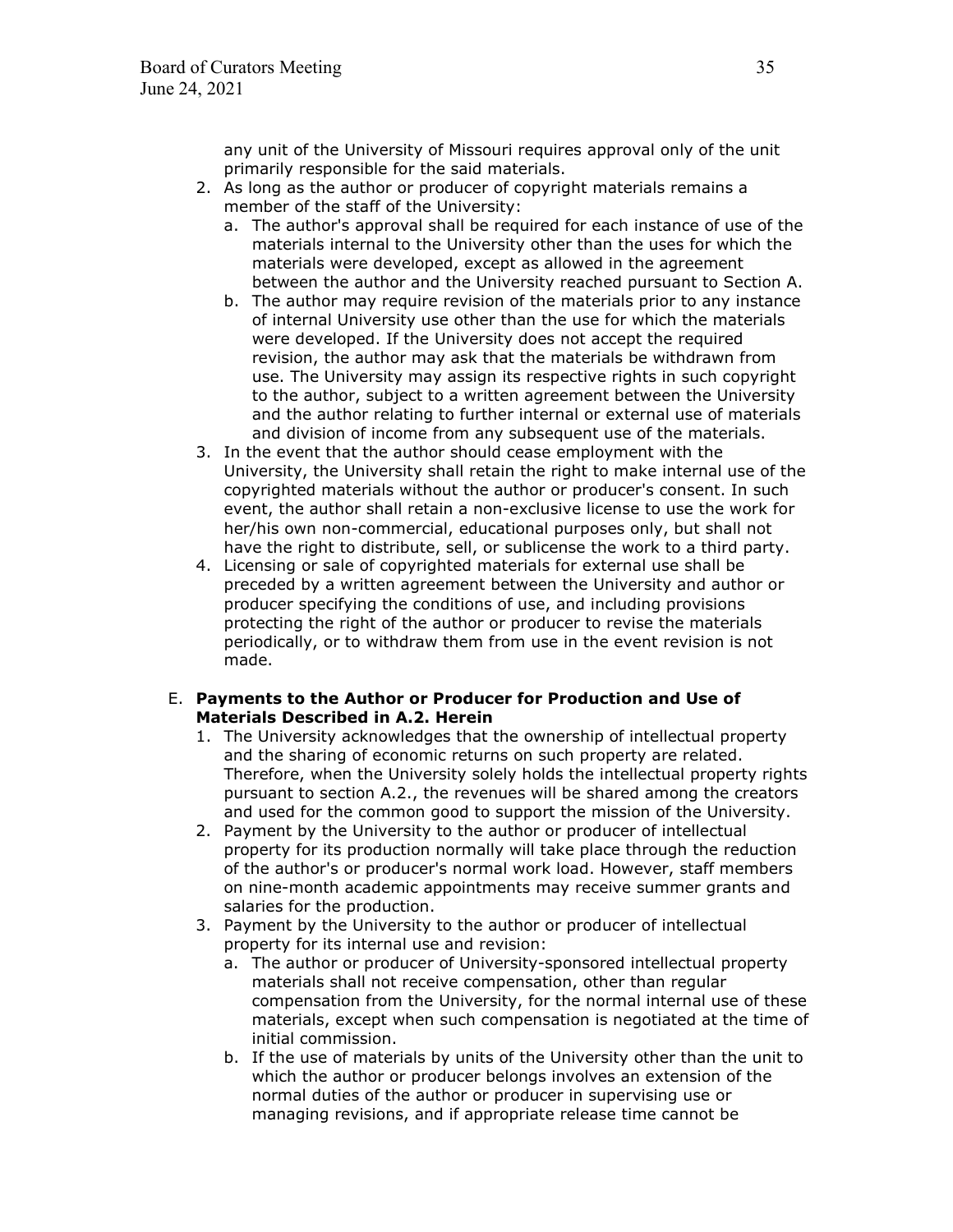any unit of the University of Missouri requires approval only of the unit primarily responsible for the said materials.

2. As long as the author or producer of copyright materials remains a member of the staff of the University:
   a. The author's approval shall be required for each instance of use of the materials internal to the University other than the uses for which the materials were developed, except as allowed in the agreement between the author and the University reached pursuant to Section A.
   b. The author may require revision of the materials prior to any instance of internal University use other than the use for which the materials were developed. If the University does not accept the required revision, the author may ask that the materials be withdrawn from use. The University may assign its respective rights in such copyright to the author, subject to a written agreement between the University and the author relating to further internal or external use of materials and division of income from any subsequent use of the materials.
3. In the event that the author should cease employment with the University, the University shall retain the right to make internal use of the copyrighted materials without the author or producer's consent. In such event, the author shall retain a non-exclusive license to use the work for her/his own non-commercial, educational purposes only, but shall not have the right to distribute, sell, or sublicense the work to a third party.
4. Licensing or sale of copyrighted materials for external use shall be preceded by a written agreement between the University and author or producer specifying the conditions of use, and including provisions protecting the right of the author or producer to revise the materials periodically, or to withdraw them from use in the event revision is not made.

E. **Payments to the Author or Producer for Production and Use of Materials Described in A.2. Herein**
   1. The University acknowledges that the ownership of intellectual property and the sharing of economic returns on such property are related. Therefore, when the University solely holds the intellectual property rights pursuant to section A.2., the revenues will be shared among the creators and used for the common good to support the mission of the University.
   2. Payment by the University to the author or producer of intellectual property for its production normally will take place through the reduction of the author's or producer's normal work load. However, staff members on nine-month academic appointments may receive summer grants and salaries for the production.
   3. Payment by the University to the author or producer of intellectual property for its internal use and revision:
      a. The author or producer of University-sponsored intellectual property materials shall not receive compensation, other than regular compensation from the University, for the normal internal use of these materials, except when such compensation is negotiated at the time of initial commission.
      b. If the use of materials by units of the University other than the unit to which the author or producer belongs involves an extension of the normal duties of the author or producer in supervising use or managing revisions, and if appropriate release time cannot be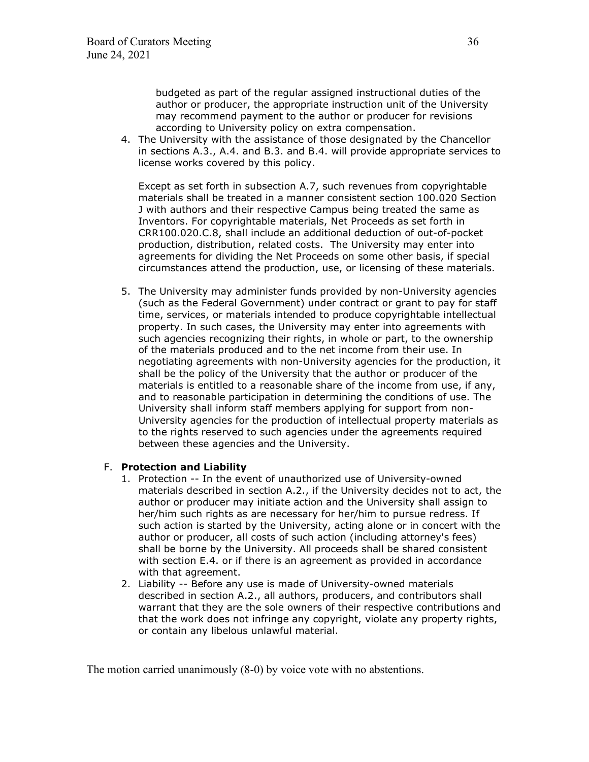budgeted as part of the regular assigned instructional duties of the author or producer, the appropriate instruction unit of the University may recommend payment to the author or producer for revisions according to University policy on extra compensation.

4. The University with the assistance of those designated by the Chancellor in sections A.3., A.4. and B.3. and B.4. will provide appropriate services to license works covered by this policy.

   Except as set forth in subsection A.7, such revenues from copyrightable materials shall be treated in a manner consistent section 100.020 Section J with authors and their respective Campus being treated the same as Inventors. For copyrightable materials, Net Proceeds as set forth in CRR100.020.C.8, shall include an additional deduction of out-of-pocket production, distribution, related costs. The University may enter into agreements for dividing the Net Proceeds on some other basis, if special circumstances attend the production, use, or licensing of these materials.

5. The University may administer funds provided by non-University agencies (such as the Federal Government) under contract or grant to pay for staff time, services, or materials intended to produce copyrightable intellectual property. In such cases, the University may enter into agreements with such agencies recognizing their rights, in whole or part, to the ownership of the materials produced and to the net income from their use. In negotiating agreements with non-University agencies for the production, it shall be the policy of the University that the author or producer of the materials is entitled to a reasonable share of the income from use, if any, and to reasonable participation in determining the conditions of use. The University shall inform staff members applying for support from non-University agencies for the production of intellectual property materials as to the rights reserved to such agencies under the agreements required between these agencies and the University.

F. **Protection and Liability**

1. Protection -- In the event of unauthorized use of University-owned materials described in section A.2., if the University decides not to act, the author or producer may initiate action and the University shall assign to her/him such rights as are necessary for her/him to pursue redress. If such action is started by the University, acting alone or in concert with the author or producer, all costs of such action (including attorney's fees) shall be borne by the University. All proceeds shall be shared consistent with section E.4. or if there is an agreement as provided in accordance with that agreement.
2. Liability -- Before any use is made of University-owned materials described in section A.2., all authors, producers, and contributors shall warrant that they are the sole owners of their respective contributions and that the work does not infringe any copyright, violate any property rights, or contain any libelous unlawful material.

The motion carried unanimously (8-0) by voice vote with no abstentions.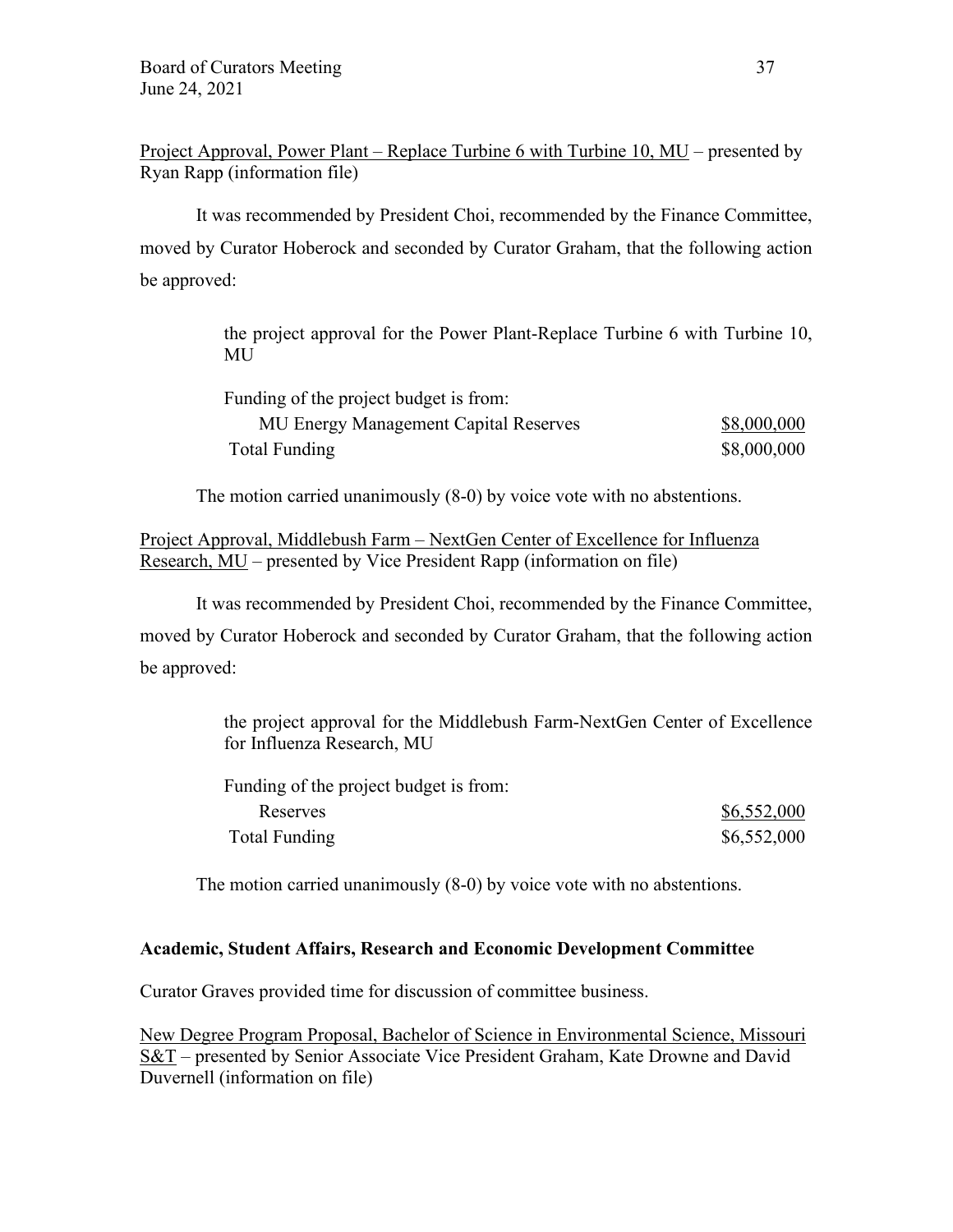<u>Project Approval, Power Plant – Replace Turbine 6 with Turbine 10, MU</u> – presented by Ryan Rapp (information file)

It was recommended by President Choi, recommended by the Finance Committee, moved by Curator Hoberock and seconded by Curator Graham, that the following action be approved:

> the project approval for the Power Plant-Replace Turbine 6 with Turbine 10, MU
>
> Funding of the project budget is from:
>
> | | |
> |---|---|
> | MU Energy Management Capital Reserves | <u>$8,000,000</u> |
> | Total Funding | $8,000,000 |

The motion carried unanimously (8-0) by voice vote with no abstentions.

<u>Project Approval, Middlebush Farm – NextGen Center of Excellence for Influenza Research, MU</u> – presented by Vice President Rapp (information on file)

It was recommended by President Choi, recommended by the Finance Committee, moved by Curator Hoberock and seconded by Curator Graham, that the following action be approved:

> the project approval for the Middlebush Farm-NextGen Center of Excellence for Influenza Research, MU
>
> Funding of the project budget is from:
>
> | | |
> |---|---|
> | Reserves | <u>$6,552,000</u> |
> | Total Funding | $6,552,000 |

The motion carried unanimously (8-0) by voice vote with no abstentions.

**Academic, Student Affairs, Research and Economic Development Committee**

Curator Graves provided time for discussion of committee business.

<u>New Degree Program Proposal, Bachelor of Science in Environmental Science, Missouri S&T</u> – presented by Senior Associate Vice President Graham, Kate Drowne and David Duvernell (information on file)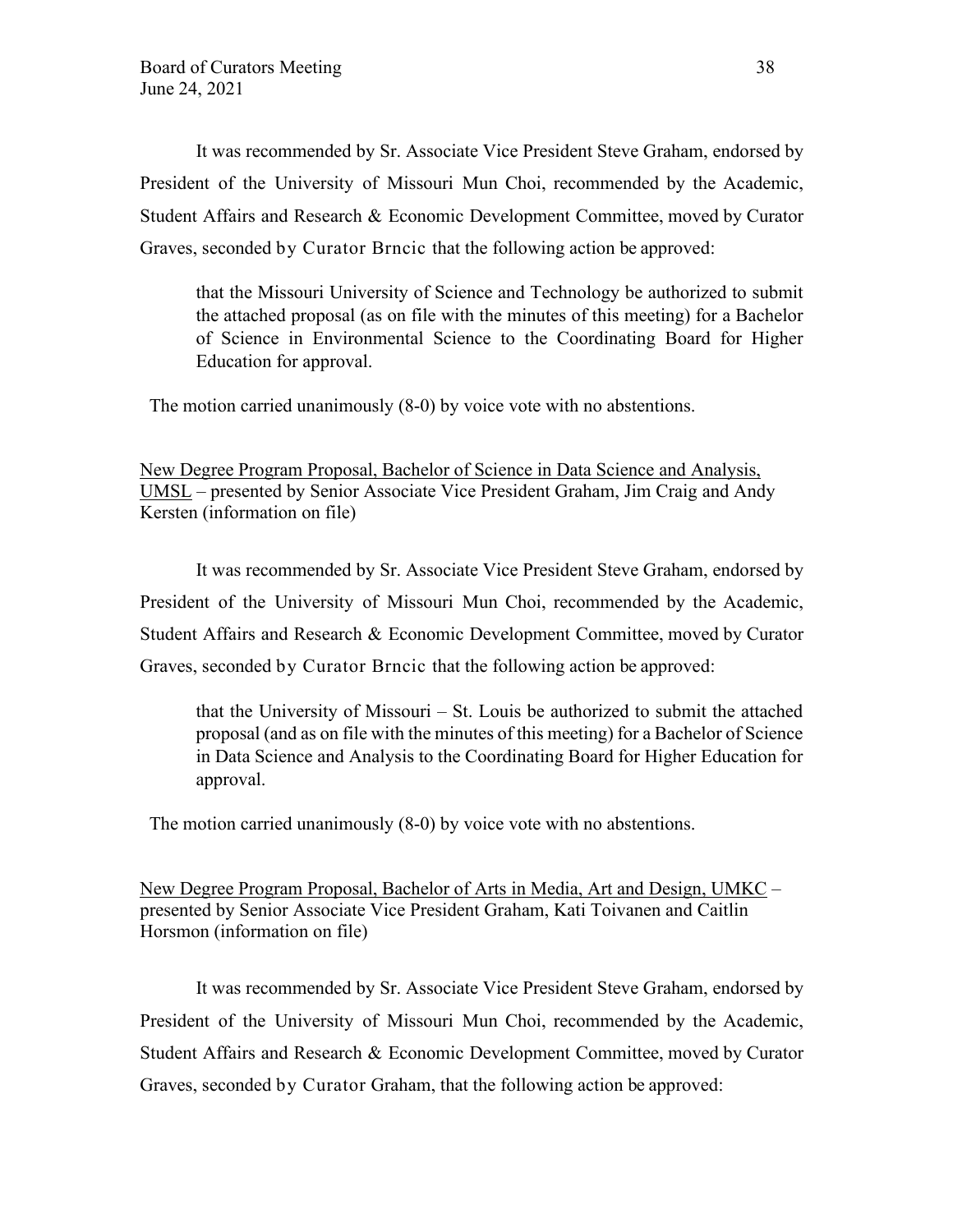It was recommended by Sr. Associate Vice President Steve Graham, endorsed by President of the University of Missouri Mun Choi, recommended by the Academic, Student Affairs and Research & Economic Development Committee, moved by Curator Graves, seconded by Curator Brncic that the following action be approved:

> that the Missouri University of Science and Technology be authorized to submit the attached proposal (as on file with the minutes of this meeting) for a Bachelor of Science in Environmental Science to the Coordinating Board for Higher Education for approval.

The motion carried unanimously (8-0) by voice vote with no abstentions.

<u>New Degree Program Proposal, Bachelor of Science in Data Science and Analysis, UMSL</u> – presented by Senior Associate Vice President Graham, Jim Craig and Andy Kersten (information on file)

It was recommended by Sr. Associate Vice President Steve Graham, endorsed by President of the University of Missouri Mun Choi, recommended by the Academic, Student Affairs and Research & Economic Development Committee, moved by Curator Graves, seconded by Curator Brncic that the following action be approved:

> that the University of Missouri – St. Louis be authorized to submit the attached proposal (and as on file with the minutes of this meeting) for a Bachelor of Science in Data Science and Analysis to the Coordinating Board for Higher Education for approval.

The motion carried unanimously (8-0) by voice vote with no abstentions.

<u>New Degree Program Proposal, Bachelor of Arts in Media, Art and Design, UMKC</u> – presented by Senior Associate Vice President Graham, Kati Toivanen and Caitlin Horsmon (information on file)

It was recommended by Sr. Associate Vice President Steve Graham, endorsed by President of the University of Missouri Mun Choi, recommended by the Academic, Student Affairs and Research & Economic Development Committee, moved by Curator Graves, seconded by Curator Graham, that the following action be approved: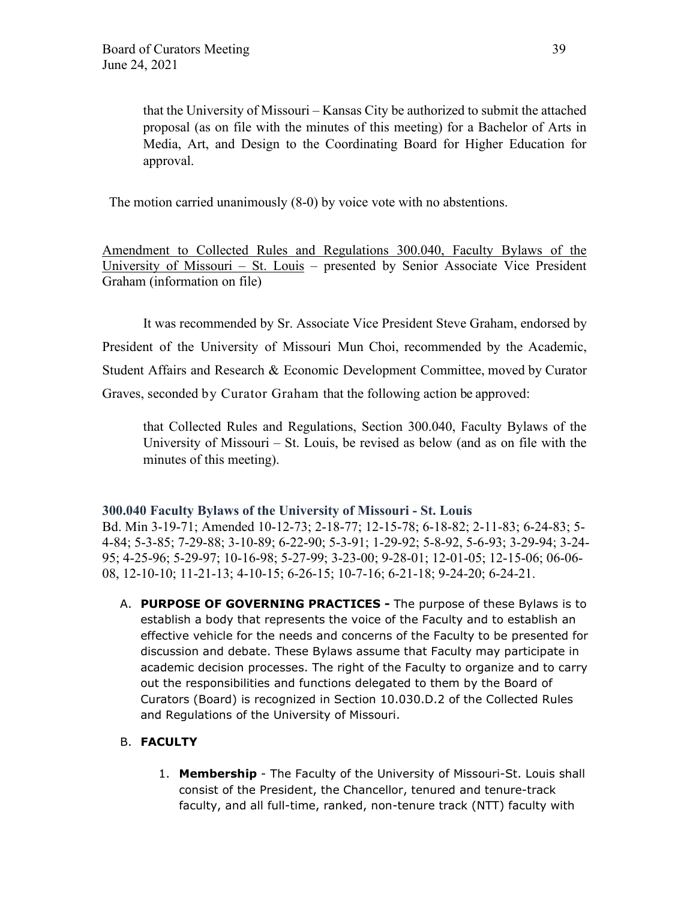that the University of Missouri – Kansas City be authorized to submit the attached proposal (as on file with the minutes of this meeting) for a Bachelor of Arts in Media, Art, and Design to the Coordinating Board for Higher Education for approval.

The motion carried unanimously (8-0) by voice vote with no abstentions.

Amendment to Collected Rules and Regulations 300.040, Faculty Bylaws of the University of Missouri – St. Louis – presented by Senior Associate Vice President Graham (information on file)

It was recommended by Sr. Associate Vice President Steve Graham, endorsed by President of the University of Missouri Mun Choi, recommended by the Academic, Student Affairs and Research & Economic Development Committee, moved by Curator Graves, seconded by Curator Graham that the following action be approved:

> that Collected Rules and Regulations, Section 300.040, Faculty Bylaws of the University of Missouri – St. Louis, be revised as below (and as on file with the minutes of this meeting).

**300.040 Faculty Bylaws of the University of Missouri - St. Louis**

Bd. Min 3-19-71; Amended 10-12-73; 2-18-77; 12-15-78; 6-18-82; 2-11-83; 6-24-83; 5-4-84; 5-3-85; 7-29-88; 3-10-89; 6-22-90; 5-3-91; 1-29-92; 5-8-92, 5-6-93; 3-29-94; 3-24-95; 4-25-96; 5-29-97; 10-16-98; 5-27-99; 3-23-00; 9-28-01; 12-01-05; 12-15-06; 06-06-08, 12-10-10; 11-21-13; 4-10-15; 6-26-15; 10-7-16; 6-21-18; 9-24-20; 6-24-21.

A. **PURPOSE OF GOVERNING PRACTICES -** The purpose of these Bylaws is to establish a body that represents the voice of the Faculty and to establish an effective vehicle for the needs and concerns of the Faculty to be presented for discussion and debate. These Bylaws assume that Faculty may participate in academic decision processes. The right of the Faculty to organize and to carry out the responsibilities and functions delegated to them by the Board of Curators (Board) is recognized in Section 10.030.D.2 of the Collected Rules and Regulations of the University of Missouri.

B. **FACULTY**

   1. **Membership** - The Faculty of the University of Missouri-St. Louis shall consist of the President, the Chancellor, tenured and tenure-track faculty, and all full-time, ranked, non-tenure track (NTT) faculty with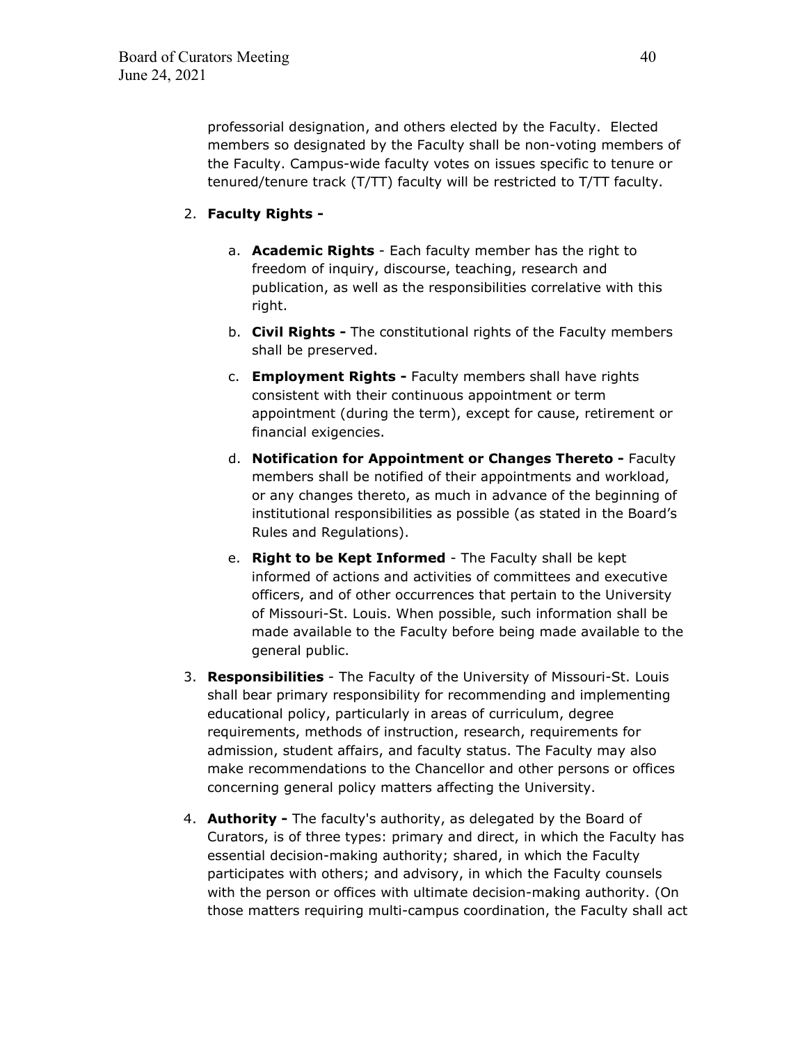professorial designation, and others elected by the Faculty. Elected members so designated by the Faculty shall be non-voting members of the Faculty. Campus-wide faculty votes on issues specific to tenure or tenured/tenure track (T/TT) faculty will be restricted to T/TT faculty.

2. **Faculty Rights -**

    a. **Academic Rights** - Each faculty member has the right to freedom of inquiry, discourse, teaching, research and publication, as well as the responsibilities correlative with this right.

    b. **Civil Rights -** The constitutional rights of the Faculty members shall be preserved.

    c. **Employment Rights -** Faculty members shall have rights consistent with their continuous appointment or term appointment (during the term), except for cause, retirement or financial exigencies.

    d. **Notification for Appointment or Changes Thereto -** Faculty members shall be notified of their appointments and workload, or any changes thereto, as much in advance of the beginning of institutional responsibilities as possible (as stated in the Board's Rules and Regulations).

    e. **Right to be Kept Informed** - The Faculty shall be kept informed of actions and activities of committees and executive officers, and of other occurrences that pertain to the University of Missouri-St. Louis. When possible, such information shall be made available to the Faculty before being made available to the general public.

3. **Responsibilities** - The Faculty of the University of Missouri-St. Louis shall bear primary responsibility for recommending and implementing educational policy, particularly in areas of curriculum, degree requirements, methods of instruction, research, requirements for admission, student affairs, and faculty status. The Faculty may also make recommendations to the Chancellor and other persons or offices concerning general policy matters affecting the University.

4. **Authority -** The faculty's authority, as delegated by the Board of Curators, is of three types: primary and direct, in which the Faculty has essential decision-making authority; shared, in which the Faculty participates with others; and advisory, in which the Faculty counsels with the person or offices with ultimate decision-making authority. (On those matters requiring multi-campus coordination, the Faculty shall act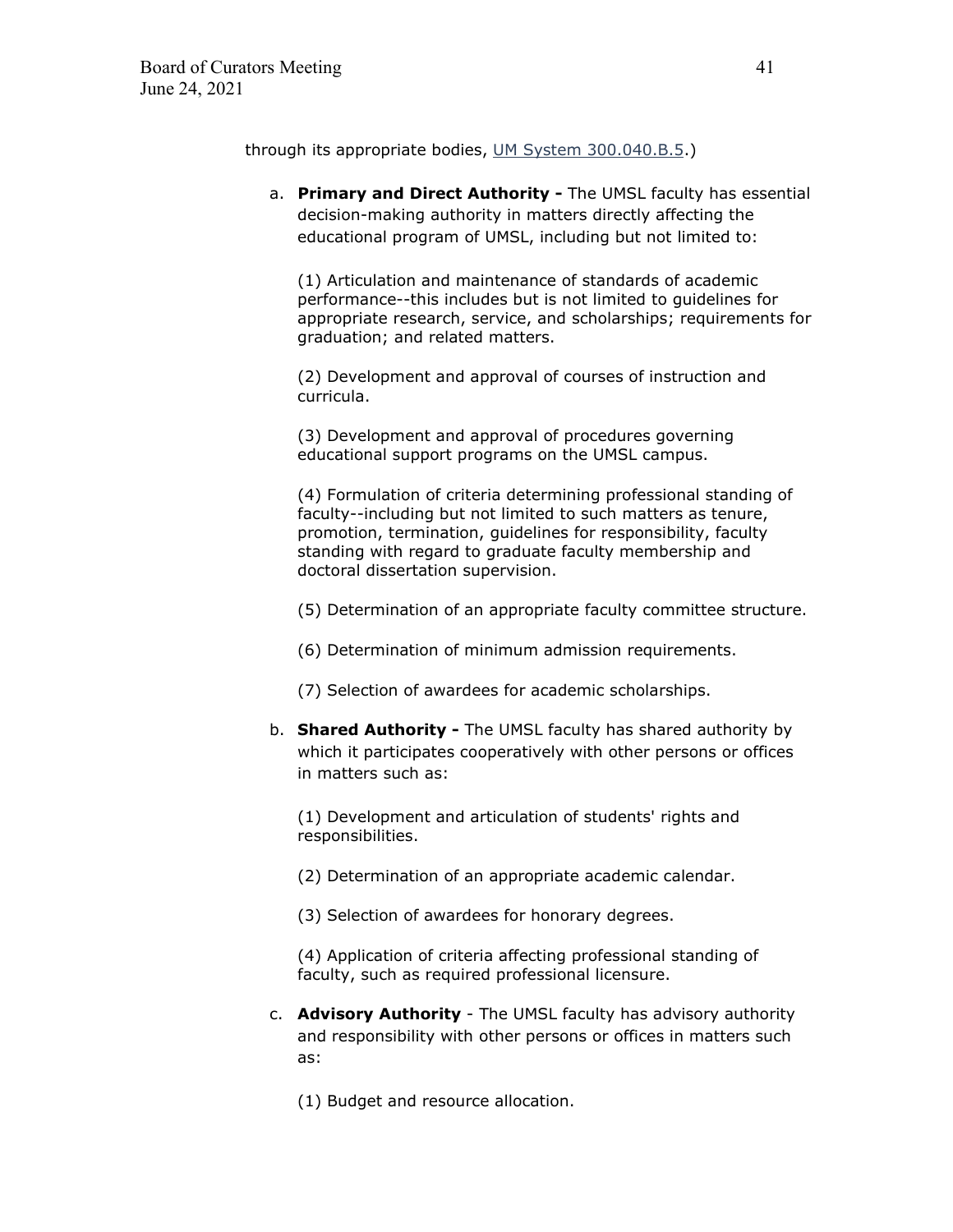through its appropriate bodies, UM System 300.040.B.5.)

a. **Primary and Direct Authority -** The UMSL faculty has essential decision-making authority in matters directly affecting the educational program of UMSL, including but not limited to:

   (1) Articulation and maintenance of standards of academic performance--this includes but is not limited to guidelines for appropriate research, service, and scholarships; requirements for graduation; and related matters.

   (2) Development and approval of courses of instruction and curricula.

   (3) Development and approval of procedures governing educational support programs on the UMSL campus.

   (4) Formulation of criteria determining professional standing of faculty--including but not limited to such matters as tenure, promotion, termination, guidelines for responsibility, faculty standing with regard to graduate faculty membership and doctoral dissertation supervision.

   (5) Determination of an appropriate faculty committee structure.

   (6) Determination of minimum admission requirements.

   (7) Selection of awardees for academic scholarships.

b. **Shared Authority -** The UMSL faculty has shared authority by which it participates cooperatively with other persons or offices in matters such as:

   (1) Development and articulation of students' rights and responsibilities.

   (2) Determination of an appropriate academic calendar.

   (3) Selection of awardees for honorary degrees.

   (4) Application of criteria affecting professional standing of faculty, such as required professional licensure.

c. **Advisory Authority** - The UMSL faculty has advisory authority and responsibility with other persons or offices in matters such as:

   (1) Budget and resource allocation.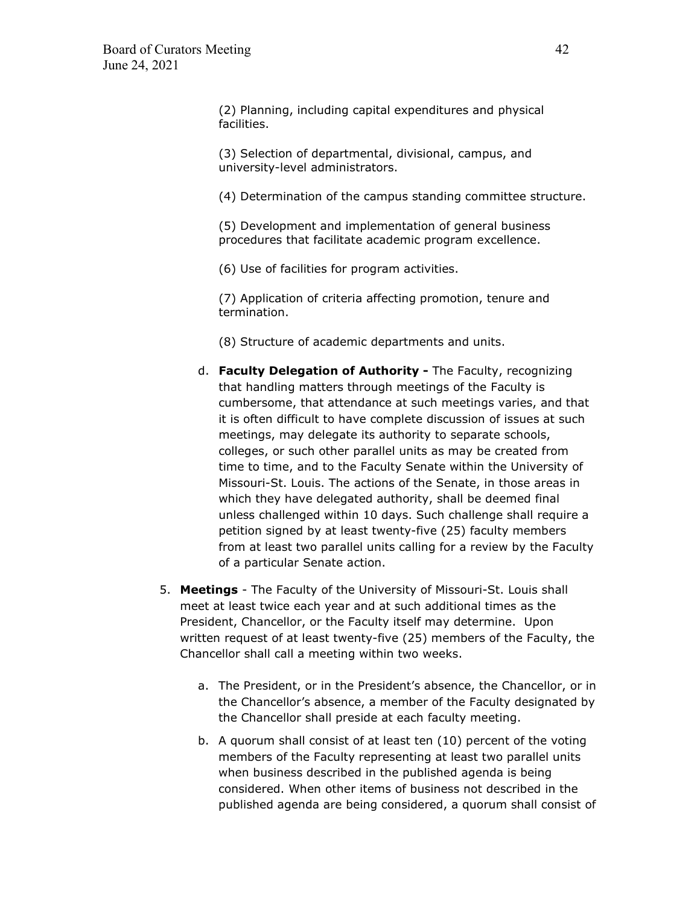(2) Planning, including capital expenditures and physical facilities.

(3) Selection of departmental, divisional, campus, and university-level administrators.

(4) Determination of the campus standing committee structure.

(5) Development and implementation of general business procedures that facilitate academic program excellence.

(6) Use of facilities for program activities.

(7) Application of criteria affecting promotion, tenure and termination.

(8) Structure of academic departments and units.

d. **Faculty Delegation of Authority -** The Faculty, recognizing that handling matters through meetings of the Faculty is cumbersome, that attendance at such meetings varies, and that it is often difficult to have complete discussion of issues at such meetings, may delegate its authority to separate schools, colleges, or such other parallel units as may be created from time to time, and to the Faculty Senate within the University of Missouri-St. Louis. The actions of the Senate, in those areas in which they have delegated authority, shall be deemed final unless challenged within 10 days. Such challenge shall require a petition signed by at least twenty-five (25) faculty members from at least two parallel units calling for a review by the Faculty of a particular Senate action.

5. **Meetings** - The Faculty of the University of Missouri-St. Louis shall meet at least twice each year and at such additional times as the President, Chancellor, or the Faculty itself may determine. Upon written request of at least twenty-five (25) members of the Faculty, the Chancellor shall call a meeting within two weeks.

   a. The President, or in the President's absence, the Chancellor, or in the Chancellor's absence, a member of the Faculty designated by the Chancellor shall preside at each faculty meeting.

   b. A quorum shall consist of at least ten (10) percent of the voting members of the Faculty representing at least two parallel units when business described in the published agenda is being considered. When other items of business not described in the published agenda are being considered, a quorum shall consist of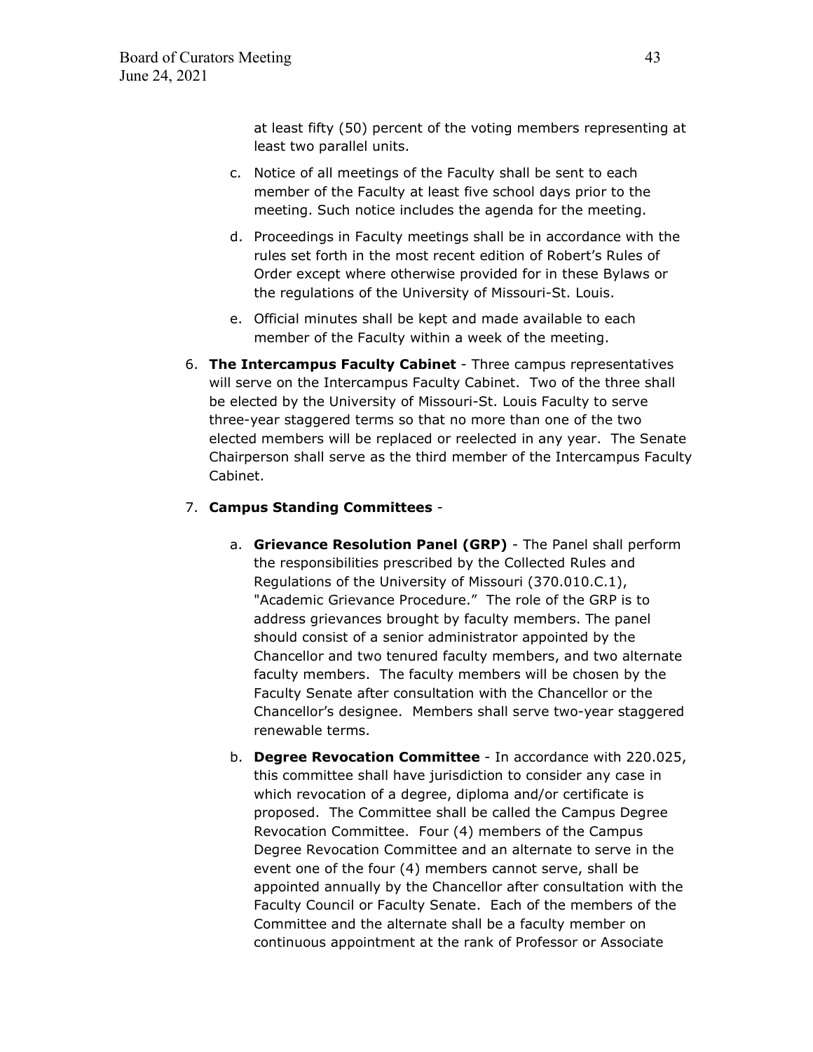at least fifty (50) percent of the voting members representing at least two parallel units.

c. Notice of all meetings of the Faculty shall be sent to each member of the Faculty at least five school days prior to the meeting. Such notice includes the agenda for the meeting.

d. Proceedings in Faculty meetings shall be in accordance with the rules set forth in the most recent edition of Robert's Rules of Order except where otherwise provided for in these Bylaws or the regulations of the University of Missouri-St. Louis.

e. Official minutes shall be kept and made available to each member of the Faculty within a week of the meeting.

6. **The Intercampus Faculty Cabinet** - Three campus representatives will serve on the Intercampus Faculty Cabinet. Two of the three shall be elected by the University of Missouri-St. Louis Faculty to serve three-year staggered terms so that no more than one of the two elected members will be replaced or reelected in any year. The Senate Chairperson shall serve as the third member of the Intercampus Faculty Cabinet.

7. **Campus Standing Committees** -

   a. **Grievance Resolution Panel (GRP)** - The Panel shall perform the responsibilities prescribed by the Collected Rules and Regulations of the University of Missouri (370.010.C.1), "Academic Grievance Procedure." The role of the GRP is to address grievances brought by faculty members. The panel should consist of a senior administrator appointed by the Chancellor and two tenured faculty members, and two alternate faculty members. The faculty members will be chosen by the Faculty Senate after consultation with the Chancellor or the Chancellor's designee. Members shall serve two-year staggered renewable terms.

   b. **Degree Revocation Committee** - In accordance with 220.025, this committee shall have jurisdiction to consider any case in which revocation of a degree, diploma and/or certificate is proposed. The Committee shall be called the Campus Degree Revocation Committee. Four (4) members of the Campus Degree Revocation Committee and an alternate to serve in the event one of the four (4) members cannot serve, shall be appointed annually by the Chancellor after consultation with the Faculty Council or Faculty Senate. Each of the members of the Committee and the alternate shall be a faculty member on continuous appointment at the rank of Professor or Associate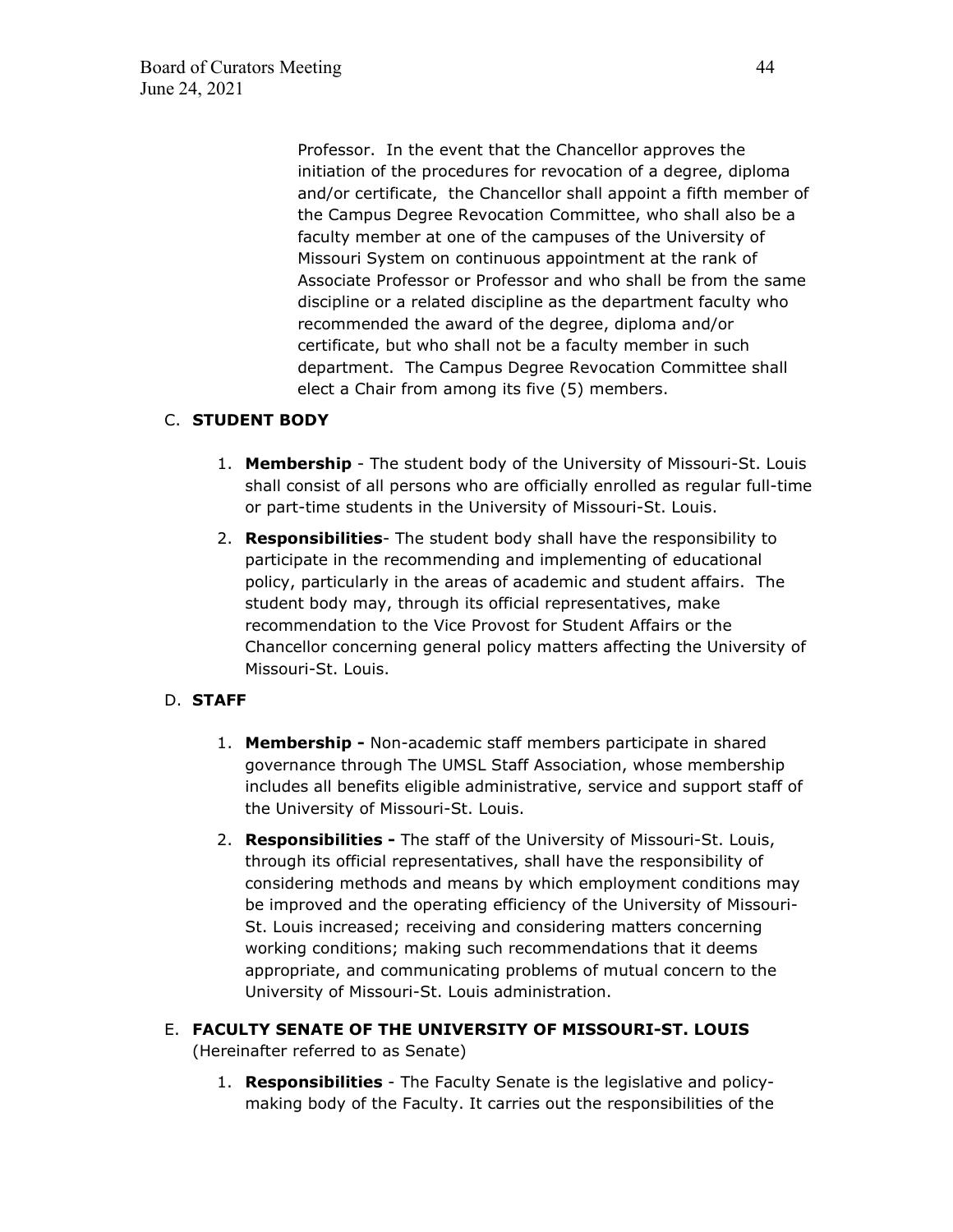Professor. In the event that the Chancellor approves the initiation of the procedures for revocation of a degree, diploma and/or certificate, the Chancellor shall appoint a fifth member of the Campus Degree Revocation Committee, who shall also be a faculty member at one of the campuses of the University of Missouri System on continuous appointment at the rank of Associate Professor or Professor and who shall be from the same discipline or a related discipline as the department faculty who recommended the award of the degree, diploma and/or certificate, but who shall not be a faculty member in such department. The Campus Degree Revocation Committee shall elect a Chair from among its five (5) members.

C. **STUDENT BODY**

1. **Membership** - The student body of the University of Missouri-St. Louis shall consist of all persons who are officially enrolled as regular full-time or part-time students in the University of Missouri-St. Louis.
2. **Responsibilities**- The student body shall have the responsibility to participate in the recommending and implementing of educational policy, particularly in the areas of academic and student affairs. The student body may, through its official representatives, make recommendation to the Vice Provost for Student Affairs or the Chancellor concerning general policy matters affecting the University of Missouri-St. Louis.

D. **STAFF**

1. **Membership -** Non-academic staff members participate in shared governance through The UMSL Staff Association, whose membership includes all benefits eligible administrative, service and support staff of the University of Missouri-St. Louis.
2. **Responsibilities -** The staff of the University of Missouri-St. Louis, through its official representatives, shall have the responsibility of considering methods and means by which employment conditions may be improved and the operating efficiency of the University of Missouri-St. Louis increased; receiving and considering matters concerning working conditions; making such recommendations that it deems appropriate, and communicating problems of mutual concern to the University of Missouri-St. Louis administration.

E. **FACULTY SENATE OF THE UNIVERSITY OF MISSOURI-ST. LOUIS** (Hereinafter referred to as Senate)

1. **Responsibilities** - The Faculty Senate is the legislative and policy-making body of the Faculty. It carries out the responsibilities of the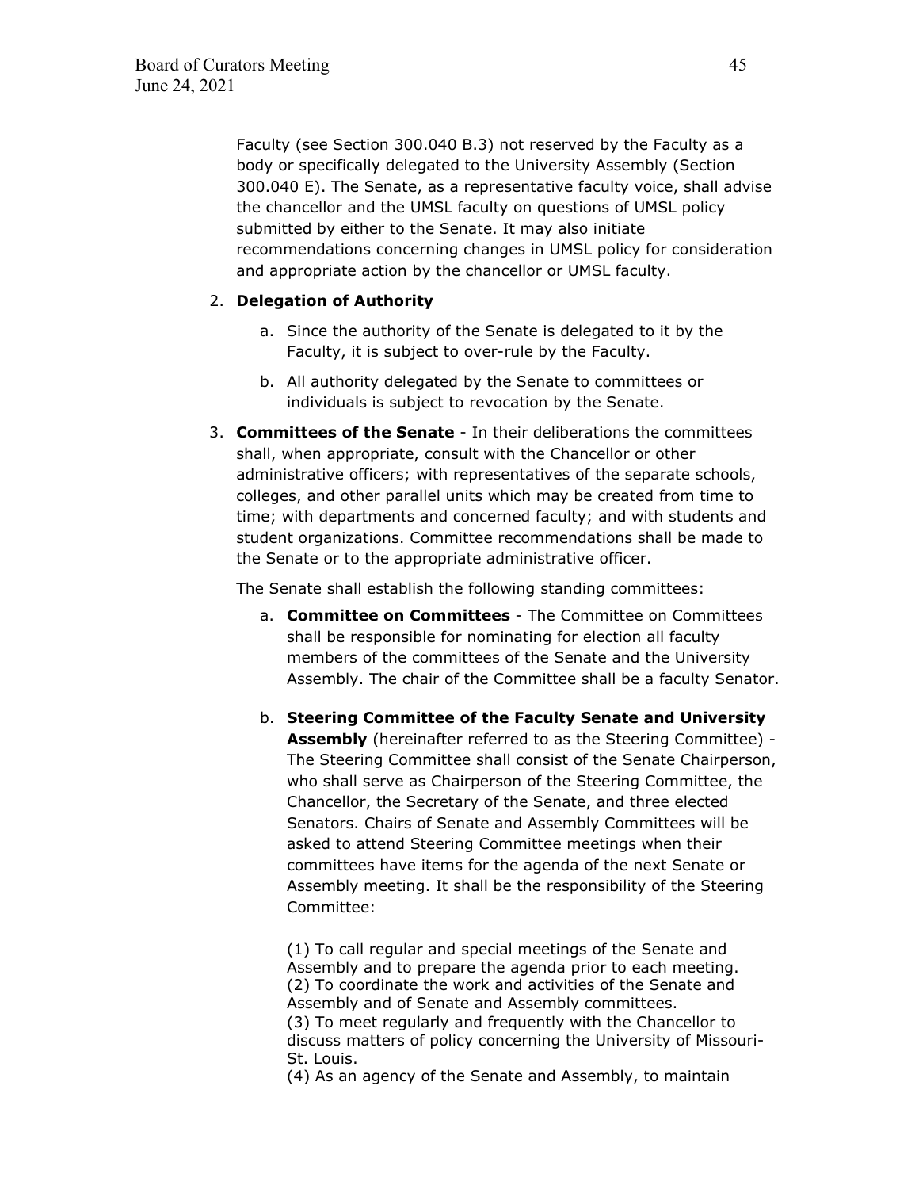Faculty (see Section 300.040 B.3) not reserved by the Faculty as a body or specifically delegated to the University Assembly (Section 300.040 E). The Senate, as a representative faculty voice, shall advise the chancellor and the UMSL faculty on questions of UMSL policy submitted by either to the Senate. It may also initiate recommendations concerning changes in UMSL policy for consideration and appropriate action by the chancellor or UMSL faculty.

2. **Delegation of Authority**

   a. Since the authority of the Senate is delegated to it by the Faculty, it is subject to over-rule by the Faculty.

   b. All authority delegated by the Senate to committees or individuals is subject to revocation by the Senate.

3. **Committees of the Senate** - In their deliberations the committees shall, when appropriate, consult with the Chancellor or other administrative officers; with representatives of the separate schools, colleges, and other parallel units which may be created from time to time; with departments and concerned faculty; and with students and student organizations. Committee recommendations shall be made to the Senate or to the appropriate administrative officer.

   The Senate shall establish the following standing committees:

   a. **Committee on Committees** - The Committee on Committees shall be responsible for nominating for election all faculty members of the committees of the Senate and the University Assembly. The chair of the Committee shall be a faculty Senator.

   b. **Steering Committee of the Faculty Senate and University Assembly** (hereinafter referred to as the Steering Committee) - The Steering Committee shall consist of the Senate Chairperson, who shall serve as Chairperson of the Steering Committee, the Chancellor, the Secretary of the Senate, and three elected Senators. Chairs of Senate and Assembly Committees will be asked to attend Steering Committee meetings when their committees have items for the agenda of the next Senate or Assembly meeting. It shall be the responsibility of the Steering Committee:

      (1) To call regular and special meetings of the Senate and Assembly and to prepare the agenda prior to each meeting.
      (2) To coordinate the work and activities of the Senate and Assembly and of Senate and Assembly committees.
      (3) To meet regularly and frequently with the Chancellor to discuss matters of policy concerning the University of Missouri-St. Louis.
      (4) As an agency of the Senate and Assembly, to maintain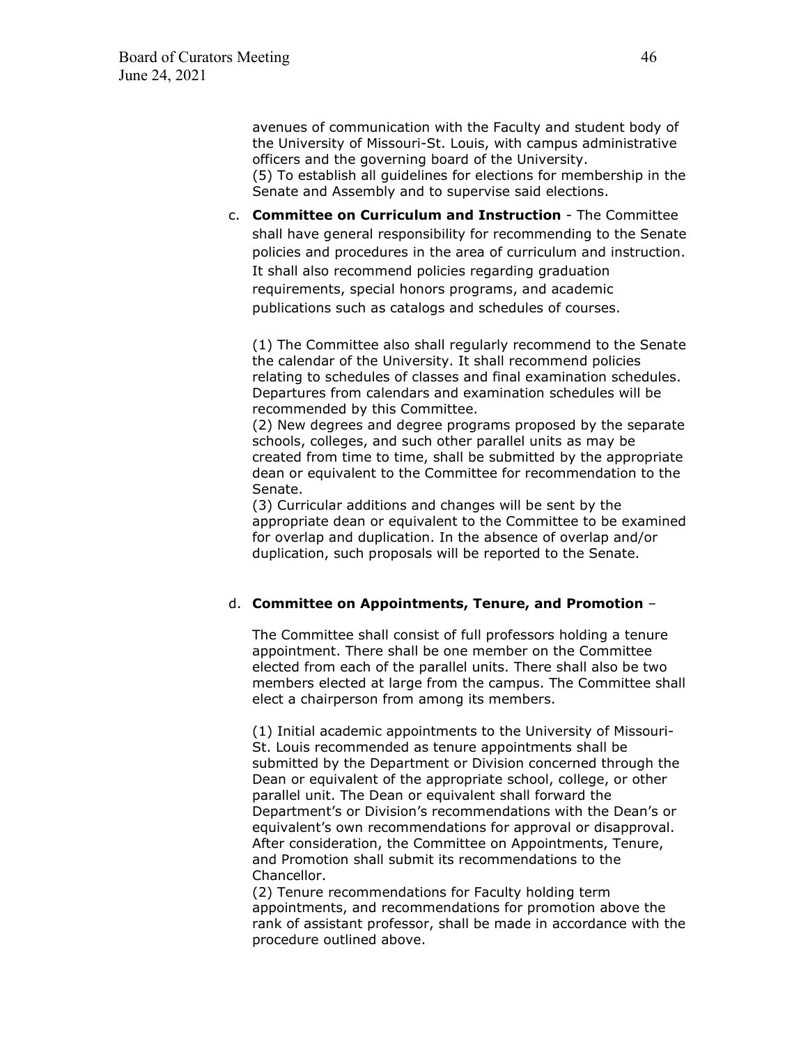avenues of communication with the Faculty and student body of the University of Missouri-St. Louis, with campus administrative officers and the governing board of the University.
(5) To establish all guidelines for elections for membership in the Senate and Assembly and to supervise said elections.

c. **Committee on Curriculum and Instruction** - The Committee shall have general responsibility for recommending to the Senate policies and procedures in the area of curriculum and instruction. It shall also recommend policies regarding graduation requirements, special honors programs, and academic publications such as catalogs and schedules of courses.

   (1) The Committee also shall regularly recommend to the Senate the calendar of the University. It shall recommend policies relating to schedules of classes and final examination schedules. Departures from calendars and examination schedules will be recommended by this Committee.
   (2) New degrees and degree programs proposed by the separate schools, colleges, and such other parallel units as may be created from time to time, shall be submitted by the appropriate dean or equivalent to the Committee for recommendation to the Senate.
   (3) Curricular additions and changes will be sent by the appropriate dean or equivalent to the Committee to be examined for overlap and duplication. In the absence of overlap and/or duplication, such proposals will be reported to the Senate.

d. **Committee on Appointments, Tenure, and Promotion** –

   The Committee shall consist of full professors holding a tenure appointment. There shall be one member on the Committee elected from each of the parallel units. There shall also be two members elected at large from the campus. The Committee shall elect a chairperson from among its members.

   (1) Initial academic appointments to the University of Missouri-St. Louis recommended as tenure appointments shall be submitted by the Department or Division concerned through the Dean or equivalent of the appropriate school, college, or other parallel unit. The Dean or equivalent shall forward the Department's or Division's recommendations with the Dean's or equivalent's own recommendations for approval or disapproval. After consideration, the Committee on Appointments, Tenure, and Promotion shall submit its recommendations to the Chancellor.
   (2) Tenure recommendations for Faculty holding term appointments, and recommendations for promotion above the rank of assistant professor, shall be made in accordance with the procedure outlined above.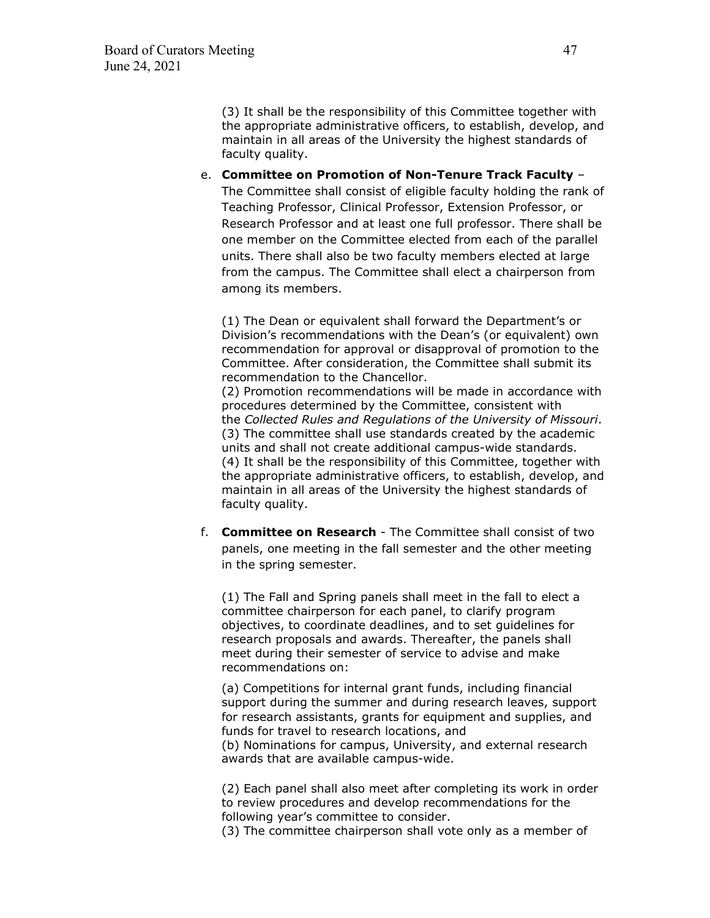(3) It shall be the responsibility of this Committee together with the appropriate administrative officers, to establish, develop, and maintain in all areas of the University the highest standards of faculty quality.

e. **Committee on Promotion of Non-Tenure Track Faculty** – The Committee shall consist of eligible faculty holding the rank of Teaching Professor, Clinical Professor, Extension Professor, or Research Professor and at least one full professor. There shall be one member on the Committee elected from each of the parallel units. There shall also be two faculty members elected at large from the campus. The Committee shall elect a chairperson from among its members.

   (1) The Dean or equivalent shall forward the Department's or Division's recommendations with the Dean's (or equivalent) own recommendation for approval or disapproval of promotion to the Committee. After consideration, the Committee shall submit its recommendation to the Chancellor.
   (2) Promotion recommendations will be made in accordance with procedures determined by the Committee, consistent with the *Collected Rules and Regulations of the University of Missouri*.
   (3) The committee shall use standards created by the academic units and shall not create additional campus-wide standards.
   (4) It shall be the responsibility of this Committee, together with the appropriate administrative officers, to establish, develop, and maintain in all areas of the University the highest standards of faculty quality.

f. **Committee on Research** - The Committee shall consist of two panels, one meeting in the fall semester and the other meeting in the spring semester.

   (1) The Fall and Spring panels shall meet in the fall to elect a committee chairperson for each panel, to clarify program objectives, to coordinate deadlines, and to set guidelines for research proposals and awards. Thereafter, the panels shall meet during their semester of service to advise and make recommendations on:

   (a) Competitions for internal grant funds, including financial support during the summer and during research leaves, support for research assistants, grants for equipment and supplies, and funds for travel to research locations, and
   (b) Nominations for campus, University, and external research awards that are available campus-wide.

   (2) Each panel shall also meet after completing its work in order to review procedures and develop recommendations for the following year's committee to consider.
   (3) The committee chairperson shall vote only as a member of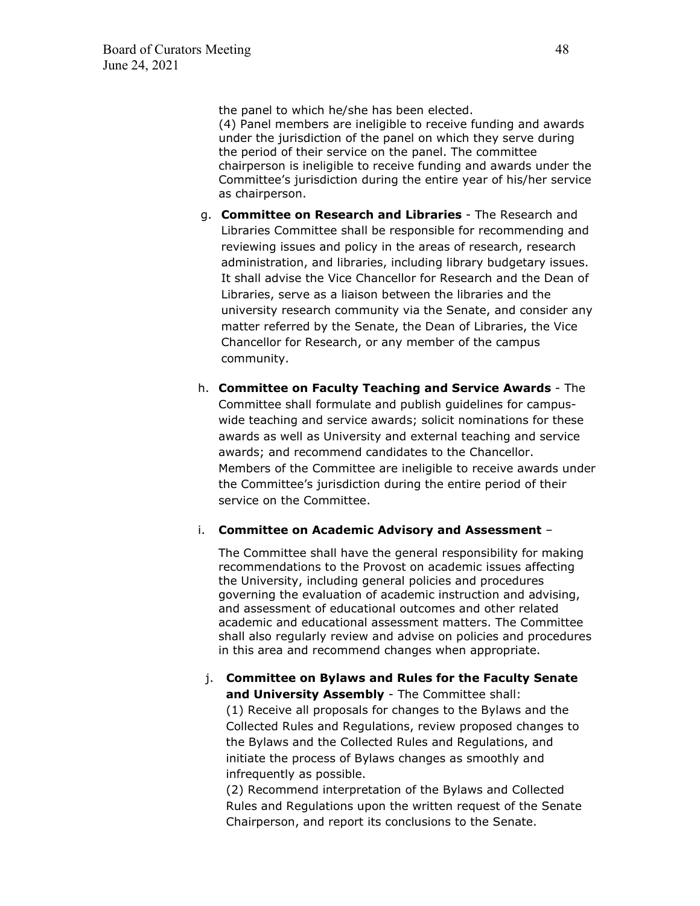the panel to which he/she has been elected.

(4) Panel members are ineligible to receive funding and awards under the jurisdiction of the panel on which they serve during the period of their service on the panel. The committee chairperson is ineligible to receive funding and awards under the Committee's jurisdiction during the entire year of his/her service as chairperson.

g. **Committee on Research and Libraries** - The Research and Libraries Committee shall be responsible for recommending and reviewing issues and policy in the areas of research, research administration, and libraries, including library budgetary issues. It shall advise the Vice Chancellor for Research and the Dean of Libraries, serve as a liaison between the libraries and the university research community via the Senate, and consider any matter referred by the Senate, the Dean of Libraries, the Vice Chancellor for Research, or any member of the campus community.

h. **Committee on Faculty Teaching and Service Awards** - The Committee shall formulate and publish guidelines for campus-wide teaching and service awards; solicit nominations for these awards as well as University and external teaching and service awards; and recommend candidates to the Chancellor. Members of the Committee are ineligible to receive awards under the Committee's jurisdiction during the entire period of their service on the Committee.

i. **Committee on Academic Advisory and Assessment** –

The Committee shall have the general responsibility for making recommendations to the Provost on academic issues affecting the University, including general policies and procedures governing the evaluation of academic instruction and advising, and assessment of educational outcomes and other related academic and educational assessment matters. The Committee shall also regularly review and advise on policies and procedures in this area and recommend changes when appropriate.

j. **Committee on Bylaws and Rules for the Faculty Senate and University Assembly** - The Committee shall:

(1) Receive all proposals for changes to the Bylaws and the Collected Rules and Regulations, review proposed changes to the Bylaws and the Collected Rules and Regulations, and initiate the process of Bylaws changes as smoothly and infrequently as possible.

(2) Recommend interpretation of the Bylaws and Collected Rules and Regulations upon the written request of the Senate Chairperson, and report its conclusions to the Senate.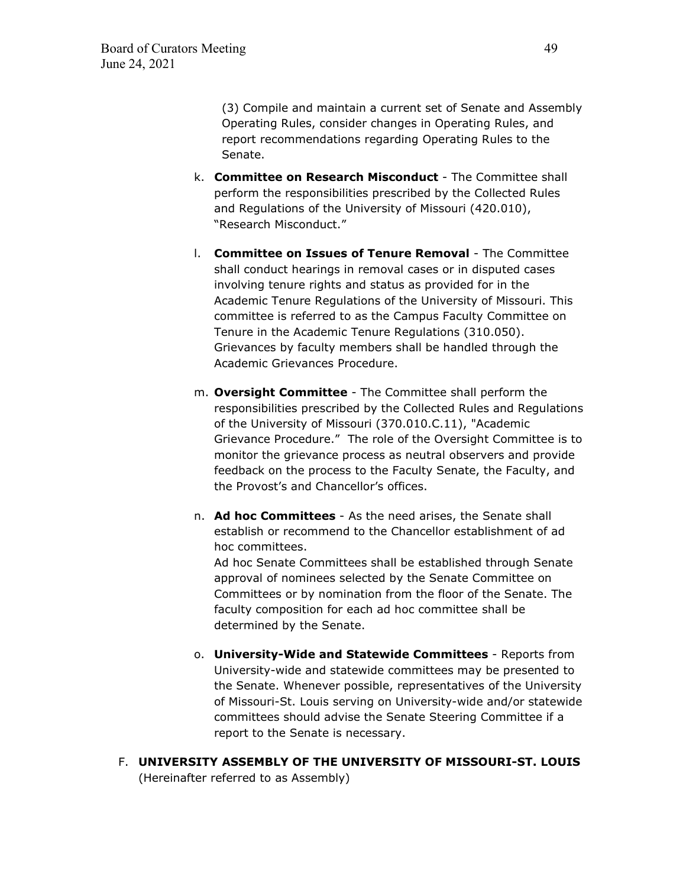(3) Compile and maintain a current set of Senate and Assembly Operating Rules, consider changes in Operating Rules, and report recommendations regarding Operating Rules to the Senate.

k. **Committee on Research Misconduct** - The Committee shall perform the responsibilities prescribed by the Collected Rules and Regulations of the University of Missouri (420.010), "Research Misconduct."

l. **Committee on Issues of Tenure Removal** - The Committee shall conduct hearings in removal cases or in disputed cases involving tenure rights and status as provided for in the Academic Tenure Regulations of the University of Missouri. This committee is referred to as the Campus Faculty Committee on Tenure in the Academic Tenure Regulations (310.050). Grievances by faculty members shall be handled through the Academic Grievances Procedure.

m. **Oversight Committee** - The Committee shall perform the responsibilities prescribed by the Collected Rules and Regulations of the University of Missouri (370.010.C.11), "Academic Grievance Procedure." The role of the Oversight Committee is to monitor the grievance process as neutral observers and provide feedback on the process to the Faculty Senate, the Faculty, and the Provost's and Chancellor's offices.

n. **Ad hoc Committees** - As the need arises, the Senate shall establish or recommend to the Chancellor establishment of ad hoc committees.
Ad hoc Senate Committees shall be established through Senate approval of nominees selected by the Senate Committee on Committees or by nomination from the floor of the Senate. The faculty composition for each ad hoc committee shall be determined by the Senate.

o. **University-Wide and Statewide Committees** - Reports from University-wide and statewide committees may be presented to the Senate. Whenever possible, representatives of the University of Missouri-St. Louis serving on University-wide and/or statewide committees should advise the Senate Steering Committee if a report to the Senate is necessary.

F. **UNIVERSITY ASSEMBLY OF THE UNIVERSITY OF MISSOURI-ST. LOUIS** (Hereinafter referred to as Assembly)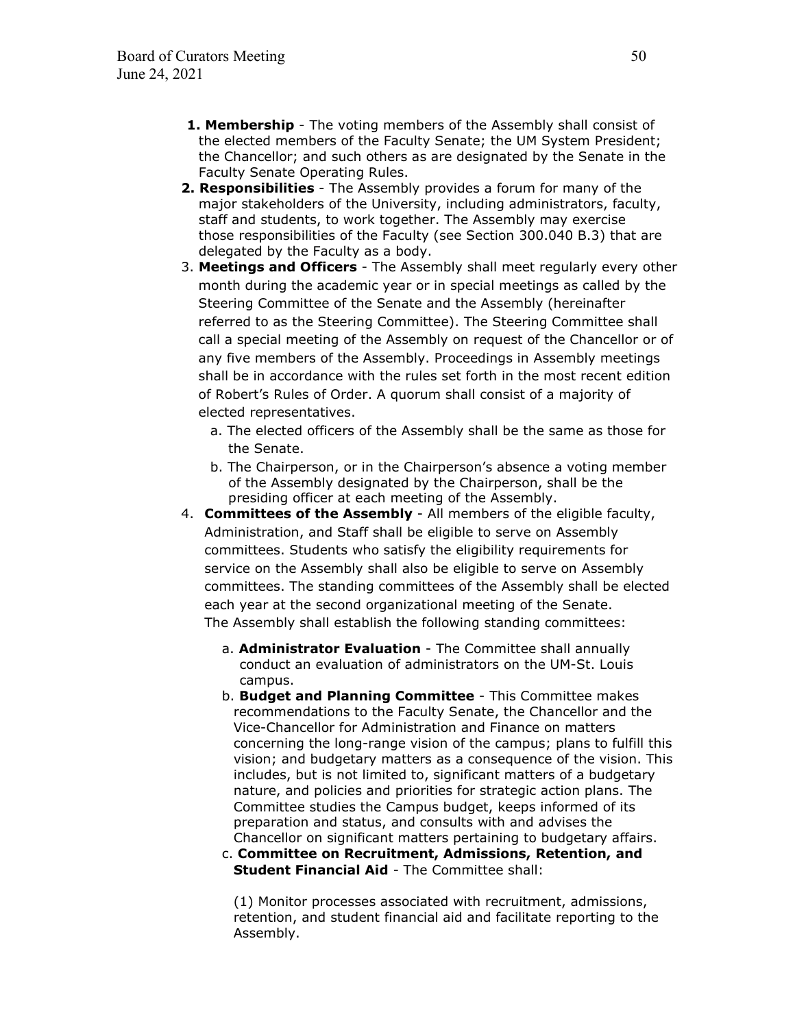1. **Membership** - The voting members of the Assembly shall consist of the elected members of the Faculty Senate; the UM System President; the Chancellor; and such others as are designated by the Senate in the Faculty Senate Operating Rules.
2. **Responsibilities** - The Assembly provides a forum for many of the major stakeholders of the University, including administrators, faculty, staff and students, to work together. The Assembly may exercise those responsibilities of the Faculty (see Section 300.040 B.3) that are delegated by the Faculty as a body.
3. **Meetings and Officers** - The Assembly shall meet regularly every other month during the academic year or in special meetings as called by the Steering Committee of the Senate and the Assembly (hereinafter referred to as the Steering Committee). The Steering Committee shall call a special meeting of the Assembly on request of the Chancellor or of any five members of the Assembly. Proceedings in Assembly meetings shall be in accordance with the rules set forth in the most recent edition of Robert's Rules of Order. A quorum shall consist of a majority of elected representatives.
   a. The elected officers of the Assembly shall be the same as those for the Senate.
   b. The Chairperson, or in the Chairperson's absence a voting member of the Assembly designated by the Chairperson, shall be the presiding officer at each meeting of the Assembly.
4. **Committees of the Assembly** - All members of the eligible faculty, Administration, and Staff shall be eligible to serve on Assembly committees. Students who satisfy the eligibility requirements for service on the Assembly shall also be eligible to serve on Assembly committees. The standing committees of the Assembly shall be elected each year at the second organizational meeting of the Senate. The Assembly shall establish the following standing committees:
   a. **Administrator Evaluation** - The Committee shall annually conduct an evaluation of administrators on the UM-St. Louis campus.
   b. **Budget and Planning Committee** - This Committee makes recommendations to the Faculty Senate, the Chancellor and the Vice-Chancellor for Administration and Finance on matters concerning the long-range vision of the campus; plans to fulfill this vision; and budgetary matters as a consequence of the vision. This includes, but is not limited to, significant matters of a budgetary nature, and policies and priorities for strategic action plans. The Committee studies the Campus budget, keeps informed of its preparation and status, and consults with and advises the Chancellor on significant matters pertaining to budgetary affairs.
   c. **Committee on Recruitment, Admissions, Retention, and Student Financial Aid** - The Committee shall:

      (1) Monitor processes associated with recruitment, admissions, retention, and student financial aid and facilitate reporting to the Assembly.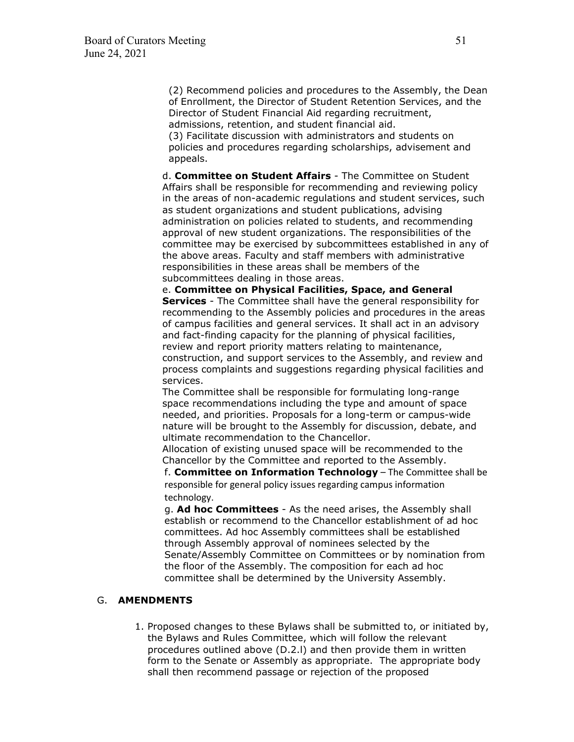(2) Recommend policies and procedures to the Assembly, the Dean of Enrollment, the Director of Student Retention Services, and the Director of Student Financial Aid regarding recruitment, admissions, retention, and student financial aid.
(3) Facilitate discussion with administrators and students on policies and procedures regarding scholarships, advisement and appeals.

d. **Committee on Student Affairs** - The Committee on Student Affairs shall be responsible for recommending and reviewing policy in the areas of non-academic regulations and student services, such as student organizations and student publications, advising administration on policies related to students, and recommending approval of new student organizations. The responsibilities of the committee may be exercised by subcommittees established in any of the above areas. Faculty and staff members with administrative responsibilities in these areas shall be members of the subcommittees dealing in those areas.

e. **Committee on Physical Facilities, Space, and General Services** - The Committee shall have the general responsibility for recommending to the Assembly policies and procedures in the areas of campus facilities and general services. It shall act in an advisory and fact-finding capacity for the planning of physical facilities, review and report priority matters relating to maintenance, construction, and support services to the Assembly, and review and process complaints and suggestions regarding physical facilities and services.

The Committee shall be responsible for formulating long-range space recommendations including the type and amount of space needed, and priorities. Proposals for a long-term or campus-wide nature will be brought to the Assembly for discussion, debate, and ultimate recommendation to the Chancellor.

Allocation of existing unused space will be recommended to the Chancellor by the Committee and reported to the Assembly.

f. **Committee on Information Technology** – The Committee shall be responsible for general policy issues regarding campus information technology.

g. **Ad hoc Committees** - As the need arises, the Assembly shall establish or recommend to the Chancellor establishment of ad hoc committees. Ad hoc Assembly committees shall be established through Assembly approval of nominees selected by the Senate/Assembly Committee on Committees or by nomination from the floor of the Assembly. The composition for each ad hoc committee shall be determined by the University Assembly.

## G. AMENDMENTS

1. Proposed changes to these Bylaws shall be submitted to, or initiated by, the Bylaws and Rules Committee, which will follow the relevant procedures outlined above (D.2.l) and then provide them in written form to the Senate or Assembly as appropriate. The appropriate body shall then recommend passage or rejection of the proposed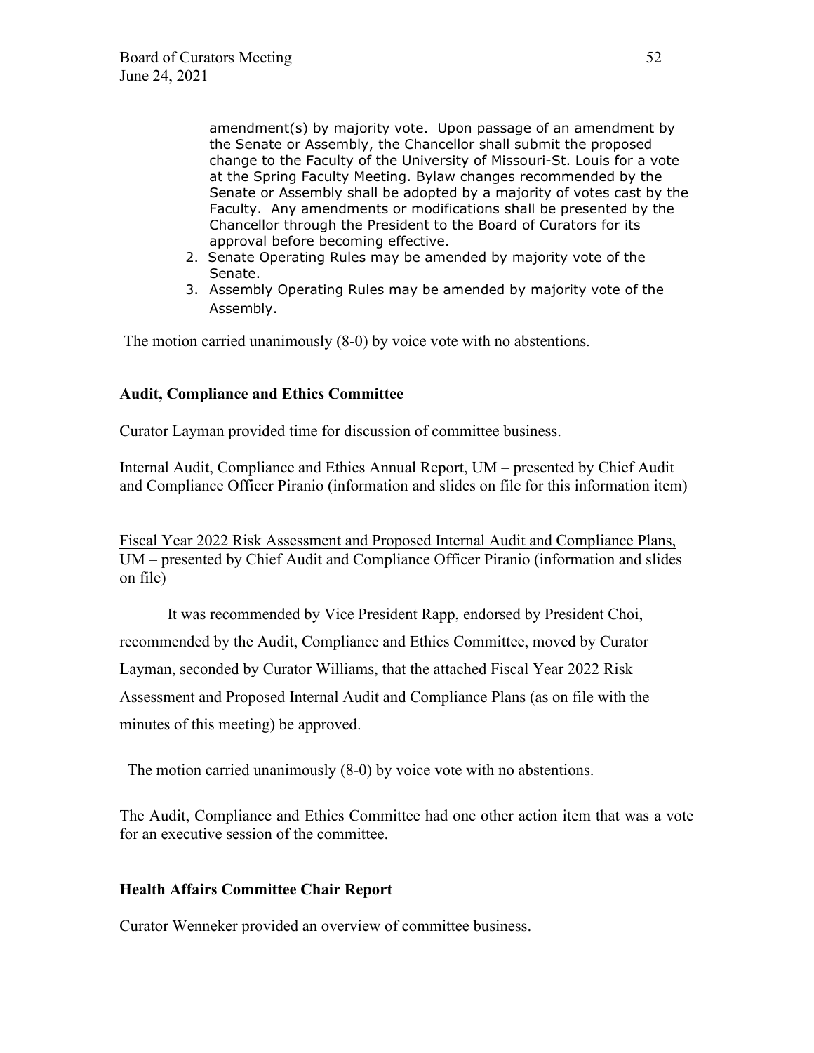amendment(s) by majority vote. Upon passage of an amendment by the Senate or Assembly, the Chancellor shall submit the proposed change to the Faculty of the University of Missouri-St. Louis for a vote at the Spring Faculty Meeting. Bylaw changes recommended by the Senate or Assembly shall be adopted by a majority of votes cast by the Faculty. Any amendments or modifications shall be presented by the Chancellor through the President to the Board of Curators for its approval before becoming effective.

2. Senate Operating Rules may be amended by majority vote of the Senate.
3. Assembly Operating Rules may be amended by majority vote of the Assembly.

The motion carried unanimously (8-0) by voice vote with no abstentions.

**Audit, Compliance and Ethics Committee**

Curator Layman provided time for discussion of committee business.

Internal Audit, Compliance and Ethics Annual Report, UM – presented by Chief Audit and Compliance Officer Piranio (information and slides on file for this information item)

Fiscal Year 2022 Risk Assessment and Proposed Internal Audit and Compliance Plans, UM – presented by Chief Audit and Compliance Officer Piranio (information and slides on file)

It was recommended by Vice President Rapp, endorsed by President Choi, recommended by the Audit, Compliance and Ethics Committee, moved by Curator Layman, seconded by Curator Williams, that the attached Fiscal Year 2022 Risk Assessment and Proposed Internal Audit and Compliance Plans (as on file with the minutes of this meeting) be approved.

The motion carried unanimously (8-0) by voice vote with no abstentions.

The Audit, Compliance and Ethics Committee had one other action item that was a vote for an executive session of the committee.

**Health Affairs Committee Chair Report**

Curator Wenneker provided an overview of committee business.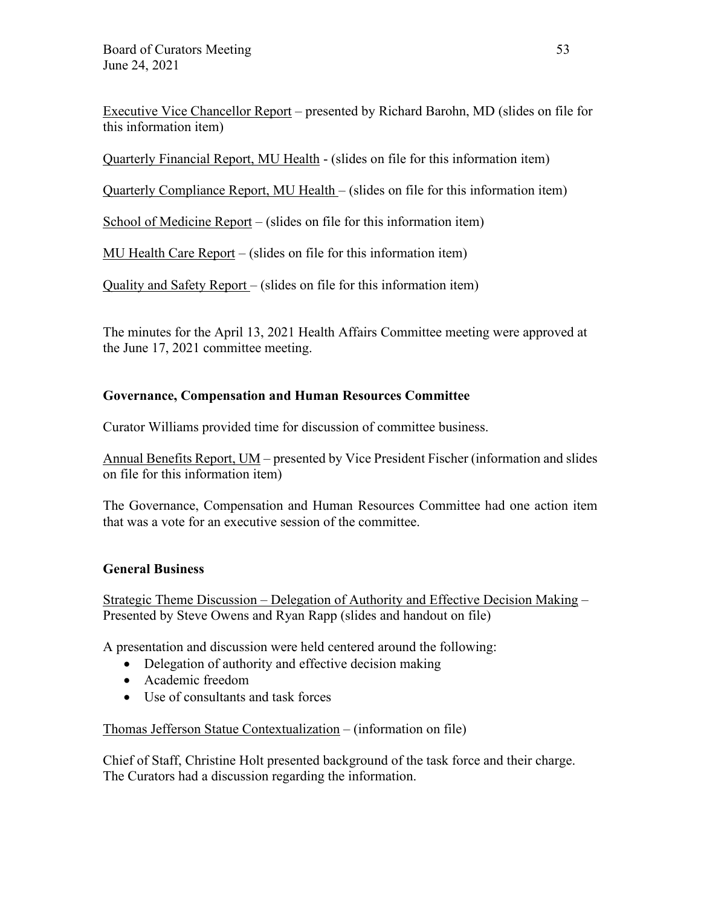Executive Vice Chancellor Report – presented by Richard Barohn, MD (slides on file for this information item)

Quarterly Financial Report, MU Health - (slides on file for this information item)

Quarterly Compliance Report, MU Health – (slides on file for this information item)

School of Medicine Report – (slides on file for this information item)

MU Health Care Report – (slides on file for this information item)

Quality and Safety Report – (slides on file for this information item)

The minutes for the April 13, 2021 Health Affairs Committee meeting were approved at the June 17, 2021 committee meeting.

**Governance, Compensation and Human Resources Committee**

Curator Williams provided time for discussion of committee business.

Annual Benefits Report, UM – presented by Vice President Fischer (information and slides on file for this information item)

The Governance, Compensation and Human Resources Committee had one action item that was a vote for an executive session of the committee.

**General Business**

Strategic Theme Discussion – Delegation of Authority and Effective Decision Making – Presented by Steve Owens and Ryan Rapp (slides and handout on file)

A presentation and discussion were held centered around the following:

- Delegation of authority and effective decision making
- Academic freedom
- Use of consultants and task forces

Thomas Jefferson Statue Contextualization – (information on file)

Chief of Staff, Christine Holt presented background of the task force and their charge. The Curators had a discussion regarding the information.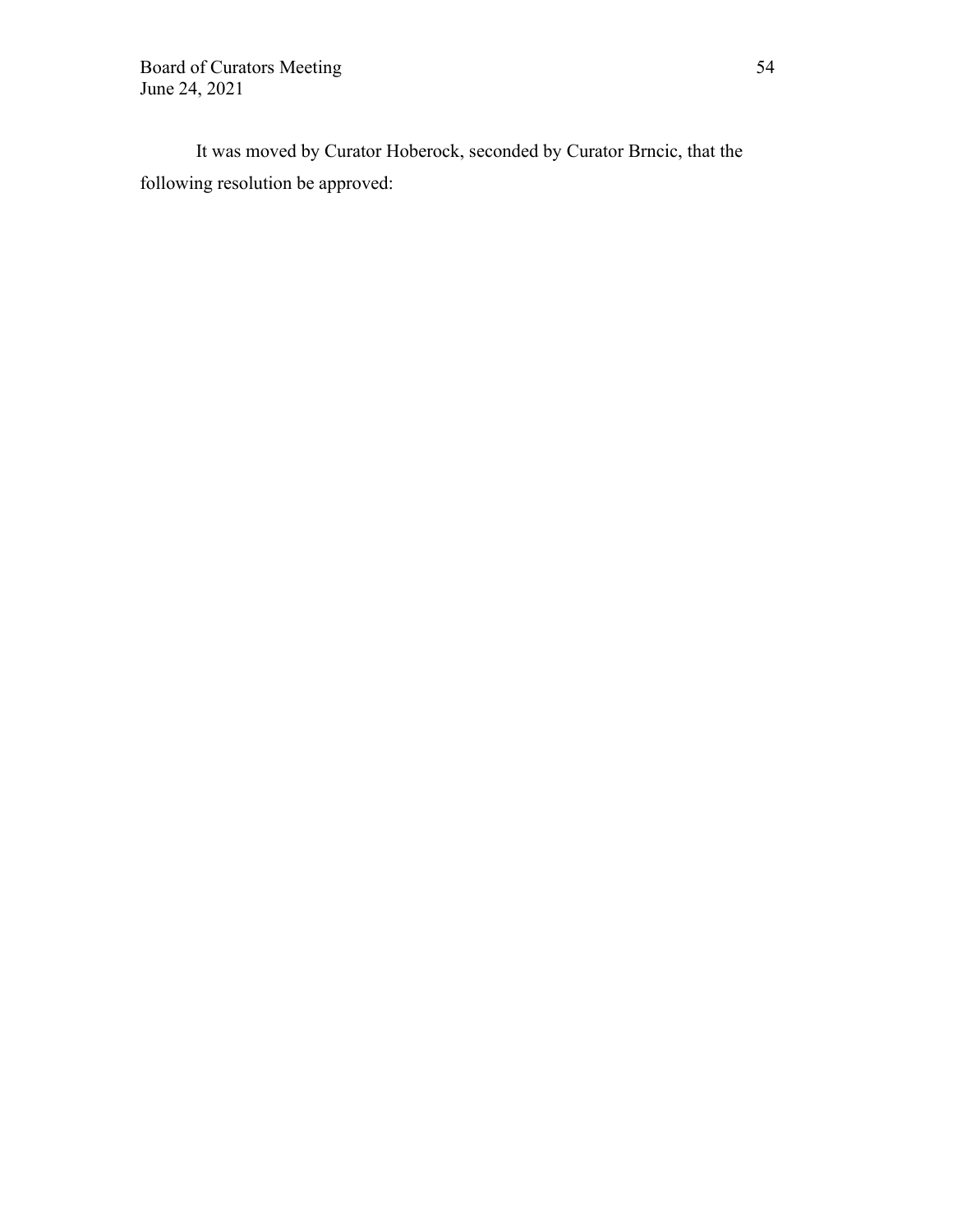It was moved by Curator Hoberock, seconded by Curator Brncic, that the following resolution be approved: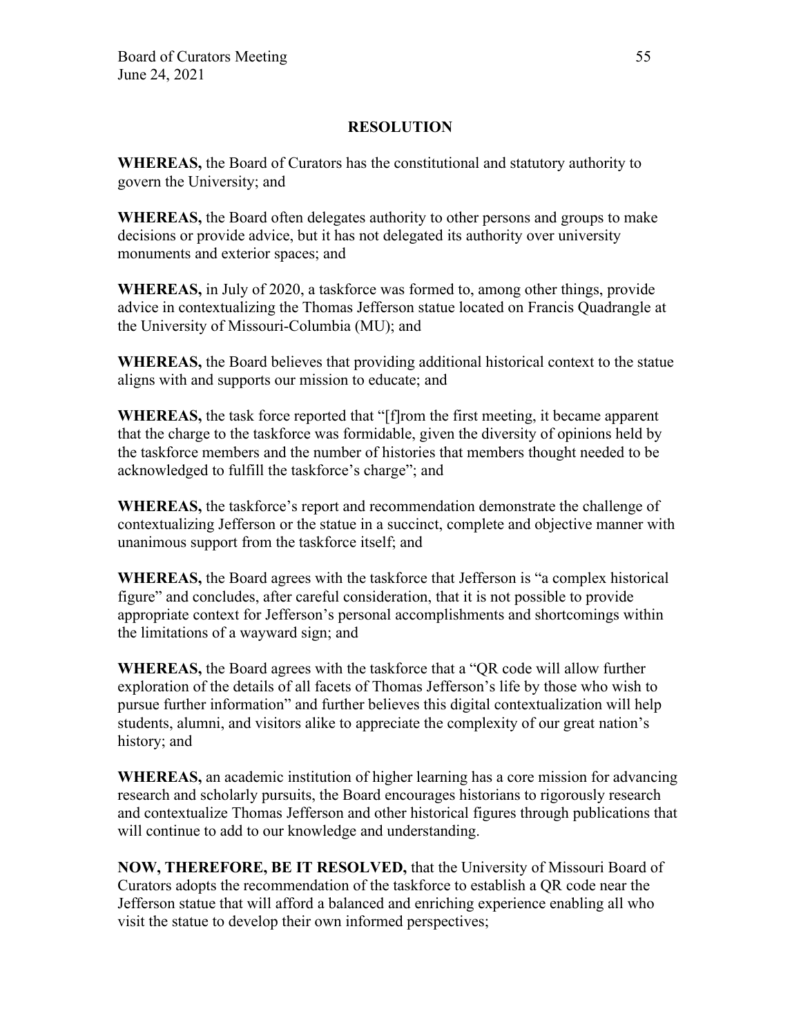## RESOLUTION

**WHEREAS,** the Board of Curators has the constitutional and statutory authority to govern the University; and

**WHEREAS,** the Board often delegates authority to other persons and groups to make decisions or provide advice, but it has not delegated its authority over university monuments and exterior spaces; and

**WHEREAS,** in July of 2020, a taskforce was formed to, among other things, provide advice in contextualizing the Thomas Jefferson statue located on Francis Quadrangle at the University of Missouri-Columbia (MU); and

**WHEREAS,** the Board believes that providing additional historical context to the statue aligns with and supports our mission to educate; and

**WHEREAS,** the task force reported that "[f]rom the first meeting, it became apparent that the charge to the taskforce was formidable, given the diversity of opinions held by the taskforce members and the number of histories that members thought needed to be acknowledged to fulfill the taskforce's charge"; and

**WHEREAS,** the taskforce's report and recommendation demonstrate the challenge of contextualizing Jefferson or the statue in a succinct, complete and objective manner with unanimous support from the taskforce itself; and

**WHEREAS,** the Board agrees with the taskforce that Jefferson is "a complex historical figure" and concludes, after careful consideration, that it is not possible to provide appropriate context for Jefferson's personal accomplishments and shortcomings within the limitations of a wayward sign; and

**WHEREAS,** the Board agrees with the taskforce that a "QR code will allow further exploration of the details of all facets of Thomas Jefferson's life by those who wish to pursue further information" and further believes this digital contextualization will help students, alumni, and visitors alike to appreciate the complexity of our great nation's history; and

**WHEREAS,** an academic institution of higher learning has a core mission for advancing research and scholarly pursuits, the Board encourages historians to rigorously research and contextualize Thomas Jefferson and other historical figures through publications that will continue to add to our knowledge and understanding.

**NOW, THEREFORE, BE IT RESOLVED,** that the University of Missouri Board of Curators adopts the recommendation of the taskforce to establish a QR code near the Jefferson statue that will afford a balanced and enriching experience enabling all who visit the statue to develop their own informed perspectives;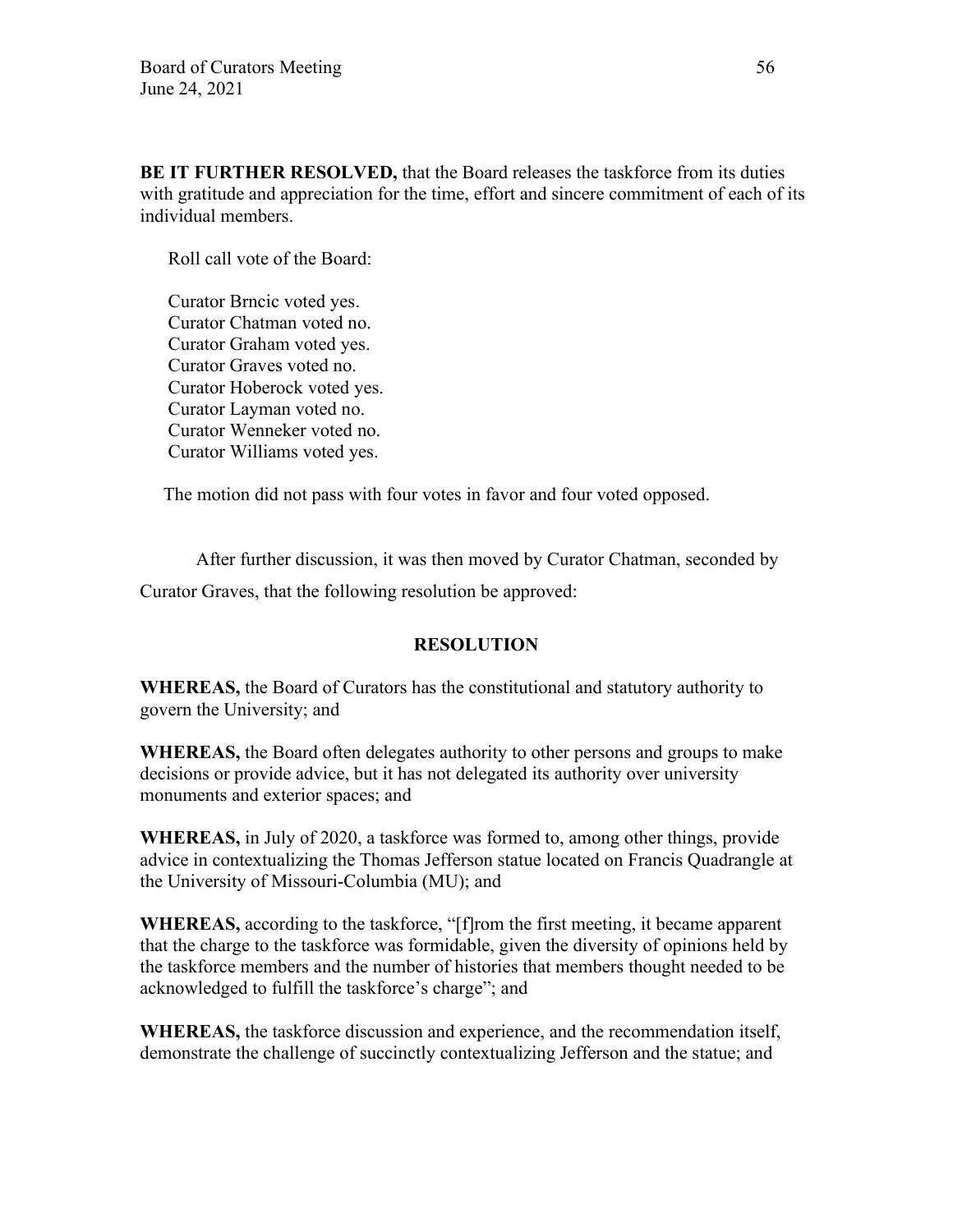**BE IT FURTHER RESOLVED,** that the Board releases the taskforce from its duties with gratitude and appreciation for the time, effort and sincere commitment of each of its individual members.

Roll call vote of the Board:

Curator Brncic voted yes.
Curator Chatman voted no.
Curator Graham voted yes.
Curator Graves voted no.
Curator Hoberock voted yes.
Curator Layman voted no.
Curator Wenneker voted no.
Curator Williams voted yes.

The motion did not pass with four votes in favor and four voted opposed.

After further discussion, it was then moved by Curator Chatman, seconded by Curator Graves, that the following resolution be approved:

**RESOLUTION**

**WHEREAS,** the Board of Curators has the constitutional and statutory authority to govern the University; and

**WHEREAS,** the Board often delegates authority to other persons and groups to make decisions or provide advice, but it has not delegated its authority over university monuments and exterior spaces; and

**WHEREAS,** in July of 2020, a taskforce was formed to, among other things, provide advice in contextualizing the Thomas Jefferson statue located on Francis Quadrangle at the University of Missouri-Columbia (MU); and

**WHEREAS,** according to the taskforce, "[f]rom the first meeting, it became apparent that the charge to the taskforce was formidable, given the diversity of opinions held by the taskforce members and the number of histories that members thought needed to be acknowledged to fulfill the taskforce's charge"; and

**WHEREAS,** the taskforce discussion and experience, and the recommendation itself, demonstrate the challenge of succinctly contextualizing Jefferson and the statue; and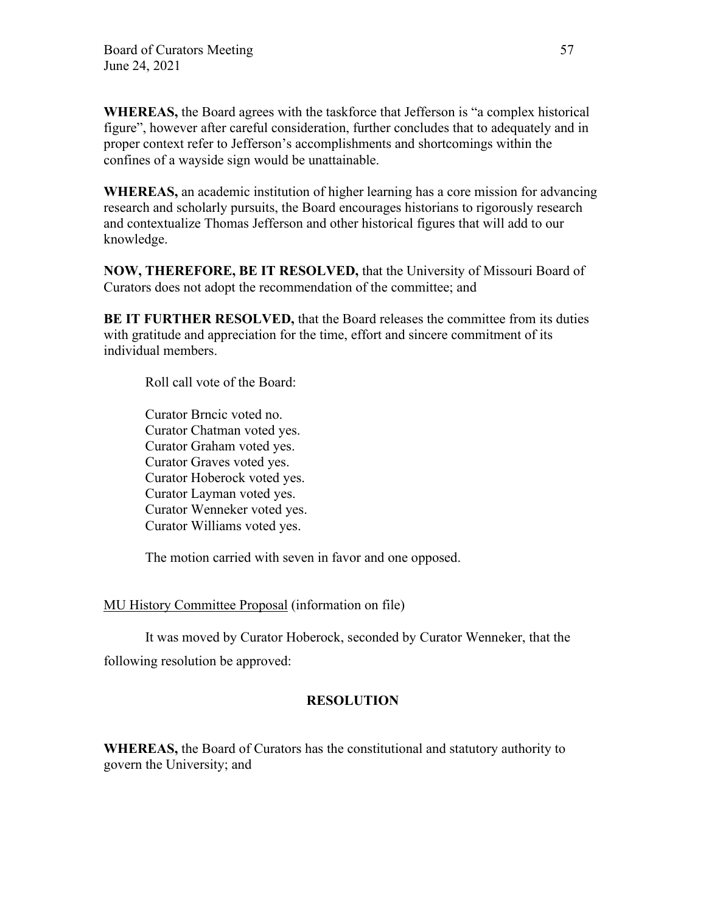**WHEREAS,** the Board agrees with the taskforce that Jefferson is "a complex historical figure", however after careful consideration, further concludes that to adequately and in proper context refer to Jefferson's accomplishments and shortcomings within the confines of a wayside sign would be unattainable.

**WHEREAS,** an academic institution of higher learning has a core mission for advancing research and scholarly pursuits, the Board encourages historians to rigorously research and contextualize Thomas Jefferson and other historical figures that will add to our knowledge.

**NOW, THEREFORE, BE IT RESOLVED,** that the University of Missouri Board of Curators does not adopt the recommendation of the committee; and

**BE IT FURTHER RESOLVED,** that the Board releases the committee from its duties with gratitude and appreciation for the time, effort and sincere commitment of its individual members.

Roll call vote of the Board:

Curator Brncic voted no.
Curator Chatman voted yes.
Curator Graham voted yes.
Curator Graves voted yes.
Curator Hoberock voted yes.
Curator Layman voted yes.
Curator Wenneker voted yes.
Curator Williams voted yes.

The motion carried with seven in favor and one opposed.

MU History Committee Proposal (information on file)

It was moved by Curator Hoberock, seconded by Curator Wenneker, that the following resolution be approved:

**RESOLUTION**

**WHEREAS,** the Board of Curators has the constitutional and statutory authority to govern the University; and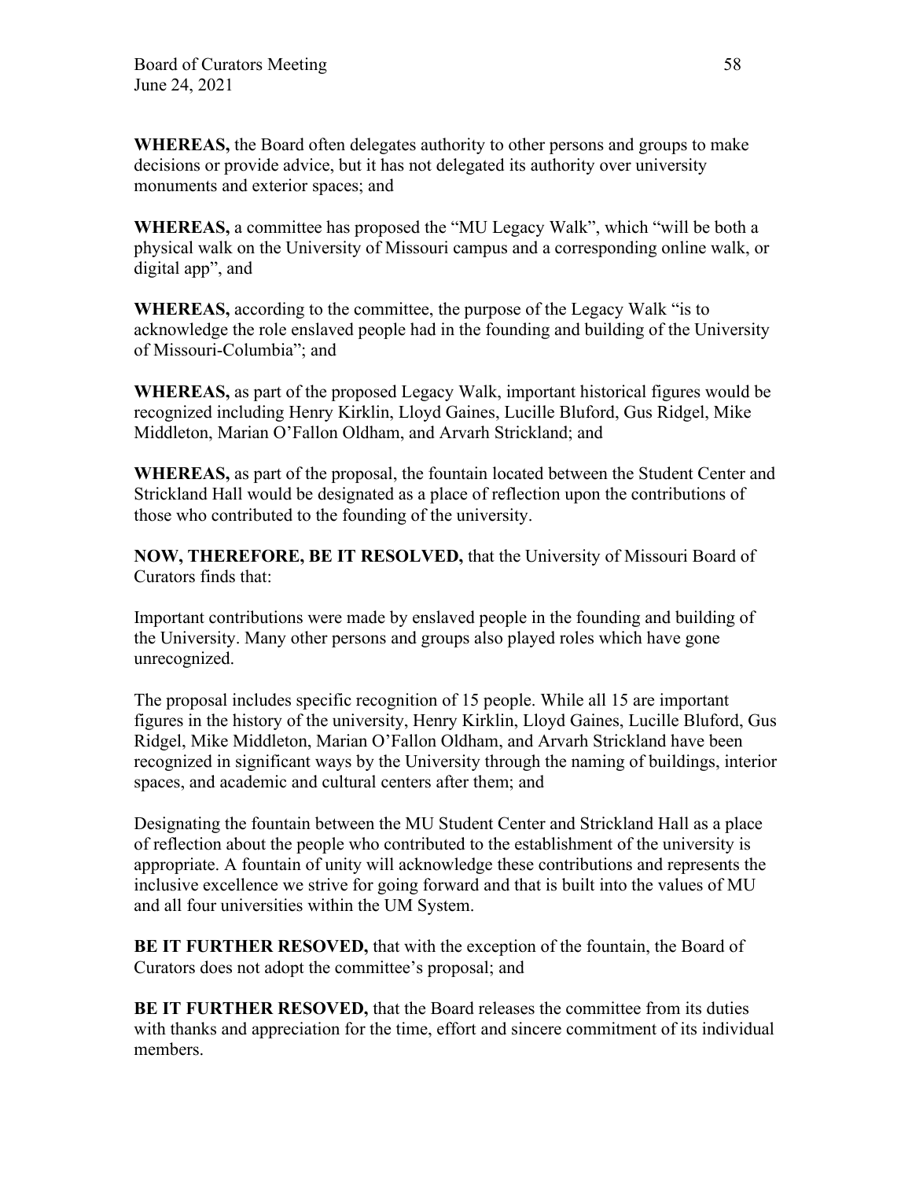**WHEREAS,** the Board often delegates authority to other persons and groups to make decisions or provide advice, but it has not delegated its authority over university monuments and exterior spaces; and

**WHEREAS,** a committee has proposed the "MU Legacy Walk", which "will be both a physical walk on the University of Missouri campus and a corresponding online walk, or digital app", and

**WHEREAS,** according to the committee, the purpose of the Legacy Walk "is to acknowledge the role enslaved people had in the founding and building of the University of Missouri-Columbia"; and

**WHEREAS,** as part of the proposed Legacy Walk, important historical figures would be recognized including Henry Kirklin, Lloyd Gaines, Lucille Bluford, Gus Ridgel, Mike Middleton, Marian O'Fallon Oldham, and Arvarh Strickland; and

**WHEREAS,** as part of the proposal, the fountain located between the Student Center and Strickland Hall would be designated as a place of reflection upon the contributions of those who contributed to the founding of the university.

**NOW, THEREFORE, BE IT RESOLVED,** that the University of Missouri Board of Curators finds that:

Important contributions were made by enslaved people in the founding and building of the University. Many other persons and groups also played roles which have gone unrecognized.

The proposal includes specific recognition of 15 people. While all 15 are important figures in the history of the university, Henry Kirklin, Lloyd Gaines, Lucille Bluford, Gus Ridgel, Mike Middleton, Marian O'Fallon Oldham, and Arvarh Strickland have been recognized in significant ways by the University through the naming of buildings, interior spaces, and academic and cultural centers after them; and

Designating the fountain between the MU Student Center and Strickland Hall as a place of reflection about the people who contributed to the establishment of the university is appropriate. A fountain of unity will acknowledge these contributions and represents the inclusive excellence we strive for going forward and that is built into the values of MU and all four universities within the UM System.

**BE IT FURTHER RESOVED,** that with the exception of the fountain, the Board of Curators does not adopt the committee's proposal; and

**BE IT FURTHER RESOVED,** that the Board releases the committee from its duties with thanks and appreciation for the time, effort and sincere commitment of its individual members.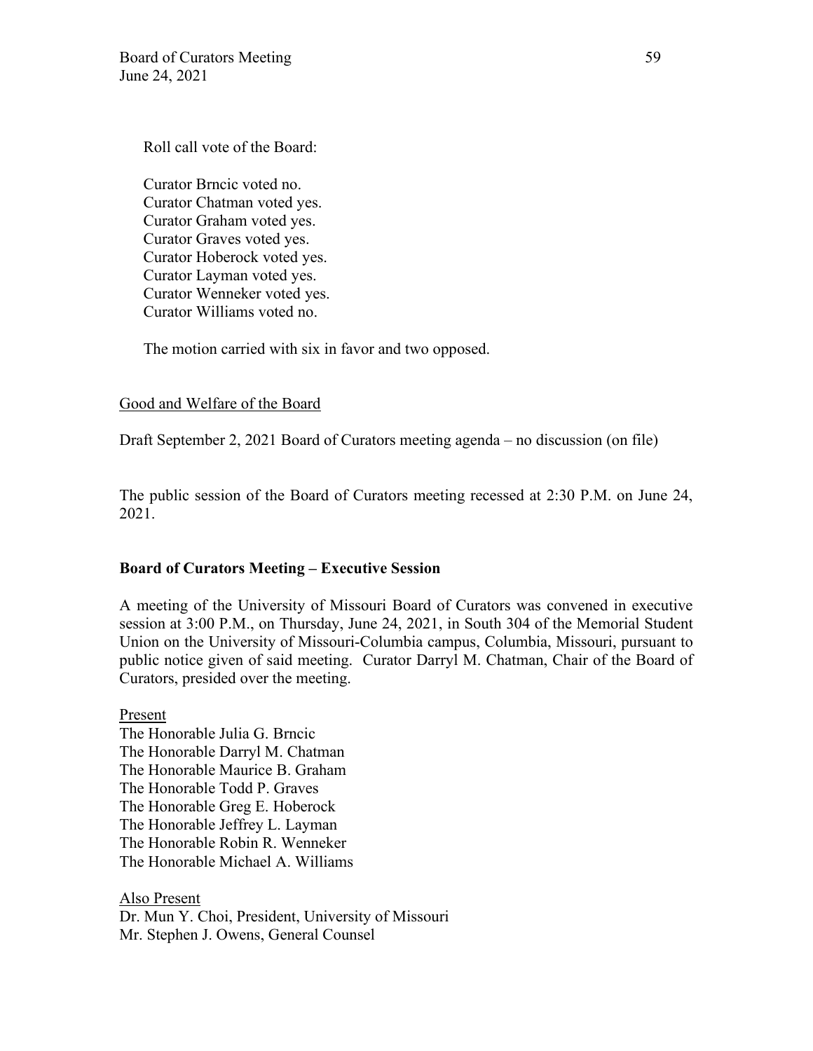Roll call vote of the Board:

Curator Brncic voted no.
Curator Chatman voted yes.
Curator Graham voted yes.
Curator Graves voted yes.
Curator Hoberock voted yes.
Curator Layman voted yes.
Curator Wenneker voted yes.
Curator Williams voted no.

The motion carried with six in favor and two opposed.

<u>Good and Welfare of the Board</u>

Draft September 2, 2021 Board of Curators meeting agenda – no discussion (on file)

The public session of the Board of Curators meeting recessed at 2:30 P.M. on June 24, 2021.

**Board of Curators Meeting – Executive Session**

A meeting of the University of Missouri Board of Curators was convened in executive session at 3:00 P.M., on Thursday, June 24, 2021, in South 304 of the Memorial Student Union on the University of Missouri-Columbia campus, Columbia, Missouri, pursuant to public notice given of said meeting. Curator Darryl M. Chatman, Chair of the Board of Curators, presided over the meeting.

<u>Present</u>
The Honorable Julia G. Brncic
The Honorable Darryl M. Chatman
The Honorable Maurice B. Graham
The Honorable Todd P. Graves
The Honorable Greg E. Hoberock
The Honorable Jeffrey L. Layman
The Honorable Robin R. Wenneker
The Honorable Michael A. Williams

<u>Also Present</u>
Dr. Mun Y. Choi, President, University of Missouri
Mr. Stephen J. Owens, General Counsel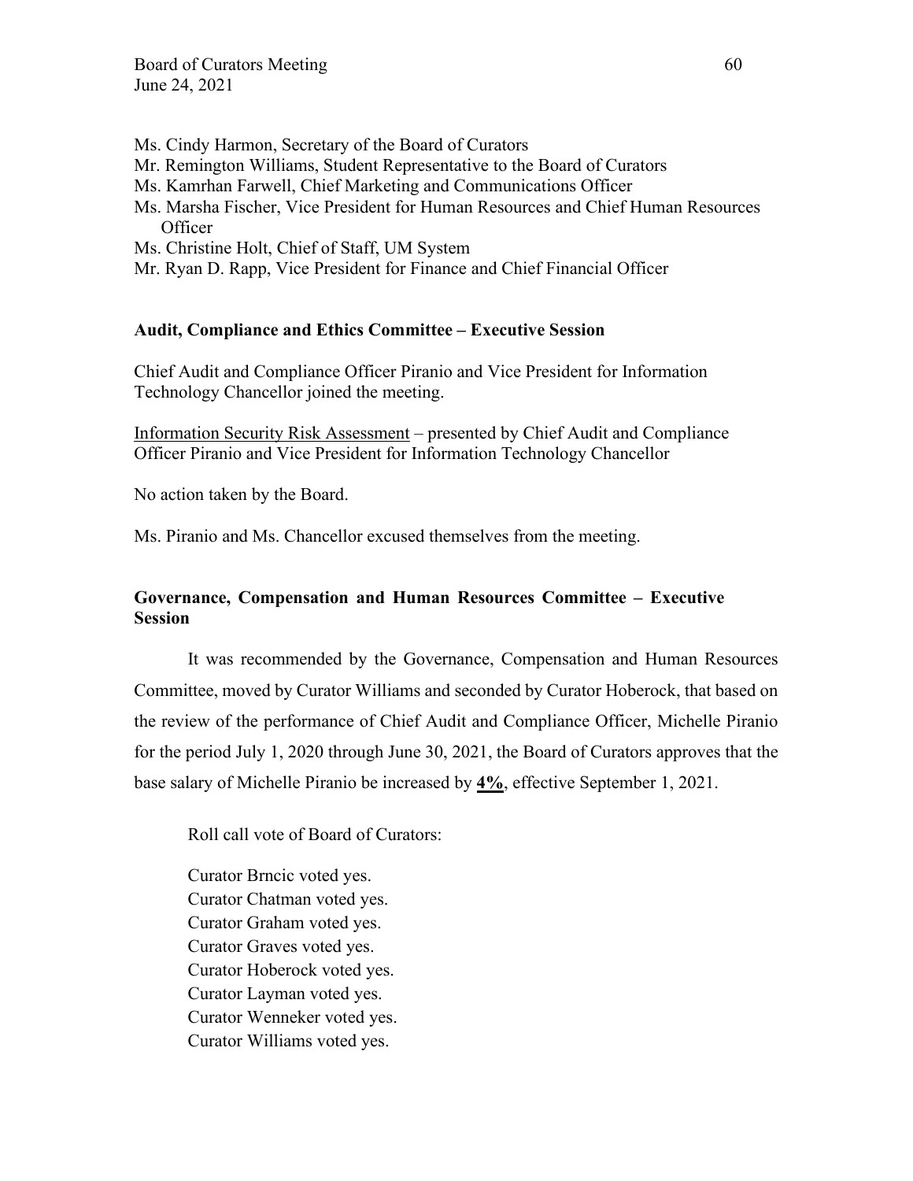Ms. Cindy Harmon, Secretary of the Board of Curators
Mr. Remington Williams, Student Representative to the Board of Curators
Ms. Kamrhan Farwell, Chief Marketing and Communications Officer
Ms. Marsha Fischer, Vice President for Human Resources and Chief Human Resources Officer
Ms. Christine Holt, Chief of Staff, UM System
Mr. Ryan D. Rapp, Vice President for Finance and Chief Financial Officer

**Audit, Compliance and Ethics Committee – Executive Session**

Chief Audit and Compliance Officer Piranio and Vice President for Information Technology Chancellor joined the meeting.

Information Security Risk Assessment – presented by Chief Audit and Compliance Officer Piranio and Vice President for Information Technology Chancellor

No action taken by the Board.

Ms. Piranio and Ms. Chancellor excused themselves from the meeting.

**Governance, Compensation and Human Resources Committee – Executive Session**

It was recommended by the Governance, Compensation and Human Resources Committee, moved by Curator Williams and seconded by Curator Hoberock, that based on the review of the performance of Chief Audit and Compliance Officer, Michelle Piranio for the period July 1, 2020 through June 30, 2021, the Board of Curators approves that the base salary of Michelle Piranio be increased by **4%**, effective September 1, 2021.

Roll call vote of Board of Curators:

Curator Brncic voted yes.
Curator Chatman voted yes.
Curator Graham voted yes.
Curator Graves voted yes.
Curator Hoberock voted yes.
Curator Layman voted yes.
Curator Wenneker voted yes.
Curator Williams voted yes.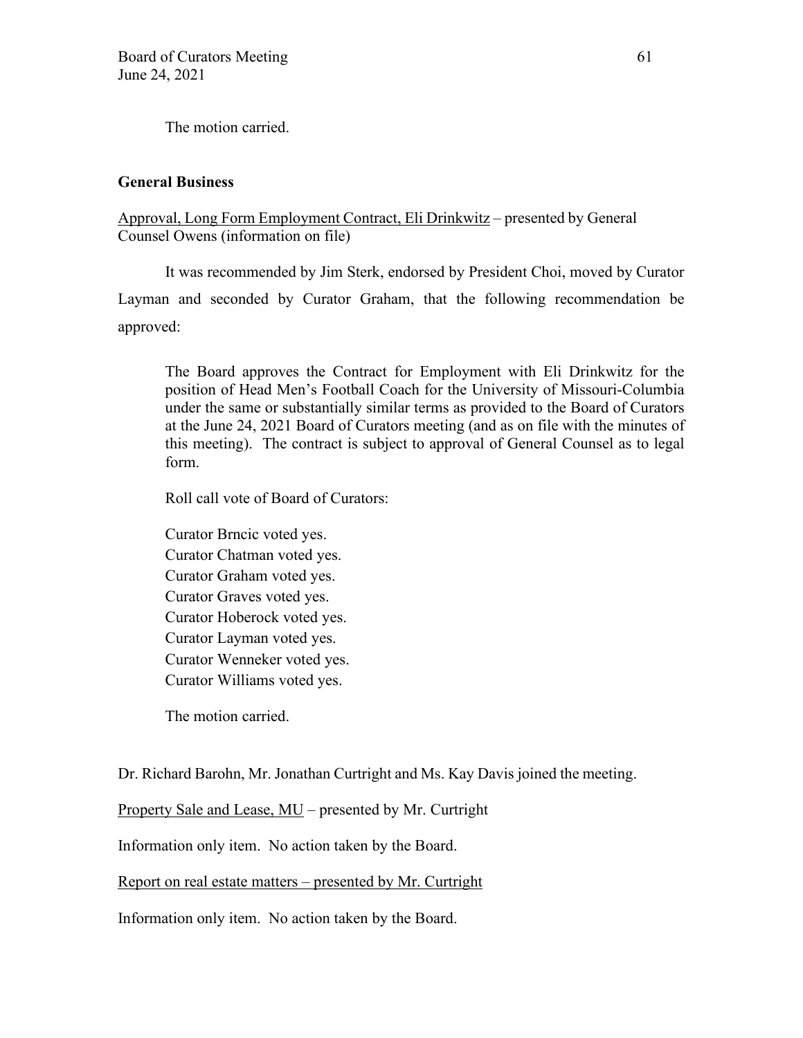The motion carried.

**General Business**

<u>Approval, Long Form Employment Contract, Eli Drinkwitz</u> – presented by General Counsel Owens (information on file)

It was recommended by Jim Sterk, endorsed by President Choi, moved by Curator Layman and seconded by Curator Graham, that the following recommendation be approved:

> The Board approves the Contract for Employment with Eli Drinkwitz for the position of Head Men's Football Coach for the University of Missouri-Columbia under the same or substantially similar terms as provided to the Board of Curators at the June 24, 2021 Board of Curators meeting (and as on file with the minutes of this meeting). The contract is subject to approval of General Counsel as to legal form.
>
> Roll call vote of Board of Curators:
>
> Curator Brncic voted yes.
> Curator Chatman voted yes.
> Curator Graham voted yes.
> Curator Graves voted yes.
> Curator Hoberock voted yes.
> Curator Layman voted yes.
> Curator Wenneker voted yes.
> Curator Williams voted yes.
>
> The motion carried.

Dr. Richard Barohn, Mr. Jonathan Curtright and Ms. Kay Davis joined the meeting.

<u>Property Sale and Lease, MU</u> – presented by Mr. Curtright

Information only item. No action taken by the Board.

<u>Report on real estate matters – presented by Mr. Curtright</u>

Information only item. No action taken by the Board.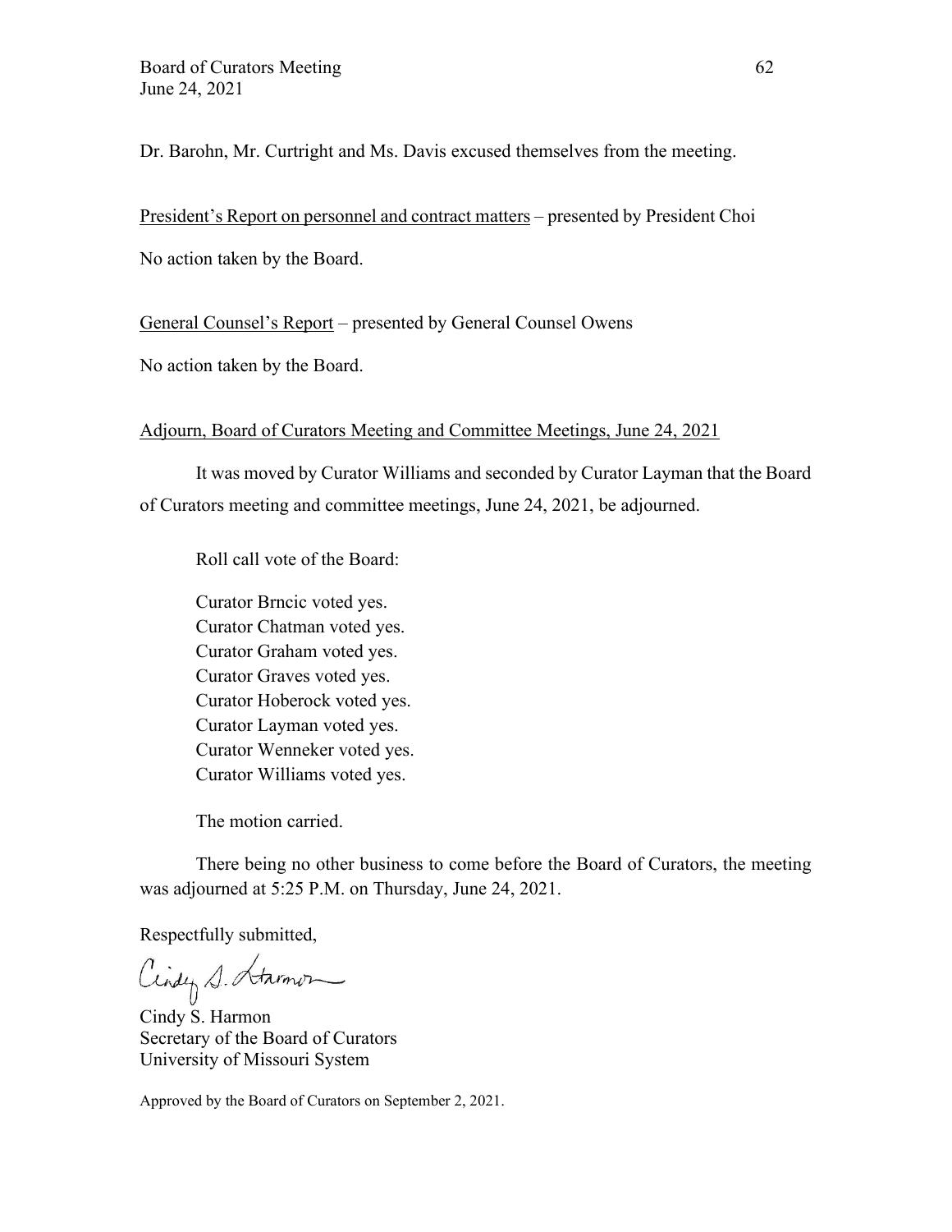Dr. Barohn, Mr. Curtright and Ms. Davis excused themselves from the meeting.

President's Report on personnel and contract matters – presented by President Choi

No action taken by the Board.

General Counsel's Report – presented by General Counsel Owens

No action taken by the Board.

Adjourn, Board of Curators Meeting and Committee Meetings, June 24, 2021

It was moved by Curator Williams and seconded by Curator Layman that the Board of Curators meeting and committee meetings, June 24, 2021, be adjourned.

Roll call vote of the Board:

Curator Brncic voted yes.
Curator Chatman voted yes.
Curator Graham voted yes.
Curator Graves voted yes.
Curator Hoberock voted yes.
Curator Layman voted yes.
Curator Wenneker voted yes.
Curator Williams voted yes.

The motion carried.

There being no other business to come before the Board of Curators, the meeting was adjourned at 5:25 P.M. on Thursday, June 24, 2021.

Respectfully submitted,

Cindy S. Harmon
Secretary of the Board of Curators
University of Missouri System

Approved by the Board of Curators on September 2, 2021.